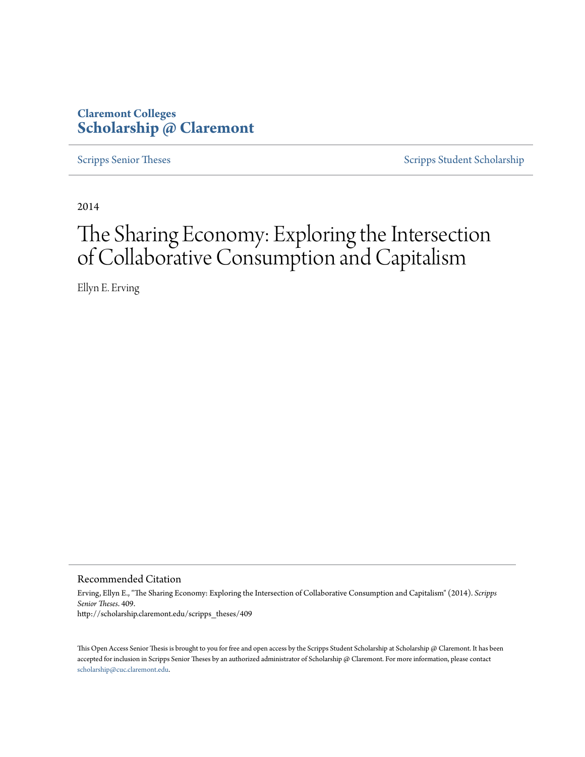Claremont Colleges
**Scholarship @ Claremont**

Scripps Senior Theses | Scripps Student Scholarship

2014

# The Sharing Economy: Exploring the Intersection of Collaborative Consumption and Capitalism

Ellyn E. Erving

## Recommended Citation

Erving, Ellyn E., "The Sharing Economy: Exploring the Intersection of Collaborative Consumption and Capitalism" (2014). *Scripps Senior Theses*. 409.
http://scholarship.claremont.edu/scripps_theses/409

This Open Access Senior Thesis is brought to you for free and open access by the Scripps Student Scholarship at Scholarship @ Claremont. It has been accepted for inclusion in Scripps Senior Theses by an authorized administrator of Scholarship @ Claremont. For more information, please contact scholarship@cuc.claremont.edu.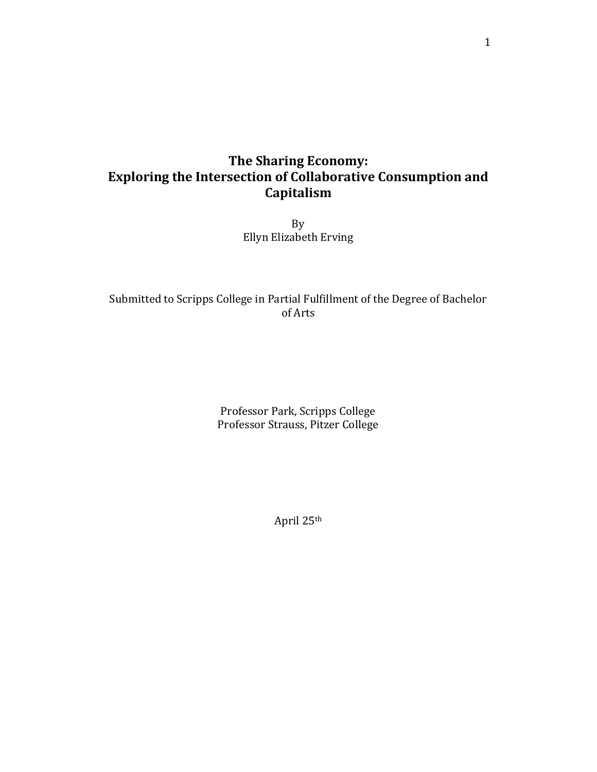# The Sharing Economy: Exploring the Intersection of Collaborative Consumption and Capitalism

By
Ellyn Elizabeth Erving

Submitted to Scripps College in Partial Fulfillment of the Degree of Bachelor of Arts

Professor Park, Scripps College
Professor Strauss, Pitzer College

April 25th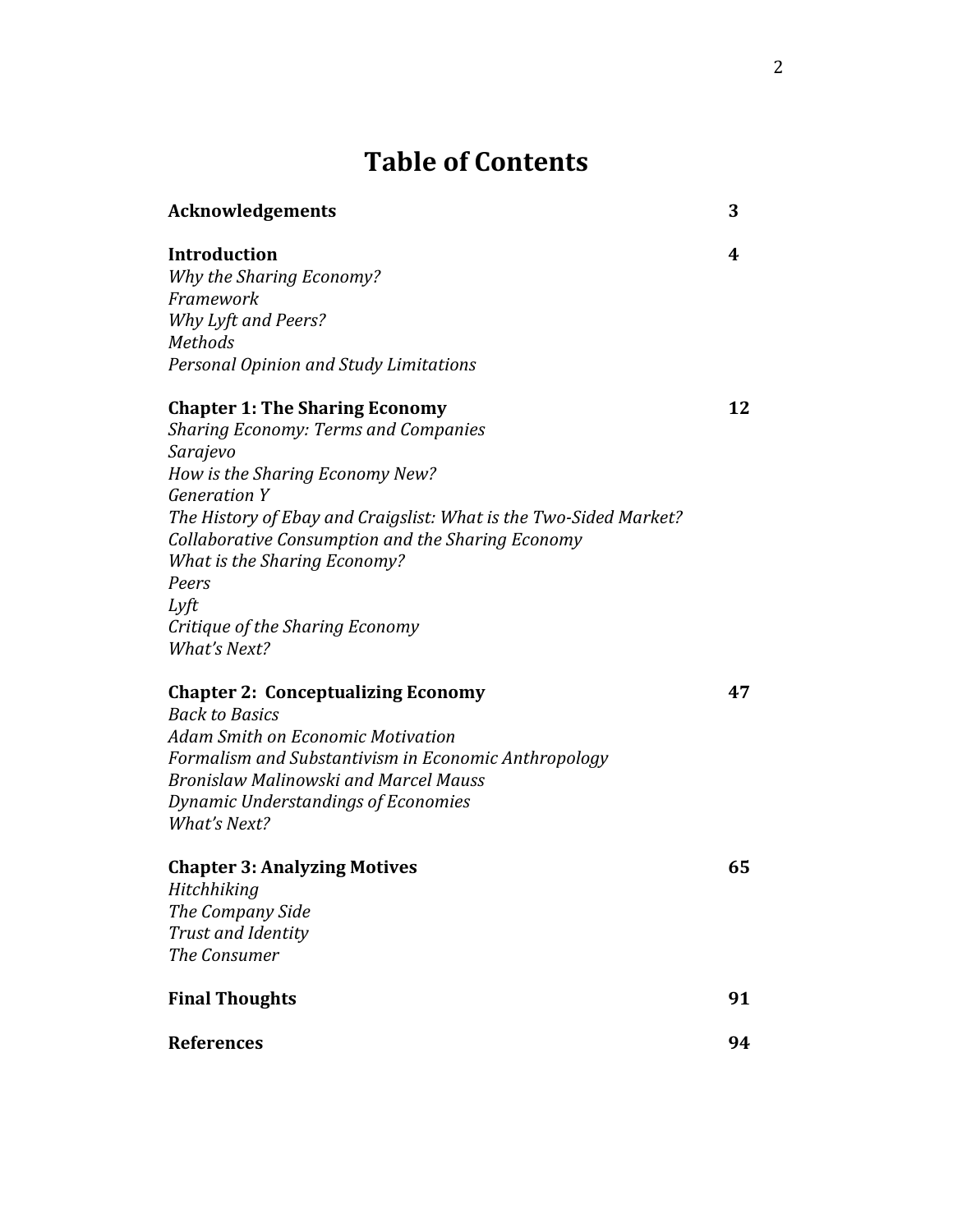# Table of Contents

| | |
|---|---|
| **Acknowledgements** | **3** |
| **Introduction** | **4** |
| *Why the Sharing Economy?* | |
| *Framework* | |
| *Why Lyft and Peers?* | |
| *Methods* | |
| *Personal Opinion and Study Limitations* | |
| **Chapter 1: The Sharing Economy** | **12** |
| *Sharing Economy: Terms and Companies* | |
| *Sarajevo* | |
| *How is the Sharing Economy New?* | |
| *Generation Y* | |
| *The History of Ebay and Craigslist: What is the Two-Sided Market?* | |
| *Collaborative Consumption and the Sharing Economy* | |
| *What is the Sharing Economy?* | |
| *Peers* | |
| *Lyft* | |
| *Critique of the Sharing Economy* | |
| *What's Next?* | |
| **Chapter 2: Conceptualizing Economy** | **47** |
| *Back to Basics* | |
| *Adam Smith on Economic Motivation* | |
| *Formalism and Substantivism in Economic Anthropology* | |
| *Bronislaw Malinowski and Marcel Mauss* | |
| *Dynamic Understandings of Economies* | |
| *What's Next?* | |
| **Chapter 3: Analyzing Motives** | **65** |
| *Hitchhiking* | |
| *The Company Side* | |
| *Trust and Identity* | |
| *The Consumer* | |
| **Final Thoughts** | **91** |
| **References** | **94** |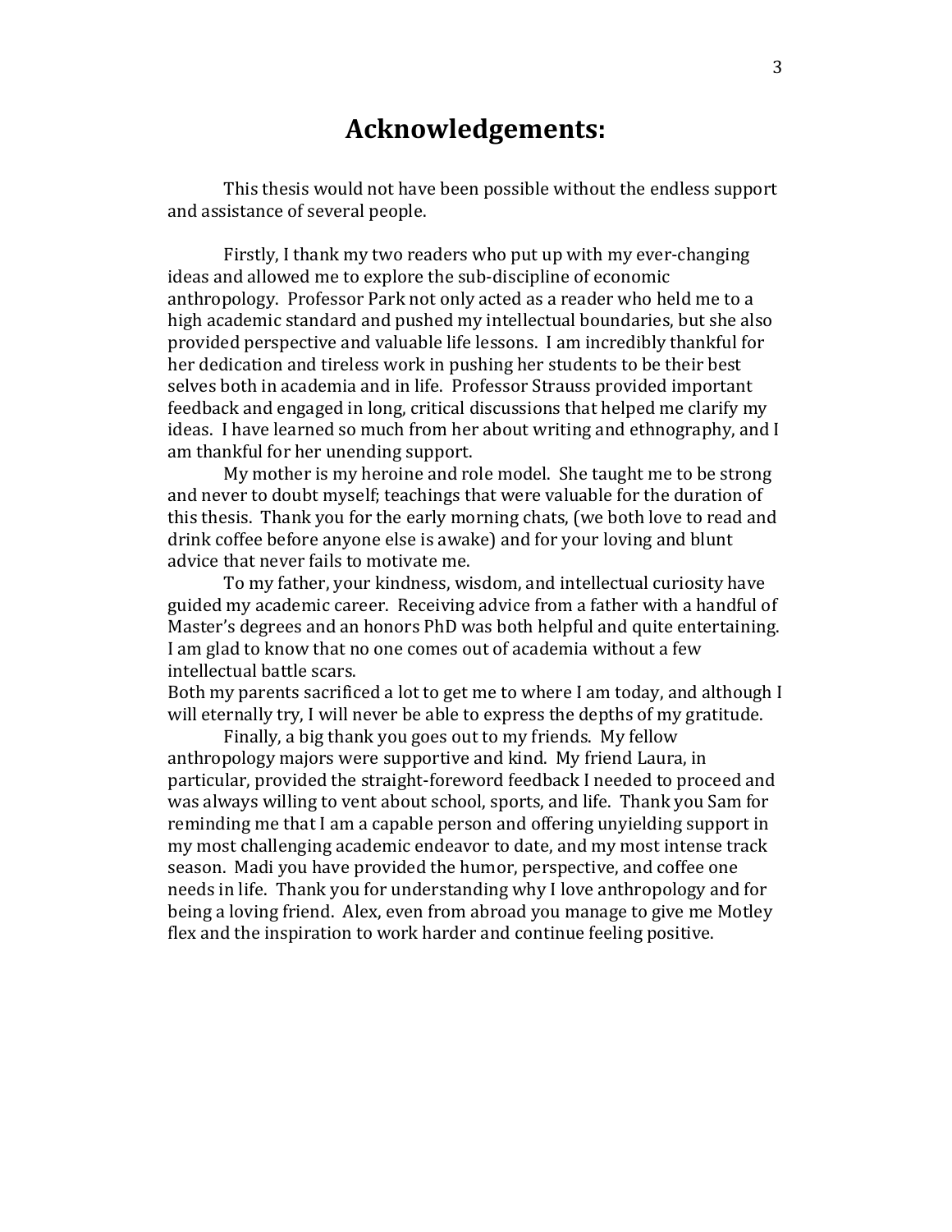# Acknowledgements:

This thesis would not have been possible without the endless support and assistance of several people.

Firstly, I thank my two readers who put up with my ever-changing ideas and allowed me to explore the sub-discipline of economic anthropology. Professor Park not only acted as a reader who held me to a high academic standard and pushed my intellectual boundaries, but she also provided perspective and valuable life lessons. I am incredibly thankful for her dedication and tireless work in pushing her students to be their best selves both in academia and in life. Professor Strauss provided important feedback and engaged in long, critical discussions that helped me clarify my ideas. I have learned so much from her about writing and ethnography, and I am thankful for her unending support.

My mother is my heroine and role model. She taught me to be strong and never to doubt myself; teachings that were valuable for the duration of this thesis. Thank you for the early morning chats, (we both love to read and drink coffee before anyone else is awake) and for your loving and blunt advice that never fails to motivate me.

To my father, your kindness, wisdom, and intellectual curiosity have guided my academic career. Receiving advice from a father with a handful of Master's degrees and an honors PhD was both helpful and quite entertaining. I am glad to know that no one comes out of academia without a few intellectual battle scars.

Both my parents sacrificed a lot to get me to where I am today, and although I will eternally try, I will never be able to express the depths of my gratitude.

Finally, a big thank you goes out to my friends. My fellow anthropology majors were supportive and kind. My friend Laura, in particular, provided the straight-foreword feedback I needed to proceed and was always willing to vent about school, sports, and life. Thank you Sam for reminding me that I am a capable person and offering unyielding support in my most challenging academic endeavor to date, and my most intense track season. Madi you have provided the humor, perspective, and coffee one needs in life. Thank you for understanding why I love anthropology and for being a loving friend. Alex, even from abroad you manage to give me Motley flex and the inspiration to work harder and continue feeling positive.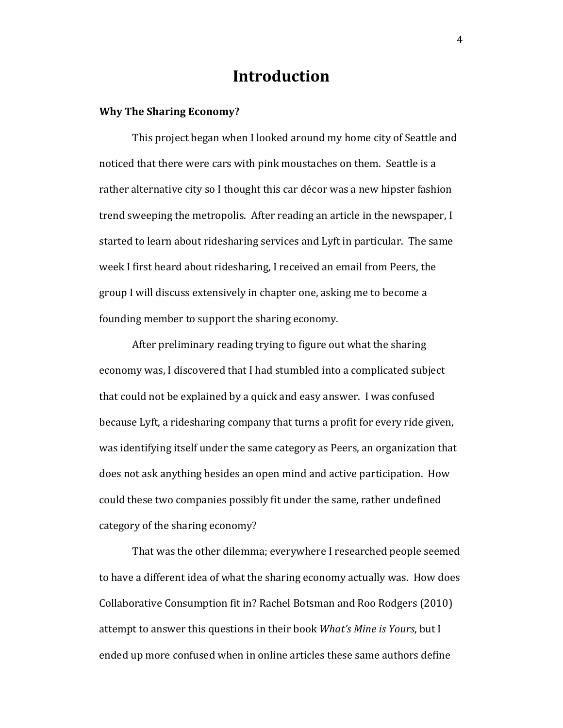# Introduction

**Why The Sharing Economy?**

This project began when I looked around my home city of Seattle and noticed that there were cars with pink moustaches on them. Seattle is a rather alternative city so I thought this car décor was a new hipster fashion trend sweeping the metropolis. After reading an article in the newspaper, I started to learn about ridesharing services and Lyft in particular. The same week I first heard about ridesharing, I received an email from Peers, the group I will discuss extensively in chapter one, asking me to become a founding member to support the sharing economy.

After preliminary reading trying to figure out what the sharing economy was, I discovered that I had stumbled into a complicated subject that could not be explained by a quick and easy answer. I was confused because Lyft, a ridesharing company that turns a profit for every ride given, was identifying itself under the same category as Peers, an organization that does not ask anything besides an open mind and active participation. How could these two companies possibly fit under the same, rather undefined category of the sharing economy?

That was the other dilemma; everywhere I researched people seemed to have a different idea of what the sharing economy actually was. How does Collaborative Consumption fit in? Rachel Botsman and Roo Rodgers (2010) attempt to answer this questions in their book *What's Mine is Yours*, but I ended up more confused when in online articles these same authors define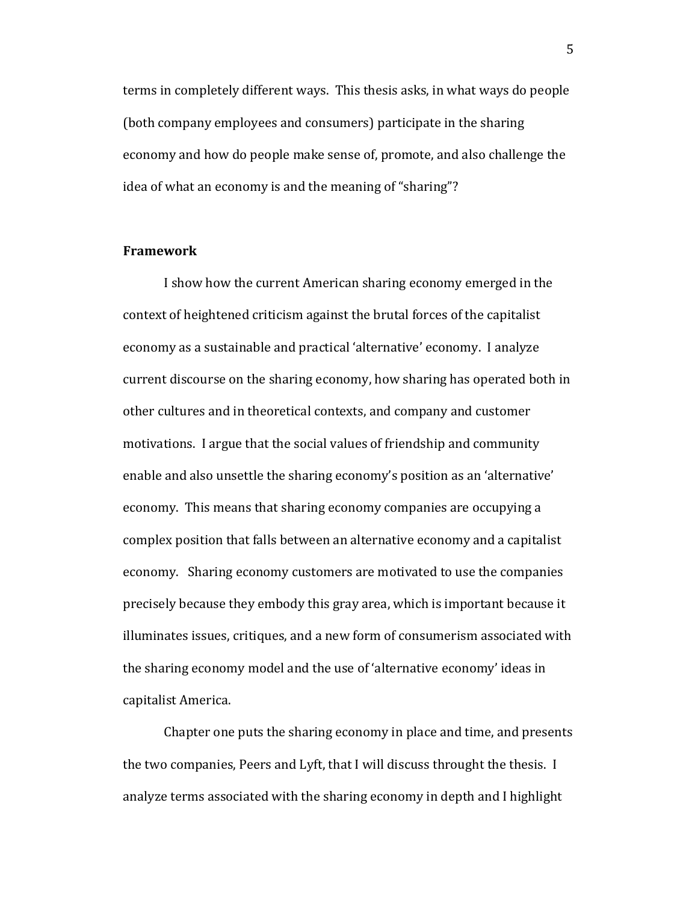terms in completely different ways. This thesis asks, in what ways do people (both company employees and consumers) participate in the sharing economy and how do people make sense of, promote, and also challenge the idea of what an economy is and the meaning of "sharing"?

**Framework**

I show how the current American sharing economy emerged in the context of heightened criticism against the brutal forces of the capitalist economy as a sustainable and practical 'alternative' economy. I analyze current discourse on the sharing economy, how sharing has operated both in other cultures and in theoretical contexts, and company and customer motivations. I argue that the social values of friendship and community enable and also unsettle the sharing economy's position as an 'alternative' economy. This means that sharing economy companies are occupying a complex position that falls between an alternative economy and a capitalist economy. Sharing economy customers are motivated to use the companies precisely because they embody this gray area, which is important because it illuminates issues, critiques, and a new form of consumerism associated with the sharing economy model and the use of 'alternative economy' ideas in capitalist America.

Chapter one puts the sharing economy in place and time, and presents the two companies, Peers and Lyft, that I will discuss throught the thesis. I analyze terms associated with the sharing economy in depth and I highlight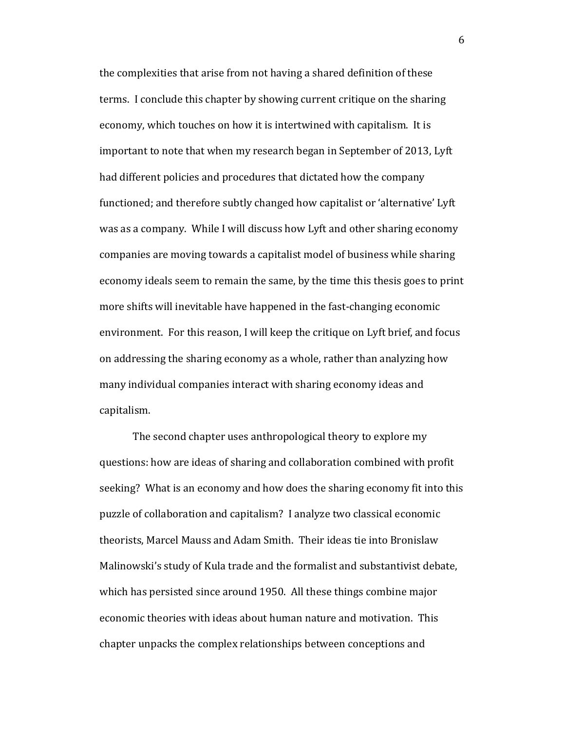the complexities that arise from not having a shared definition of these terms. I conclude this chapter by showing current critique on the sharing economy, which touches on how it is intertwined with capitalism. It is important to note that when my research began in September of 2013, Lyft had different policies and procedures that dictated how the company functioned; and therefore subtly changed how capitalist or 'alternative' Lyft was as a company. While I will discuss how Lyft and other sharing economy companies are moving towards a capitalist model of business while sharing economy ideals seem to remain the same, by the time this thesis goes to print more shifts will inevitable have happened in the fast-changing economic environment. For this reason, I will keep the critique on Lyft brief, and focus on addressing the sharing economy as a whole, rather than analyzing how many individual companies interact with sharing economy ideas and capitalism.

The second chapter uses anthropological theory to explore my questions: how are ideas of sharing and collaboration combined with profit seeking? What is an economy and how does the sharing economy fit into this puzzle of collaboration and capitalism? I analyze two classical economic theorists, Marcel Mauss and Adam Smith. Their ideas tie into Bronislaw Malinowski's study of Kula trade and the formalist and substantivist debate, which has persisted since around 1950. All these things combine major economic theories with ideas about human nature and motivation. This chapter unpacks the complex relationships between conceptions and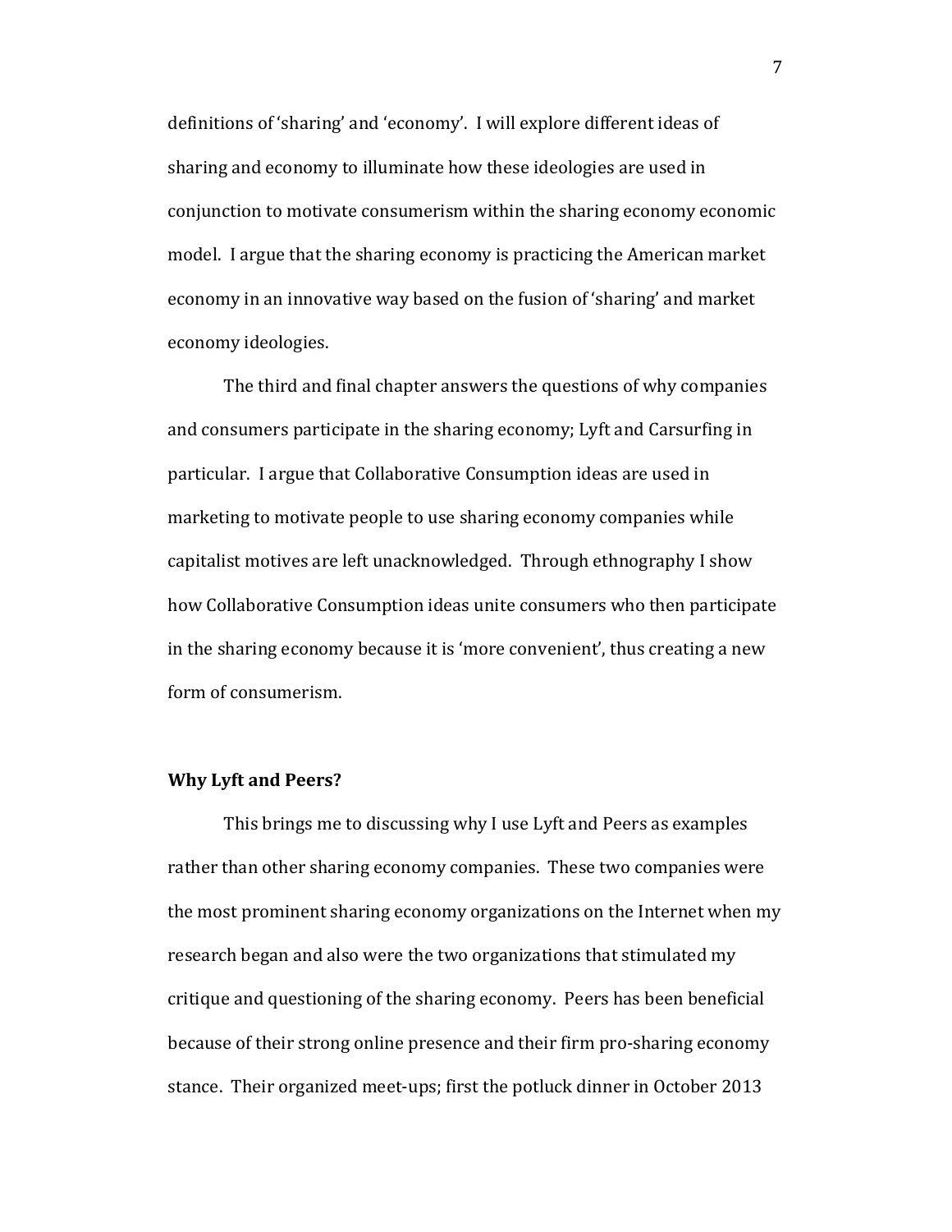definitions of 'sharing' and 'economy'. I will explore different ideas of sharing and economy to illuminate how these ideologies are used in conjunction to motivate consumerism within the sharing economy economic model. I argue that the sharing economy is practicing the American market economy in an innovative way based on the fusion of 'sharing' and market economy ideologies.

The third and final chapter answers the questions of why companies and consumers participate in the sharing economy; Lyft and Carsurfing in particular. I argue that Collaborative Consumption ideas are used in marketing to motivate people to use sharing economy companies while capitalist motives are left unacknowledged. Through ethnography I show how Collaborative Consumption ideas unite consumers who then participate in the sharing economy because it is 'more convenient', thus creating a new form of consumerism.

**Why Lyft and Peers?**

This brings me to discussing why I use Lyft and Peers as examples rather than other sharing economy companies. These two companies were the most prominent sharing economy organizations on the Internet when my research began and also were the two organizations that stimulated my critique and questioning of the sharing economy. Peers has been beneficial because of their strong online presence and their firm pro-sharing economy stance. Their organized meet-ups; first the potluck dinner in October 2013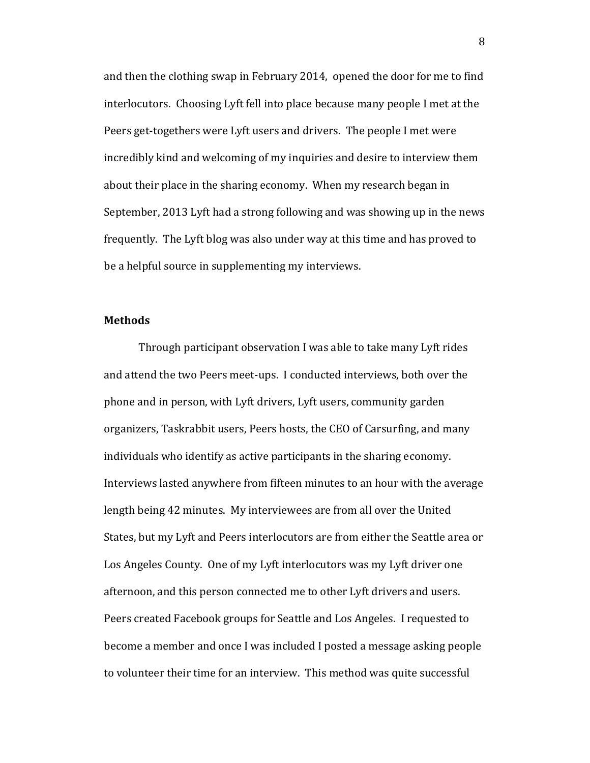and then the clothing swap in February 2014, opened the door for me to find interlocutors. Choosing Lyft fell into place because many people I met at the Peers get-togethers were Lyft users and drivers. The people I met were incredibly kind and welcoming of my inquiries and desire to interview them about their place in the sharing economy. When my research began in September, 2013 Lyft had a strong following and was showing up in the news frequently. The Lyft blog was also under way at this time and has proved to be a helpful source in supplementing my interviews.

**Methods**

Through participant observation I was able to take many Lyft rides and attend the two Peers meet-ups. I conducted interviews, both over the phone and in person, with Lyft drivers, Lyft users, community garden organizers, Taskrabbit users, Peers hosts, the CEO of Carsurfing, and many individuals who identify as active participants in the sharing economy. Interviews lasted anywhere from fifteen minutes to an hour with the average length being 42 minutes. My interviewees are from all over the United States, but my Lyft and Peers interlocutors are from either the Seattle area or Los Angeles County. One of my Lyft interlocutors was my Lyft driver one afternoon, and this person connected me to other Lyft drivers and users. Peers created Facebook groups for Seattle and Los Angeles. I requested to become a member and once I was included I posted a message asking people to volunteer their time for an interview. This method was quite successful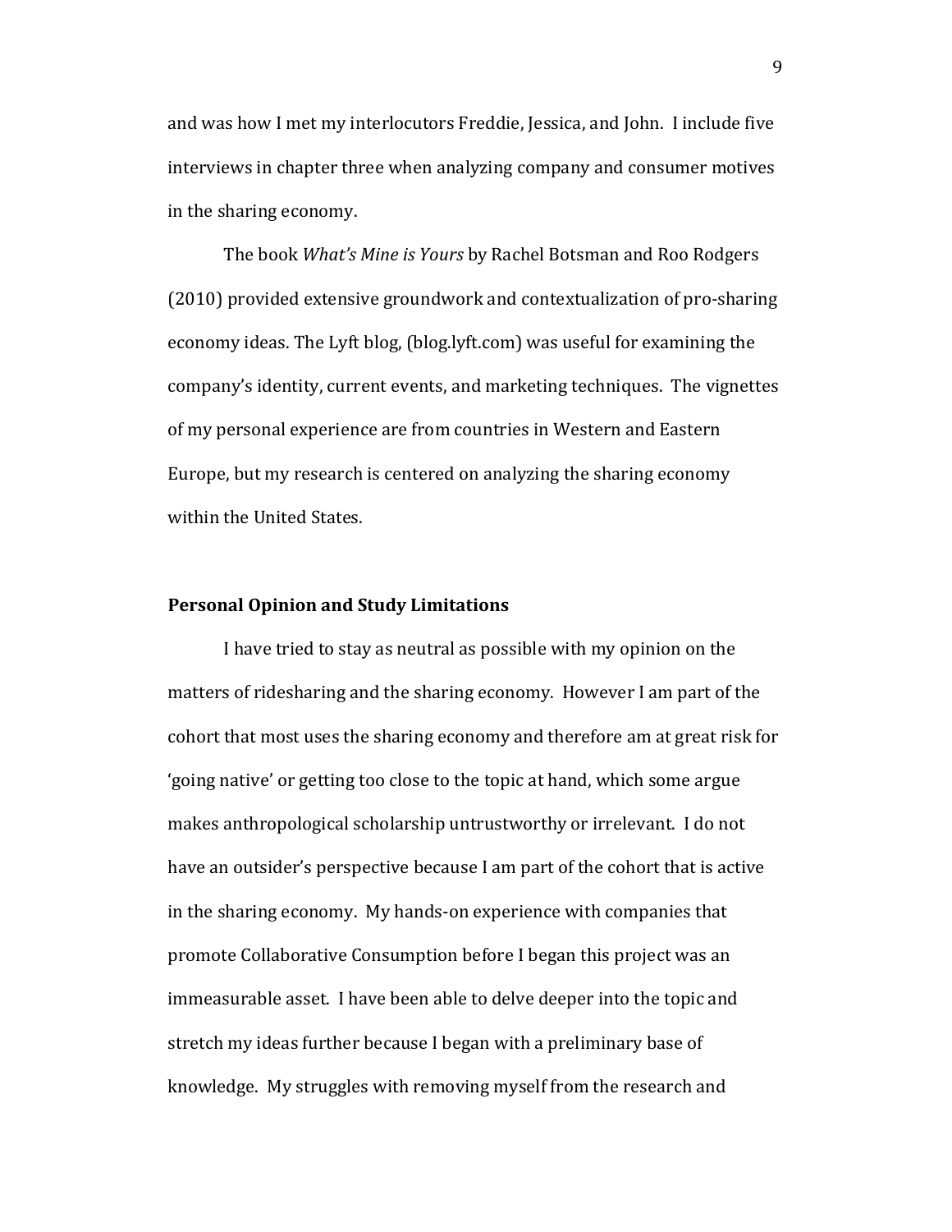and was how I met my interlocutors Freddie, Jessica, and John. I include five interviews in chapter three when analyzing company and consumer motives in the sharing economy.

The book *What's Mine is Yours* by Rachel Botsman and Roo Rodgers (2010) provided extensive groundwork and contextualization of pro-sharing economy ideas. The Lyft blog, (blog.lyft.com) was useful for examining the company's identity, current events, and marketing techniques. The vignettes of my personal experience are from countries in Western and Eastern Europe, but my research is centered on analyzing the sharing economy within the United States.

### Personal Opinion and Study Limitations

I have tried to stay as neutral as possible with my opinion on the matters of ridesharing and the sharing economy. However I am part of the cohort that most uses the sharing economy and therefore am at great risk for 'going native' or getting too close to the topic at hand, which some argue makes anthropological scholarship untrustworthy or irrelevant. I do not have an outsider's perspective because I am part of the cohort that is active in the sharing economy. My hands-on experience with companies that promote Collaborative Consumption before I began this project was an immeasurable asset. I have been able to delve deeper into the topic and stretch my ideas further because I began with a preliminary base of knowledge. My struggles with removing myself from the research and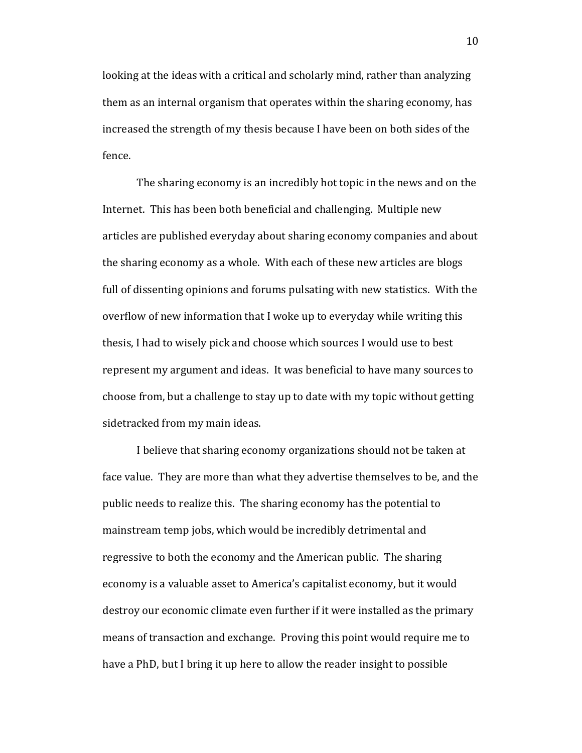looking at the ideas with a critical and scholarly mind, rather than analyzing them as an internal organism that operates within the sharing economy, has increased the strength of my thesis because I have been on both sides of the fence.

The sharing economy is an incredibly hot topic in the news and on the Internet. This has been both beneficial and challenging. Multiple new articles are published everyday about sharing economy companies and about the sharing economy as a whole. With each of these new articles are blogs full of dissenting opinions and forums pulsating with new statistics. With the overflow of new information that I woke up to everyday while writing this thesis, I had to wisely pick and choose which sources I would use to best represent my argument and ideas. It was beneficial to have many sources to choose from, but a challenge to stay up to date with my topic without getting sidetracked from my main ideas.

I believe that sharing economy organizations should not be taken at face value. They are more than what they advertise themselves to be, and the public needs to realize this. The sharing economy has the potential to mainstream temp jobs, which would be incredibly detrimental and regressive to both the economy and the American public. The sharing economy is a valuable asset to America's capitalist economy, but it would destroy our economic climate even further if it were installed as the primary means of transaction and exchange. Proving this point would require me to have a PhD, but I bring it up here to allow the reader insight to possible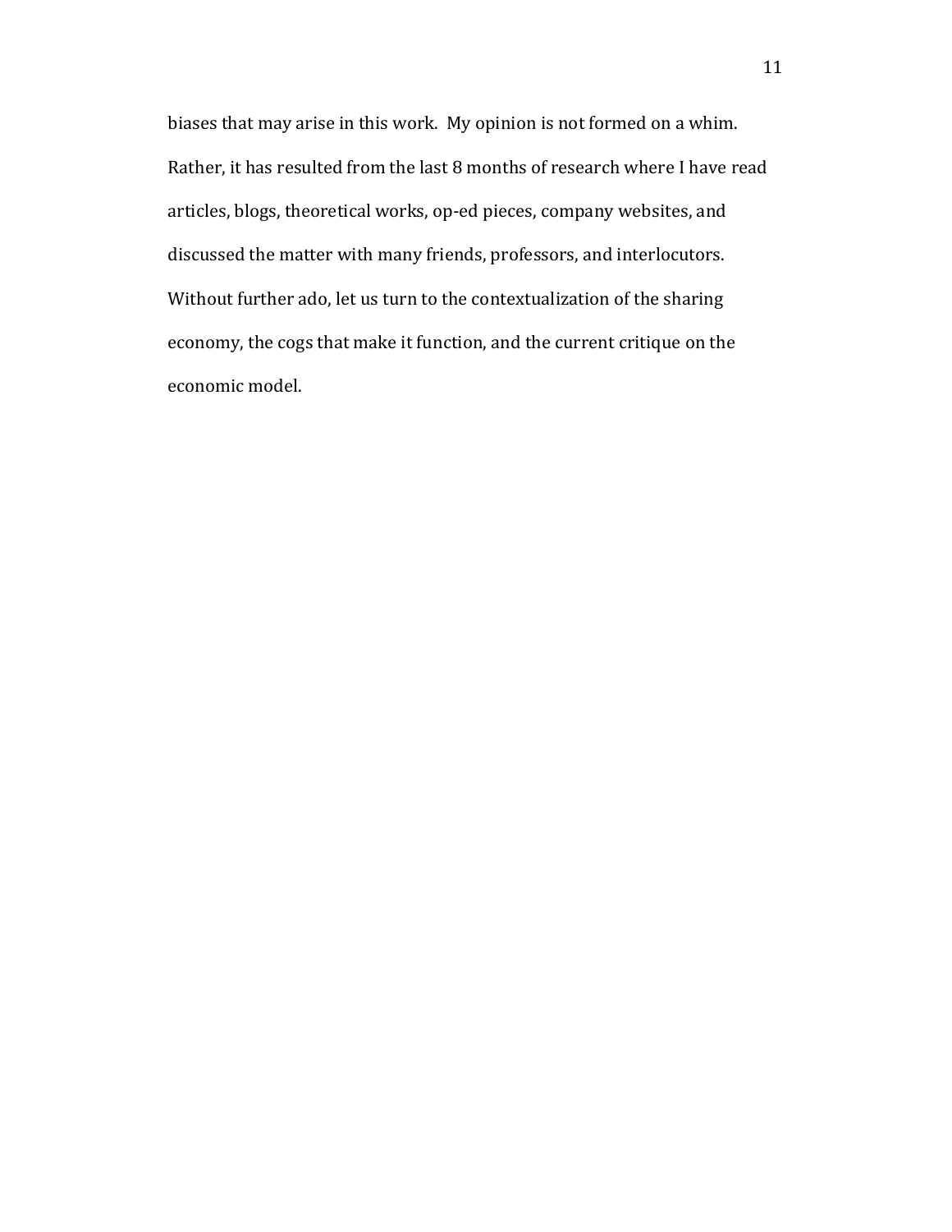biases that may arise in this work. My opinion is not formed on a whim. Rather, it has resulted from the last 8 months of research where I have read articles, blogs, theoretical works, op-ed pieces, company websites, and discussed the matter with many friends, professors, and interlocutors. Without further ado, let us turn to the contextualization of the sharing economy, the cogs that make it function, and the current critique on the economic model.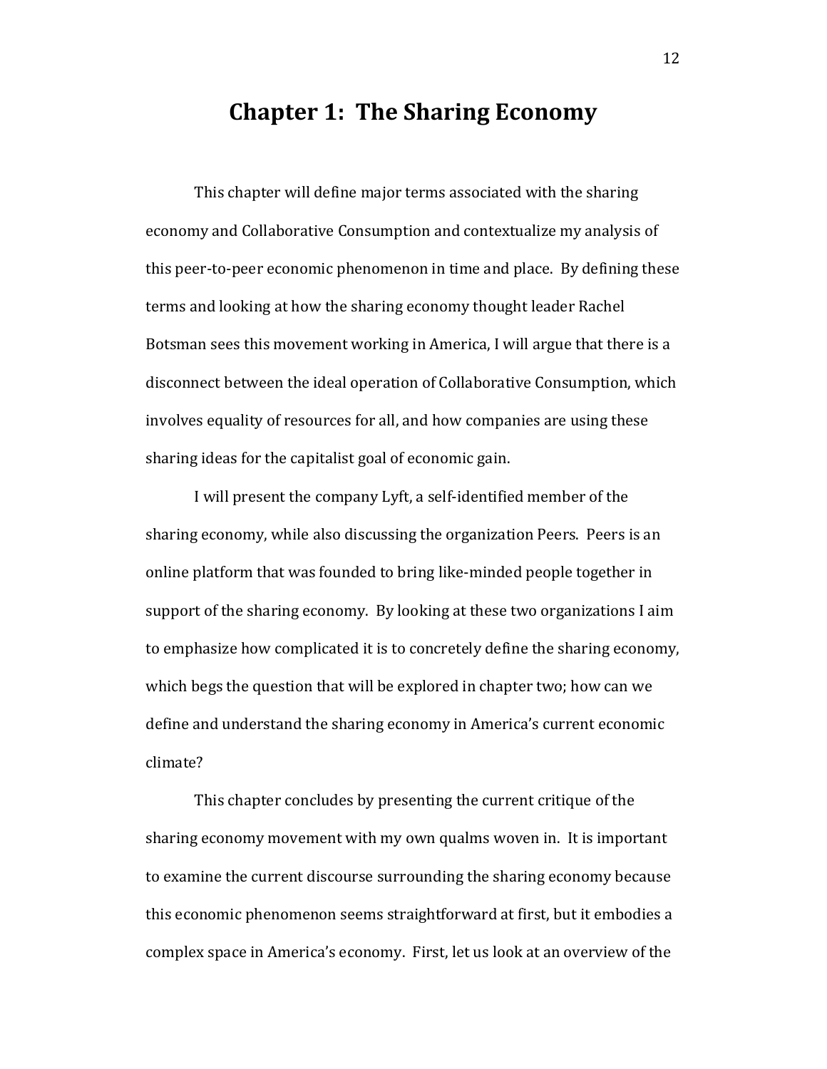# Chapter 1: The Sharing Economy

This chapter will define major terms associated with the sharing economy and Collaborative Consumption and contextualize my analysis of this peer-to-peer economic phenomenon in time and place. By defining these terms and looking at how the sharing economy thought leader Rachel Botsman sees this movement working in America, I will argue that there is a disconnect between the ideal operation of Collaborative Consumption, which involves equality of resources for all, and how companies are using these sharing ideas for the capitalist goal of economic gain.

I will present the company Lyft, a self-identified member of the sharing economy, while also discussing the organization Peers. Peers is an online platform that was founded to bring like-minded people together in support of the sharing economy. By looking at these two organizations I aim to emphasize how complicated it is to concretely define the sharing economy, which begs the question that will be explored in chapter two; how can we define and understand the sharing economy in America's current economic climate?

This chapter concludes by presenting the current critique of the sharing economy movement with my own qualms woven in. It is important to examine the current discourse surrounding the sharing economy because this economic phenomenon seems straightforward at first, but it embodies a complex space in America's economy. First, let us look at an overview of the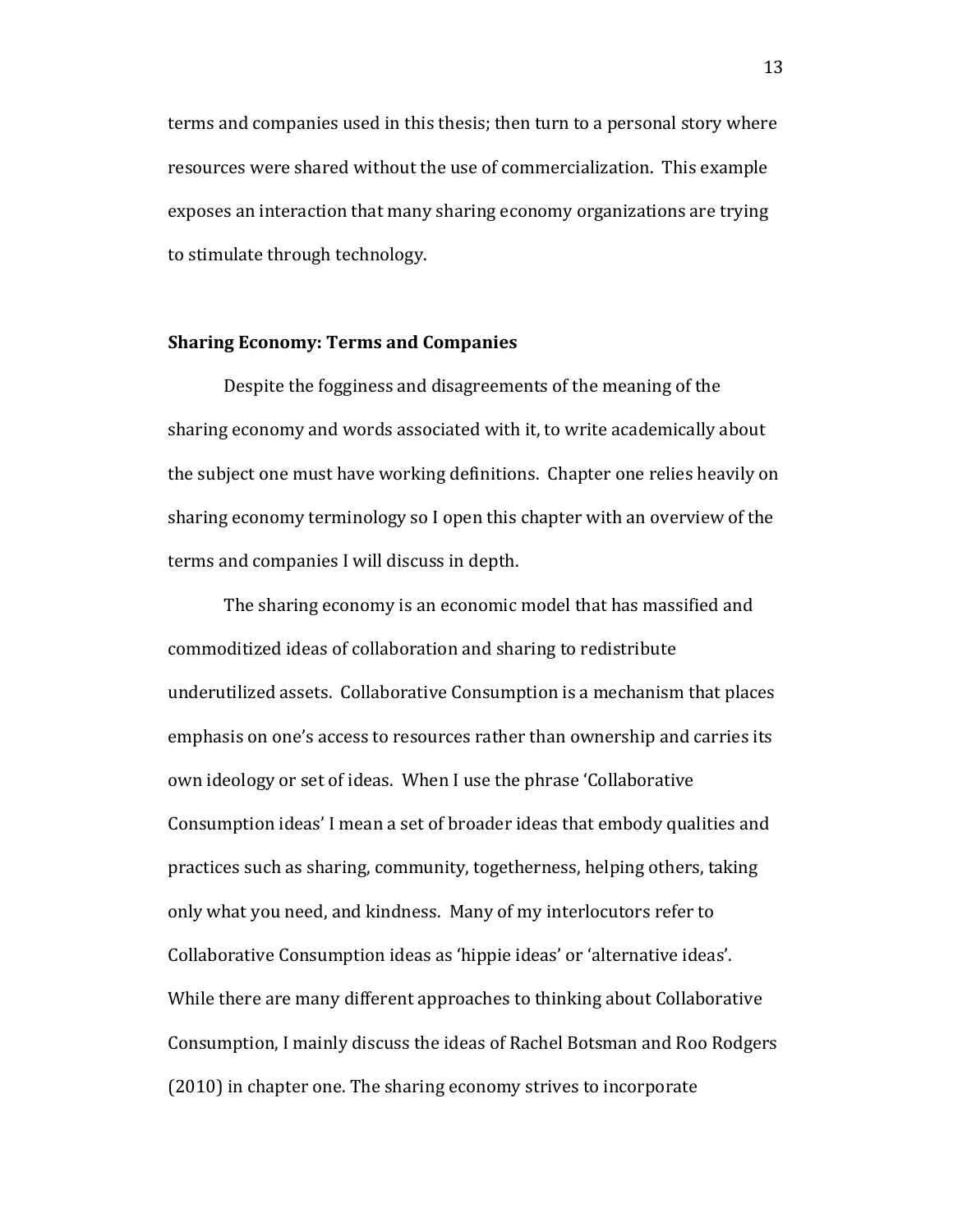terms and companies used in this thesis; then turn to a personal story where resources were shared without the use of commercialization. This example exposes an interaction that many sharing economy organizations are trying to stimulate through technology.

## Sharing Economy: Terms and Companies

Despite the fogginess and disagreements of the meaning of the sharing economy and words associated with it, to write academically about the subject one must have working definitions. Chapter one relies heavily on sharing economy terminology so I open this chapter with an overview of the terms and companies I will discuss in depth.

The sharing economy is an economic model that has massified and commoditized ideas of collaboration and sharing to redistribute underutilized assets. Collaborative Consumption is a mechanism that places emphasis on one's access to resources rather than ownership and carries its own ideology or set of ideas. When I use the phrase 'Collaborative Consumption ideas' I mean a set of broader ideas that embody qualities and practices such as sharing, community, togetherness, helping others, taking only what you need, and kindness. Many of my interlocutors refer to Collaborative Consumption ideas as 'hippie ideas' or 'alternative ideas'. While there are many different approaches to thinking about Collaborative Consumption, I mainly discuss the ideas of Rachel Botsman and Roo Rodgers (2010) in chapter one. The sharing economy strives to incorporate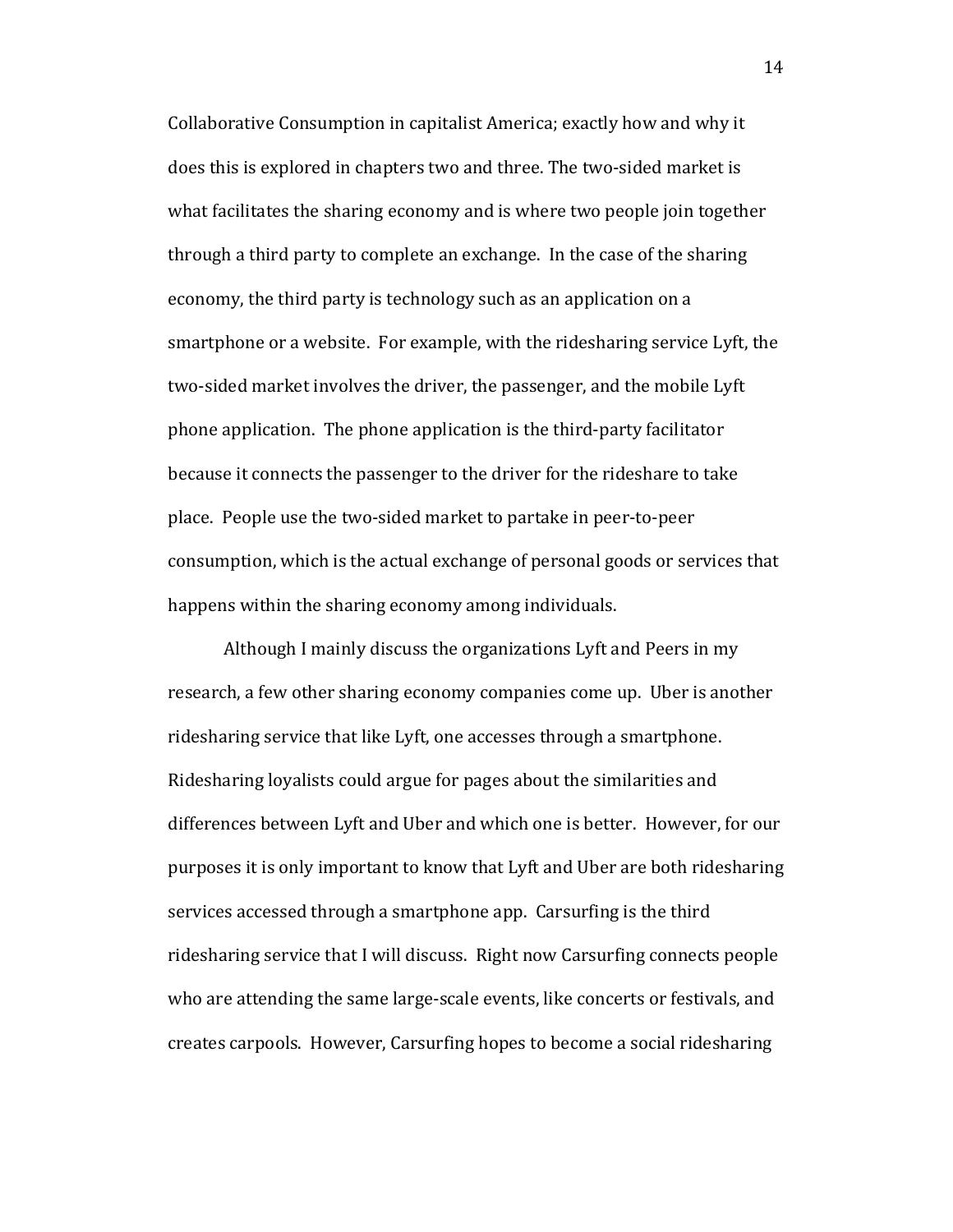Collaborative Consumption in capitalist America; exactly how and why it does this is explored in chapters two and three. The two-sided market is what facilitates the sharing economy and is where two people join together through a third party to complete an exchange. In the case of the sharing economy, the third party is technology such as an application on a smartphone or a website. For example, with the ridesharing service Lyft, the two-sided market involves the driver, the passenger, and the mobile Lyft phone application. The phone application is the third-party facilitator because it connects the passenger to the driver for the rideshare to take place. People use the two-sided market to partake in peer-to-peer consumption, which is the actual exchange of personal goods or services that happens within the sharing economy among individuals.

Although I mainly discuss the organizations Lyft and Peers in my research, a few other sharing economy companies come up. Uber is another ridesharing service that like Lyft, one accesses through a smartphone. Ridesharing loyalists could argue for pages about the similarities and differences between Lyft and Uber and which one is better. However, for our purposes it is only important to know that Lyft and Uber are both ridesharing services accessed through a smartphone app. Carsurfing is the third ridesharing service that I will discuss. Right now Carsurfing connects people who are attending the same large-scale events, like concerts or festivals, and creates carpools. However, Carsurfing hopes to become a social ridesharing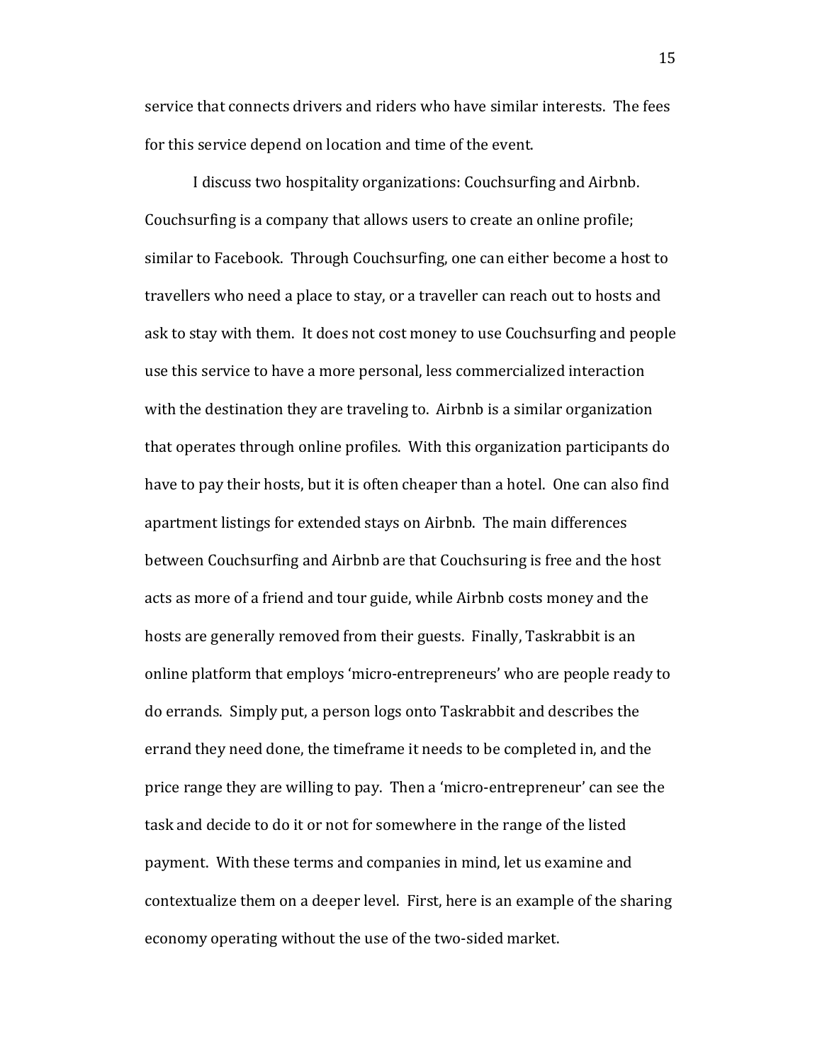service that connects drivers and riders who have similar interests. The fees for this service depend on location and time of the event.

I discuss two hospitality organizations: Couchsurfing and Airbnb. Couchsurfing is a company that allows users to create an online profile; similar to Facebook. Through Couchsurfing, one can either become a host to travellers who need a place to stay, or a traveller can reach out to hosts and ask to stay with them. It does not cost money to use Couchsurfing and people use this service to have a more personal, less commercialized interaction with the destination they are traveling to. Airbnb is a similar organization that operates through online profiles. With this organization participants do have to pay their hosts, but it is often cheaper than a hotel. One can also find apartment listings for extended stays on Airbnb. The main differences between Couchsurfing and Airbnb are that Couchsuring is free and the host acts as more of a friend and tour guide, while Airbnb costs money and the hosts are generally removed from their guests. Finally, Taskrabbit is an online platform that employs 'micro-entrepreneurs' who are people ready to do errands. Simply put, a person logs onto Taskrabbit and describes the errand they need done, the timeframe it needs to be completed in, and the price range they are willing to pay. Then a 'micro-entrepreneur' can see the task and decide to do it or not for somewhere in the range of the listed payment. With these terms and companies in mind, let us examine and contextualize them on a deeper level. First, here is an example of the sharing economy operating without the use of the two-sided market.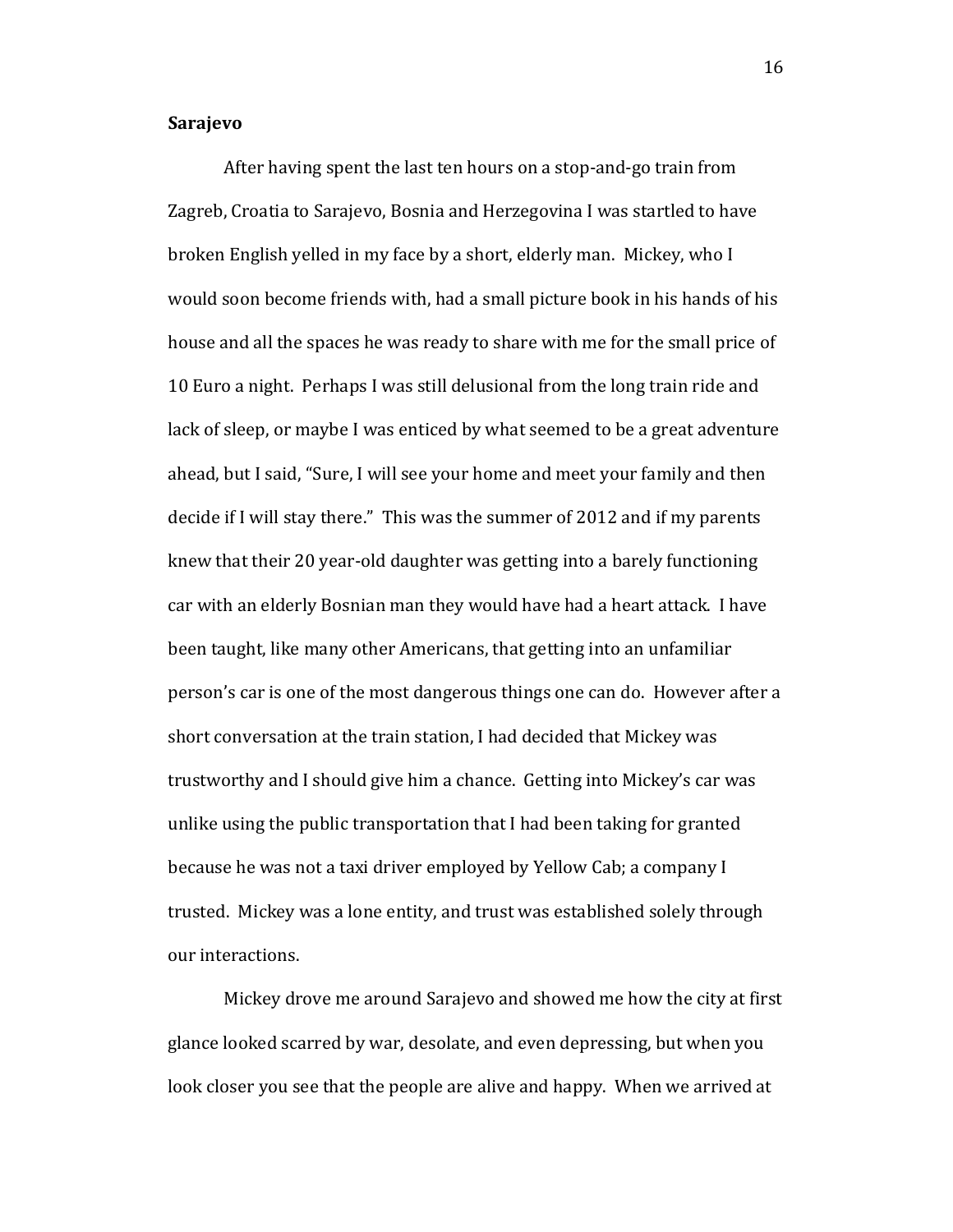**Sarajevo**

After having spent the last ten hours on a stop-and-go train from Zagreb, Croatia to Sarajevo, Bosnia and Herzegovina I was startled to have broken English yelled in my face by a short, elderly man. Mickey, who I would soon become friends with, had a small picture book in his hands of his house and all the spaces he was ready to share with me for the small price of 10 Euro a night. Perhaps I was still delusional from the long train ride and lack of sleep, or maybe I was enticed by what seemed to be a great adventure ahead, but I said, "Sure, I will see your home and meet your family and then decide if I will stay there." This was the summer of 2012 and if my parents knew that their 20 year-old daughter was getting into a barely functioning car with an elderly Bosnian man they would have had a heart attack. I have been taught, like many other Americans, that getting into an unfamiliar person's car is one of the most dangerous things one can do. However after a short conversation at the train station, I had decided that Mickey was trustworthy and I should give him a chance. Getting into Mickey's car was unlike using the public transportation that I had been taking for granted because he was not a taxi driver employed by Yellow Cab; a company I trusted. Mickey was a lone entity, and trust was established solely through our interactions.

Mickey drove me around Sarajevo and showed me how the city at first glance looked scarred by war, desolate, and even depressing, but when you look closer you see that the people are alive and happy. When we arrived at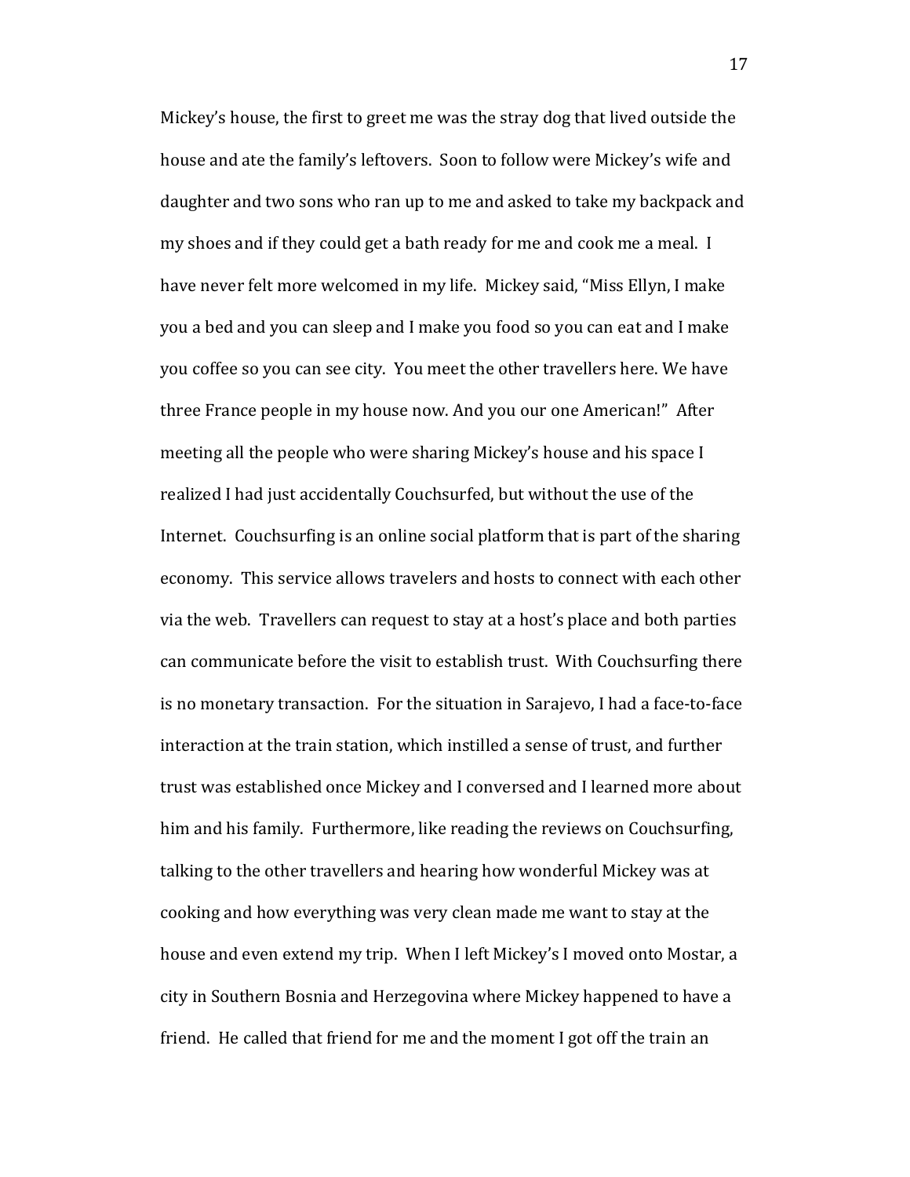Mickey's house, the first to greet me was the stray dog that lived outside the house and ate the family's leftovers. Soon to follow were Mickey's wife and daughter and two sons who ran up to me and asked to take my backpack and my shoes and if they could get a bath ready for me and cook me a meal. I have never felt more welcomed in my life. Mickey said, "Miss Ellyn, I make you a bed and you can sleep and I make you food so you can eat and I make you coffee so you can see city. You meet the other travellers here. We have three France people in my house now. And you our one American!" After meeting all the people who were sharing Mickey's house and his space I realized I had just accidentally Couchsurfed, but without the use of the Internet. Couchsurfing is an online social platform that is part of the sharing economy. This service allows travelers and hosts to connect with each other via the web. Travellers can request to stay at a host's place and both parties can communicate before the visit to establish trust. With Couchsurfing there is no monetary transaction. For the situation in Sarajevo, I had a face-to-face interaction at the train station, which instilled a sense of trust, and further trust was established once Mickey and I conversed and I learned more about him and his family. Furthermore, like reading the reviews on Couchsurfing, talking to the other travellers and hearing how wonderful Mickey was at cooking and how everything was very clean made me want to stay at the house and even extend my trip. When I left Mickey's I moved onto Mostar, a city in Southern Bosnia and Herzegovina where Mickey happened to have a friend. He called that friend for me and the moment I got off the train an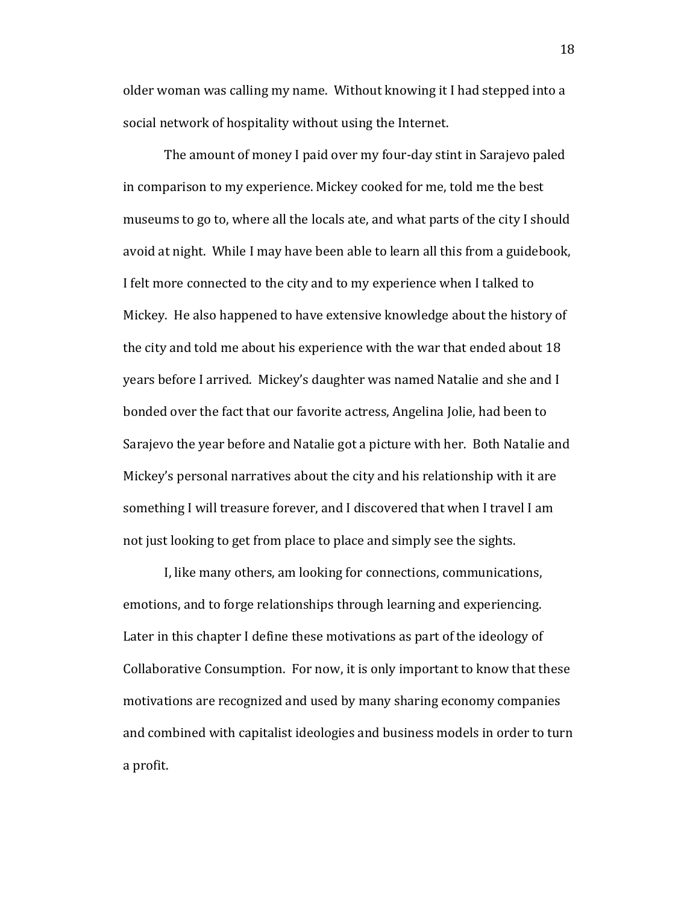older woman was calling my name. Without knowing it I had stepped into a social network of hospitality without using the Internet.

The amount of money I paid over my four-day stint in Sarajevo paled in comparison to my experience. Mickey cooked for me, told me the best museums to go to, where all the locals ate, and what parts of the city I should avoid at night. While I may have been able to learn all this from a guidebook, I felt more connected to the city and to my experience when I talked to Mickey. He also happened to have extensive knowledge about the history of the city and told me about his experience with the war that ended about 18 years before I arrived. Mickey's daughter was named Natalie and she and I bonded over the fact that our favorite actress, Angelina Jolie, had been to Sarajevo the year before and Natalie got a picture with her. Both Natalie and Mickey's personal narratives about the city and his relationship with it are something I will treasure forever, and I discovered that when I travel I am not just looking to get from place to place and simply see the sights.

I, like many others, am looking for connections, communications, emotions, and to forge relationships through learning and experiencing. Later in this chapter I define these motivations as part of the ideology of Collaborative Consumption. For now, it is only important to know that these motivations are recognized and used by many sharing economy companies and combined with capitalist ideologies and business models in order to turn a profit.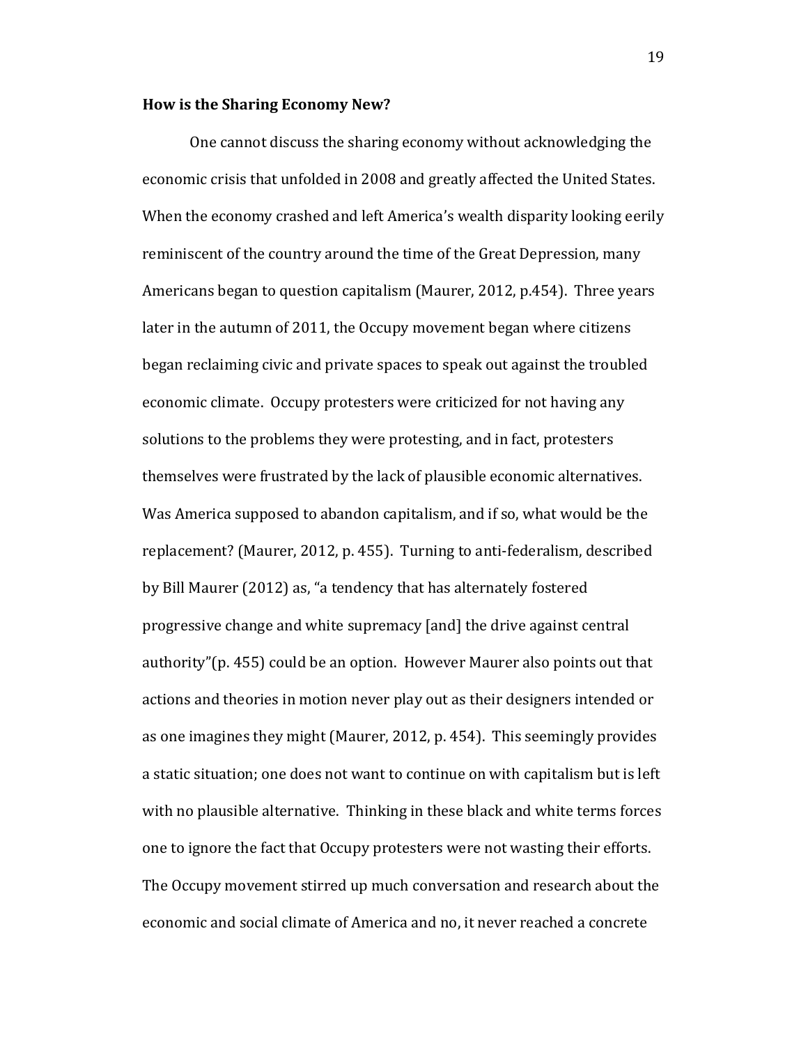**How is the Sharing Economy New?**

One cannot discuss the sharing economy without acknowledging the economic crisis that unfolded in 2008 and greatly affected the United States. When the economy crashed and left America's wealth disparity looking eerily reminiscent of the country around the time of the Great Depression, many Americans began to question capitalism (Maurer, 2012, p.454). Three years later in the autumn of 2011, the Occupy movement began where citizens began reclaiming civic and private spaces to speak out against the troubled economic climate. Occupy protesters were criticized for not having any solutions to the problems they were protesting, and in fact, protesters themselves were frustrated by the lack of plausible economic alternatives. Was America supposed to abandon capitalism, and if so, what would be the replacement? (Maurer, 2012, p. 455). Turning to anti-federalism, described by Bill Maurer (2012) as, "a tendency that has alternately fostered progressive change and white supremacy [and] the drive against central authority"(p. 455) could be an option. However Maurer also points out that actions and theories in motion never play out as their designers intended or as one imagines they might (Maurer, 2012, p. 454). This seemingly provides a static situation; one does not want to continue on with capitalism but is left with no plausible alternative. Thinking in these black and white terms forces one to ignore the fact that Occupy protesters were not wasting their efforts. The Occupy movement stirred up much conversation and research about the economic and social climate of America and no, it never reached a concrete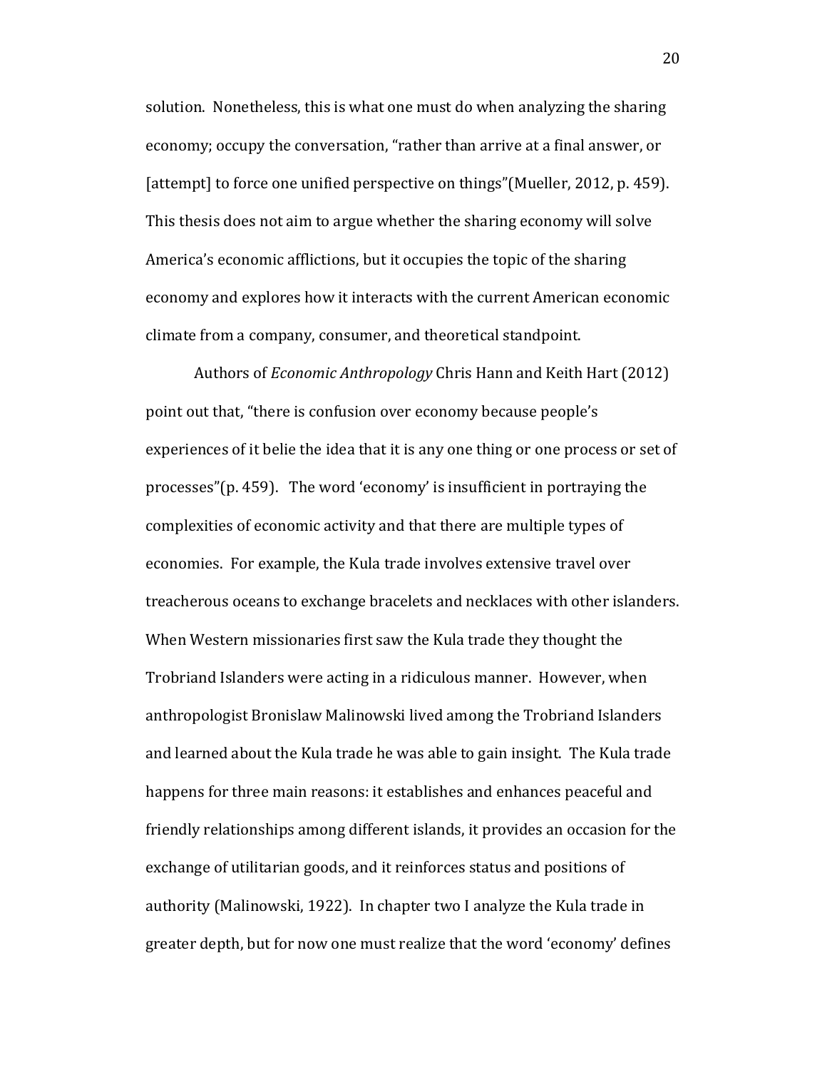solution. Nonetheless, this is what one must do when analyzing the sharing economy; occupy the conversation, "rather than arrive at a final answer, or [attempt] to force one unified perspective on things"(Mueller, 2012, p. 459). This thesis does not aim to argue whether the sharing economy will solve America's economic afflictions, but it occupies the topic of the sharing economy and explores how it interacts with the current American economic climate from a company, consumer, and theoretical standpoint.

Authors of *Economic Anthropology* Chris Hann and Keith Hart (2012) point out that, "there is confusion over economy because people's experiences of it belie the idea that it is any one thing or one process or set of processes"(p. 459). The word 'economy' is insufficient in portraying the complexities of economic activity and that there are multiple types of economies. For example, the Kula trade involves extensive travel over treacherous oceans to exchange bracelets and necklaces with other islanders. When Western missionaries first saw the Kula trade they thought the Trobriand Islanders were acting in a ridiculous manner. However, when anthropologist Bronislaw Malinowski lived among the Trobriand Islanders and learned about the Kula trade he was able to gain insight. The Kula trade happens for three main reasons: it establishes and enhances peaceful and friendly relationships among different islands, it provides an occasion for the exchange of utilitarian goods, and it reinforces status and positions of authority (Malinowski, 1922). In chapter two I analyze the Kula trade in greater depth, but for now one must realize that the word 'economy' defines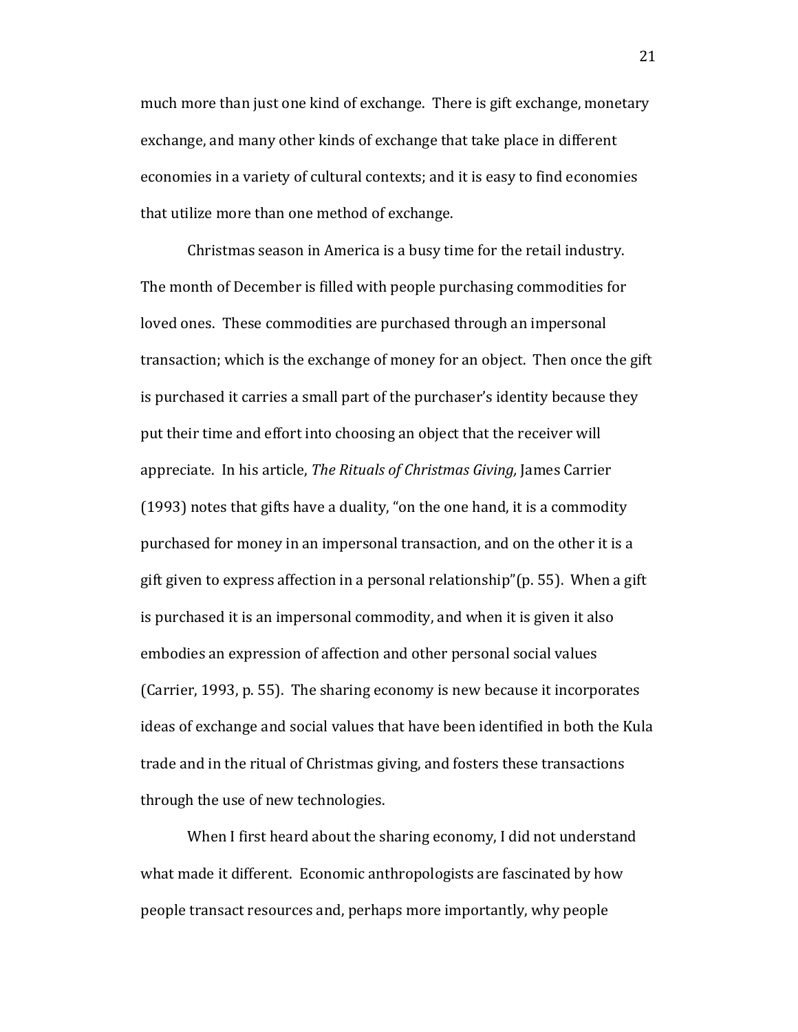much more than just one kind of exchange. There is gift exchange, monetary exchange, and many other kinds of exchange that take place in different economies in a variety of cultural contexts; and it is easy to find economies that utilize more than one method of exchange.

Christmas season in America is a busy time for the retail industry. The month of December is filled with people purchasing commodities for loved ones. These commodities are purchased through an impersonal transaction; which is the exchange of money for an object. Then once the gift is purchased it carries a small part of the purchaser's identity because they put their time and effort into choosing an object that the receiver will appreciate. In his article, *The Rituals of Christmas Giving,* James Carrier (1993) notes that gifts have a duality, "on the one hand, it is a commodity purchased for money in an impersonal transaction, and on the other it is a gift given to express affection in a personal relationship"(p. 55). When a gift is purchased it is an impersonal commodity, and when it is given it also embodies an expression of affection and other personal social values (Carrier, 1993, p. 55). The sharing economy is new because it incorporates ideas of exchange and social values that have been identified in both the Kula trade and in the ritual of Christmas giving, and fosters these transactions through the use of new technologies.

When I first heard about the sharing economy, I did not understand what made it different. Economic anthropologists are fascinated by how people transact resources and, perhaps more importantly, why people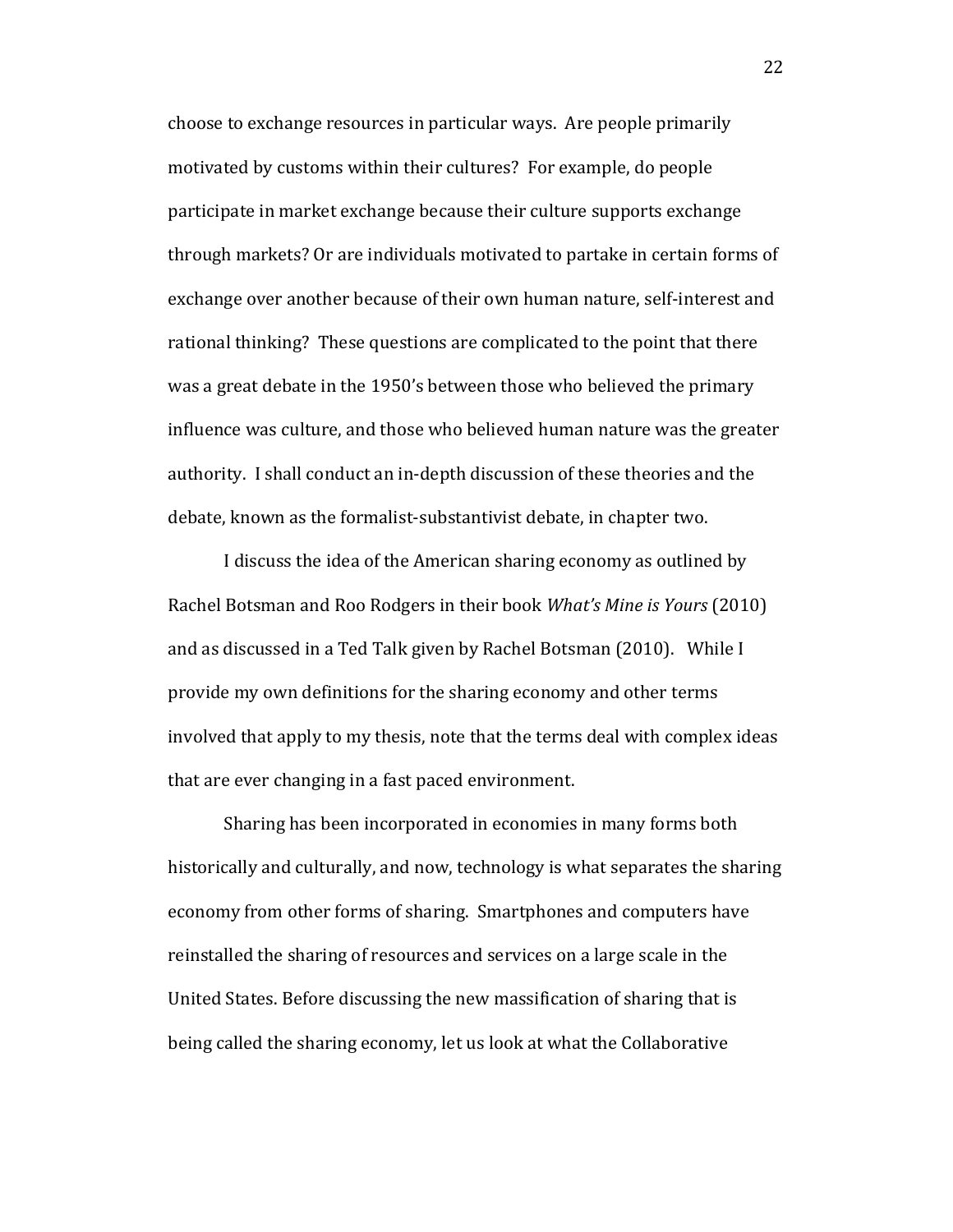choose to exchange resources in particular ways. Are people primarily motivated by customs within their cultures? For example, do people participate in market exchange because their culture supports exchange through markets? Or are individuals motivated to partake in certain forms of exchange over another because of their own human nature, self-interest and rational thinking? These questions are complicated to the point that there was a great debate in the 1950's between those who believed the primary influence was culture, and those who believed human nature was the greater authority. I shall conduct an in-depth discussion of these theories and the debate, known as the formalist-substantivist debate, in chapter two.

I discuss the idea of the American sharing economy as outlined by Rachel Botsman and Roo Rodgers in their book *What's Mine is Yours* (2010) and as discussed in a Ted Talk given by Rachel Botsman (2010). While I provide my own definitions for the sharing economy and other terms involved that apply to my thesis, note that the terms deal with complex ideas that are ever changing in a fast paced environment.

Sharing has been incorporated in economies in many forms both historically and culturally, and now, technology is what separates the sharing economy from other forms of sharing. Smartphones and computers have reinstalled the sharing of resources and services on a large scale in the United States. Before discussing the new massification of sharing that is being called the sharing economy, let us look at what the Collaborative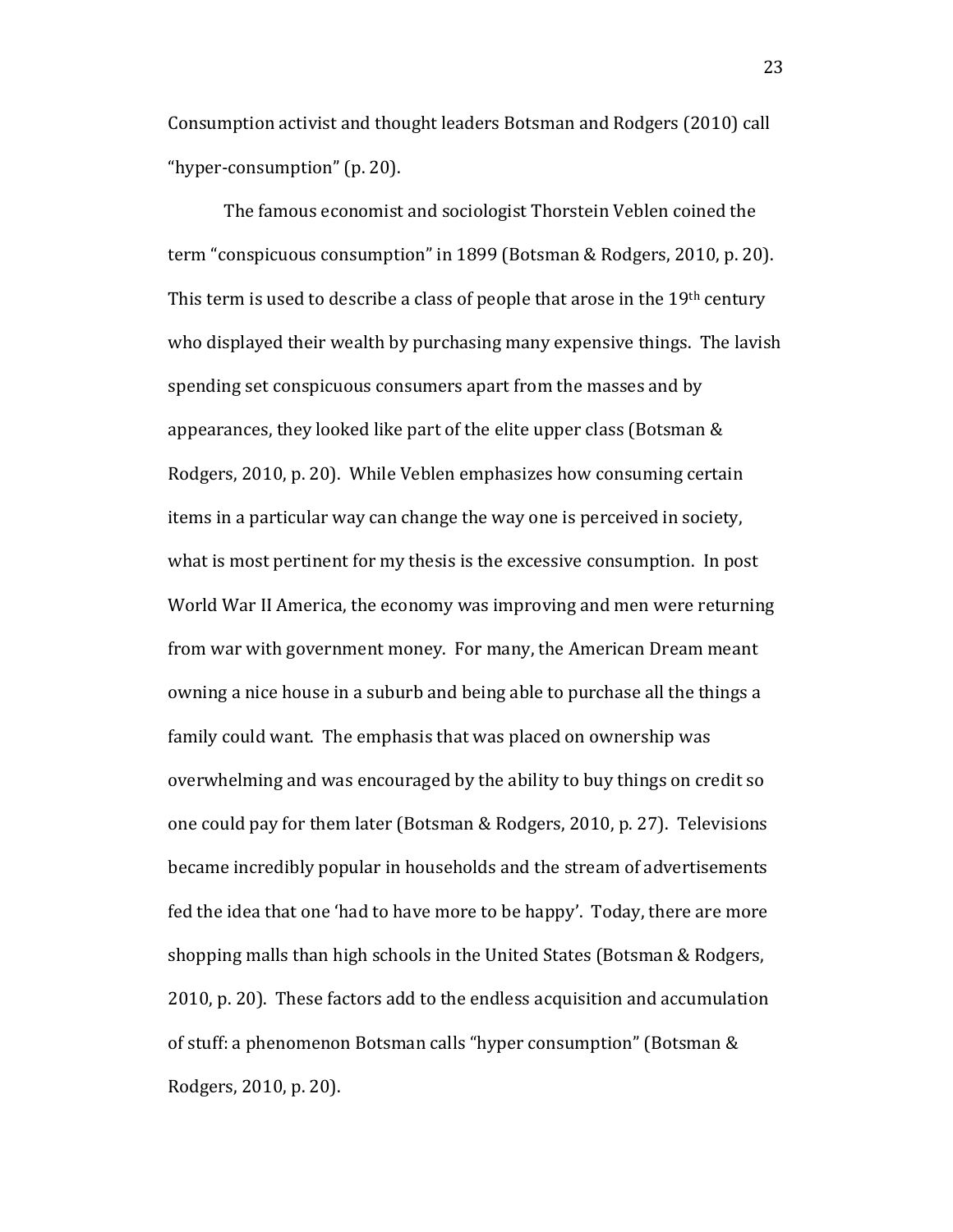Consumption activist and thought leaders Botsman and Rodgers (2010) call "hyper-consumption" (p. 20).

The famous economist and sociologist Thorstein Veblen coined the term "conspicuous consumption" in 1899 (Botsman & Rodgers, 2010, p. 20). This term is used to describe a class of people that arose in the 19th century who displayed their wealth by purchasing many expensive things. The lavish spending set conspicuous consumers apart from the masses and by appearances, they looked like part of the elite upper class (Botsman & Rodgers, 2010, p. 20). While Veblen emphasizes how consuming certain items in a particular way can change the way one is perceived in society, what is most pertinent for my thesis is the excessive consumption. In post World War II America, the economy was improving and men were returning from war with government money. For many, the American Dream meant owning a nice house in a suburb and being able to purchase all the things a family could want. The emphasis that was placed on ownership was overwhelming and was encouraged by the ability to buy things on credit so one could pay for them later (Botsman & Rodgers, 2010, p. 27). Televisions became incredibly popular in households and the stream of advertisements fed the idea that one 'had to have more to be happy'. Today, there are more shopping malls than high schools in the United States (Botsman & Rodgers, 2010, p. 20). These factors add to the endless acquisition and accumulation of stuff: a phenomenon Botsman calls "hyper consumption" (Botsman & Rodgers, 2010, p. 20).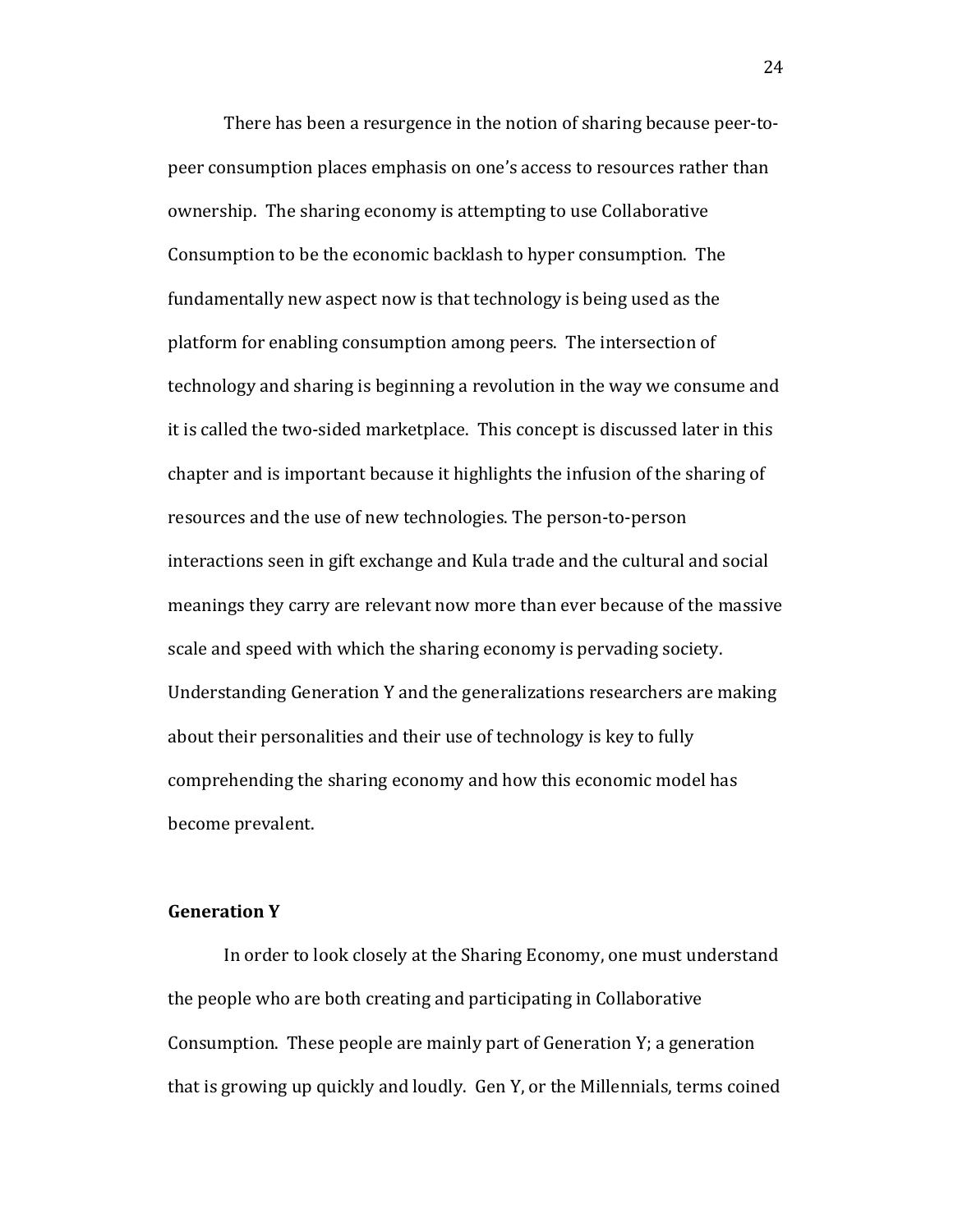There has been a resurgence in the notion of sharing because peer-to-peer consumption places emphasis on one's access to resources rather than ownership. The sharing economy is attempting to use Collaborative Consumption to be the economic backlash to hyper consumption. The fundamentally new aspect now is that technology is being used as the platform for enabling consumption among peers. The intersection of technology and sharing is beginning a revolution in the way we consume and it is called the two-sided marketplace. This concept is discussed later in this chapter and is important because it highlights the infusion of the sharing of resources and the use of new technologies. The person-to-person interactions seen in gift exchange and Kula trade and the cultural and social meanings they carry are relevant now more than ever because of the massive scale and speed with which the sharing economy is pervading society. Understanding Generation Y and the generalizations researchers are making about their personalities and their use of technology is key to fully comprehending the sharing economy and how this economic model has become prevalent.

**Generation Y**

In order to look closely at the Sharing Economy, one must understand the people who are both creating and participating in Collaborative Consumption. These people are mainly part of Generation Y; a generation that is growing up quickly and loudly. Gen Y, or the Millennials, terms coined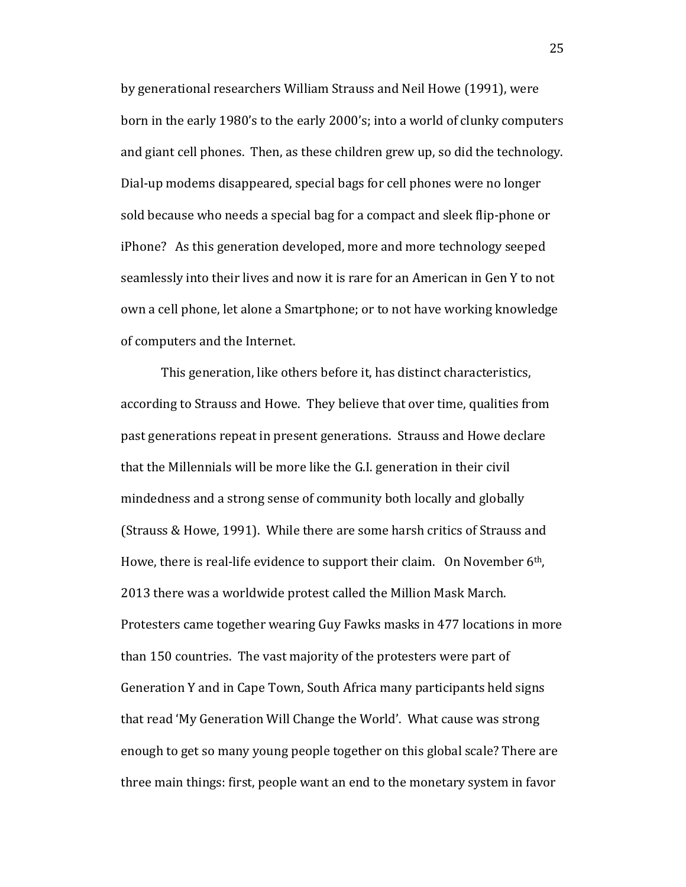by generational researchers William Strauss and Neil Howe (1991), were born in the early 1980's to the early 2000's; into a world of clunky computers and giant cell phones. Then, as these children grew up, so did the technology. Dial-up modems disappeared, special bags for cell phones were no longer sold because who needs a special bag for a compact and sleek flip-phone or iPhone? As this generation developed, more and more technology seeped seamlessly into their lives and now it is rare for an American in Gen Y to not own a cell phone, let alone a Smartphone; or to not have working knowledge of computers and the Internet.

This generation, like others before it, has distinct characteristics, according to Strauss and Howe. They believe that over time, qualities from past generations repeat in present generations. Strauss and Howe declare that the Millennials will be more like the G.I. generation in their civil mindedness and a strong sense of community both locally and globally (Strauss & Howe, 1991). While there are some harsh critics of Strauss and Howe, there is real-life evidence to support their claim. On November 6th, 2013 there was a worldwide protest called the Million Mask March. Protesters came together wearing Guy Fawks masks in 477 locations in more than 150 countries. The vast majority of the protesters were part of Generation Y and in Cape Town, South Africa many participants held signs that read 'My Generation Will Change the World'. What cause was strong enough to get so many young people together on this global scale? There are three main things: first, people want an end to the monetary system in favor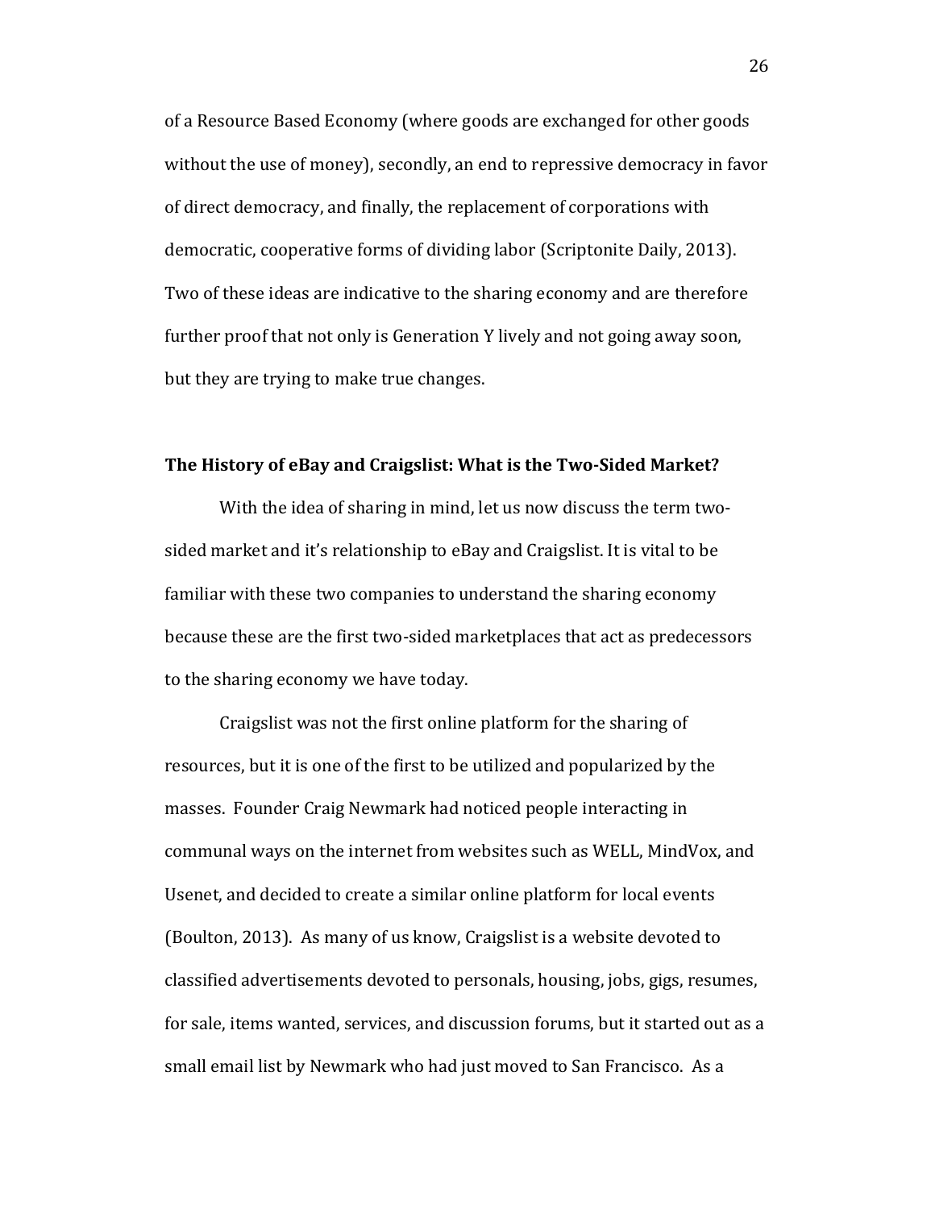of a Resource Based Economy (where goods are exchanged for other goods without the use of money), secondly, an end to repressive democracy in favor of direct democracy, and finally, the replacement of corporations with democratic, cooperative forms of dividing labor (Scriptonite Daily, 2013). Two of these ideas are indicative to the sharing economy and are therefore further proof that not only is Generation Y lively and not going away soon, but they are trying to make true changes.

**The History of eBay and Craigslist: What is the Two-Sided Market?**

With the idea of sharing in mind, let us now discuss the term two-sided market and it's relationship to eBay and Craigslist. It is vital to be familiar with these two companies to understand the sharing economy because these are the first two-sided marketplaces that act as predecessors to the sharing economy we have today.

Craigslist was not the first online platform for the sharing of resources, but it is one of the first to be utilized and popularized by the masses. Founder Craig Newmark had noticed people interacting in communal ways on the internet from websites such as WELL, MindVox, and Usenet, and decided to create a similar online platform for local events (Boulton, 2013). As many of us know, Craigslist is a website devoted to classified advertisements devoted to personals, housing, jobs, gigs, resumes, for sale, items wanted, services, and discussion forums, but it started out as a small email list by Newmark who had just moved to San Francisco. As a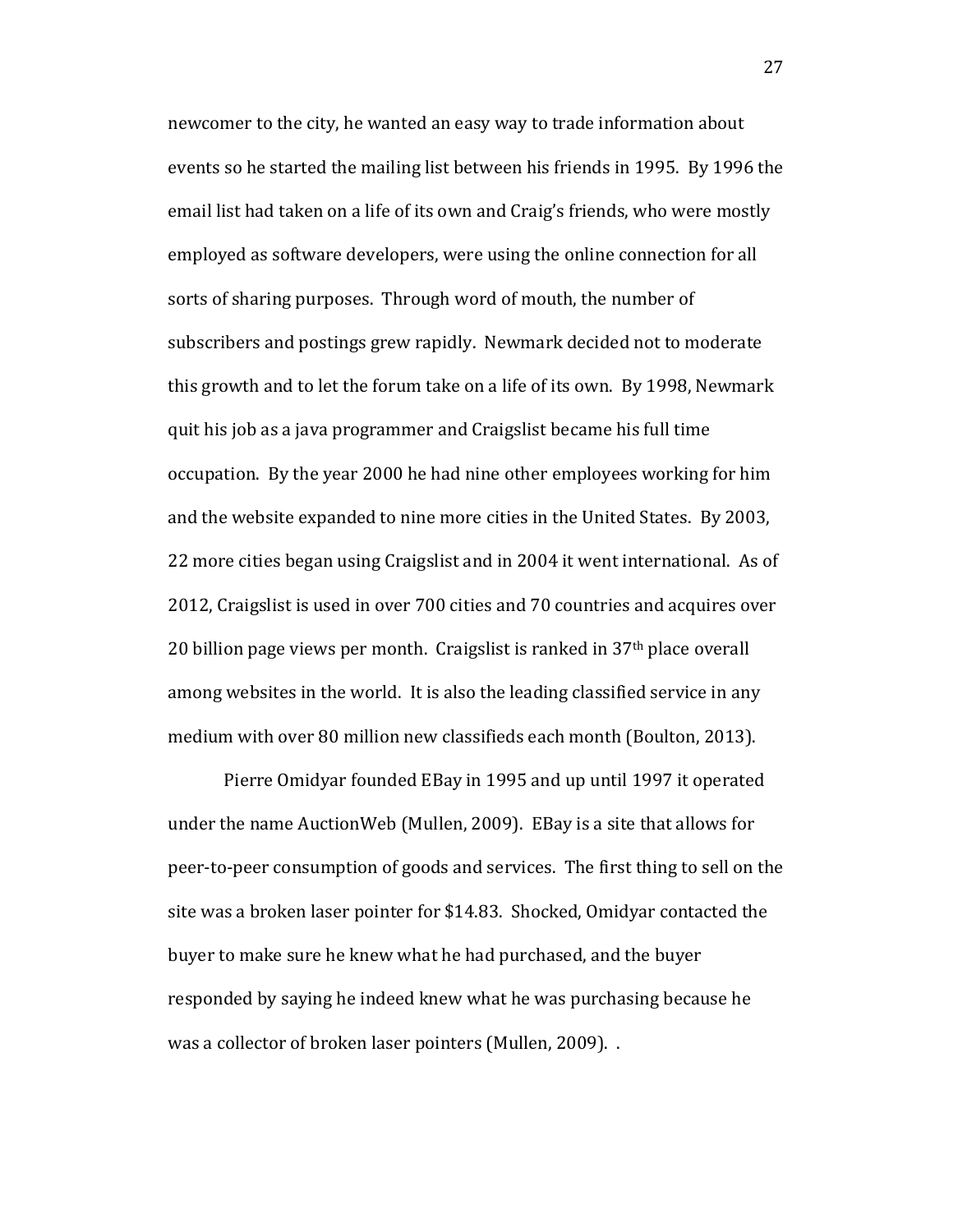newcomer to the city, he wanted an easy way to trade information about events so he started the mailing list between his friends in 1995. By 1996 the email list had taken on a life of its own and Craig's friends, who were mostly employed as software developers, were using the online connection for all sorts of sharing purposes. Through word of mouth, the number of subscribers and postings grew rapidly. Newmark decided not to moderate this growth and to let the forum take on a life of its own. By 1998, Newmark quit his job as a java programmer and Craigslist became his full time occupation. By the year 2000 he had nine other employees working for him and the website expanded to nine more cities in the United States. By 2003, 22 more cities began using Craigslist and in 2004 it went international. As of 2012, Craigslist is used in over 700 cities and 70 countries and acquires over 20 billion page views per month. Craigslist is ranked in 37th place overall among websites in the world. It is also the leading classified service in any medium with over 80 million new classifieds each month (Boulton, 2013).

Pierre Omidyar founded EBay in 1995 and up until 1997 it operated under the name AuctionWeb (Mullen, 2009). EBay is a site that allows for peer-to-peer consumption of goods and services. The first thing to sell on the site was a broken laser pointer for $14.83. Shocked, Omidyar contacted the buyer to make sure he knew what he had purchased, and the buyer responded by saying he indeed knew what he was purchasing because he was a collector of broken laser pointers (Mullen, 2009). .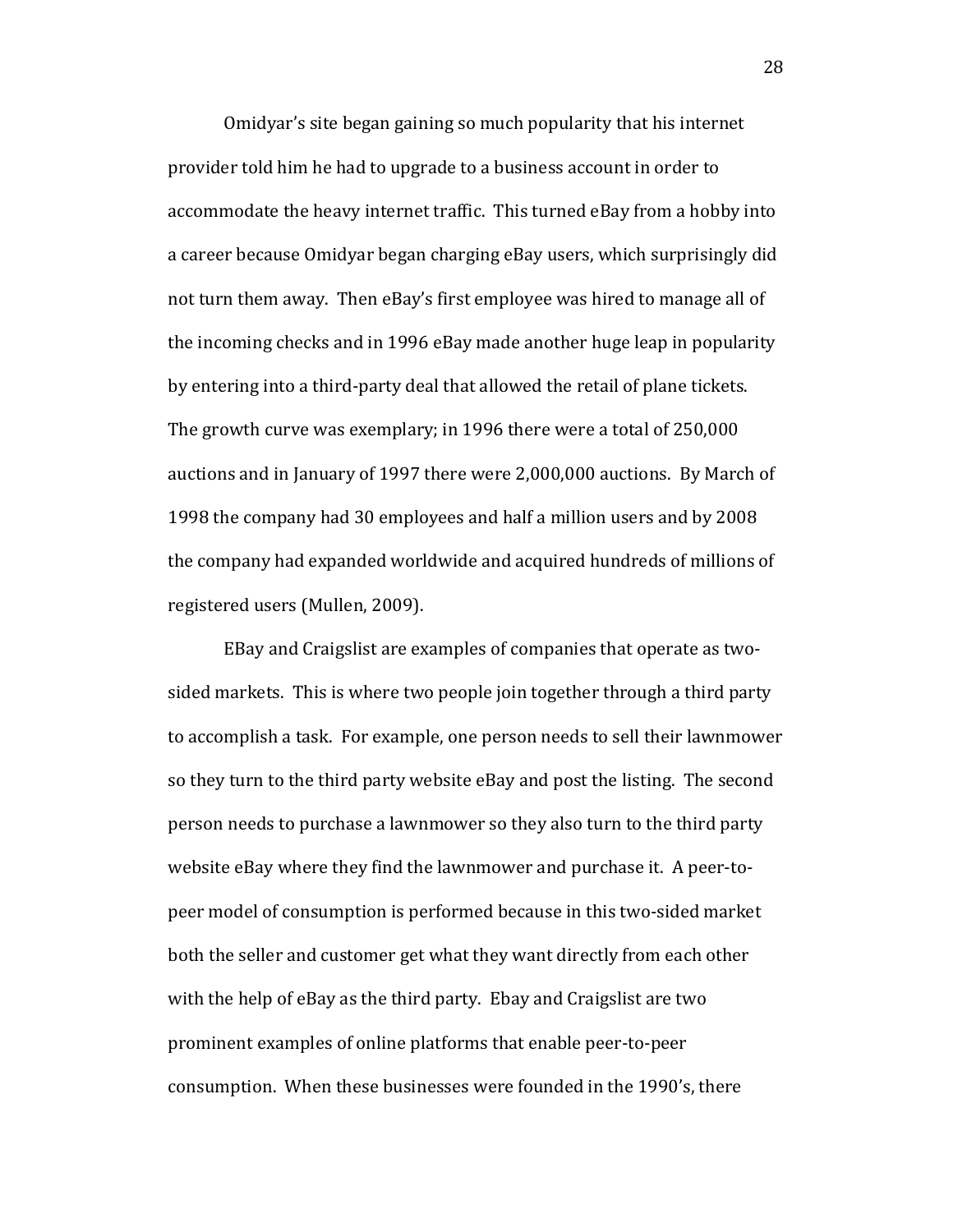Omidyar's site began gaining so much popularity that his internet provider told him he had to upgrade to a business account in order to accommodate the heavy internet traffic. This turned eBay from a hobby into a career because Omidyar began charging eBay users, which surprisingly did not turn them away. Then eBay's first employee was hired to manage all of the incoming checks and in 1996 eBay made another huge leap in popularity by entering into a third-party deal that allowed the retail of plane tickets. The growth curve was exemplary; in 1996 there were a total of 250,000 auctions and in January of 1997 there were 2,000,000 auctions. By March of 1998 the company had 30 employees and half a million users and by 2008 the company had expanded worldwide and acquired hundreds of millions of registered users (Mullen, 2009).

EBay and Craigslist are examples of companies that operate as two-sided markets. This is where two people join together through a third party to accomplish a task. For example, one person needs to sell their lawnmower so they turn to the third party website eBay and post the listing. The second person needs to purchase a lawnmower so they also turn to the third party website eBay where they find the lawnmower and purchase it. A peer-to-peer model of consumption is performed because in this two-sided market both the seller and customer get what they want directly from each other with the help of eBay as the third party. Ebay and Craigslist are two prominent examples of online platforms that enable peer-to-peer consumption. When these businesses were founded in the 1990's, there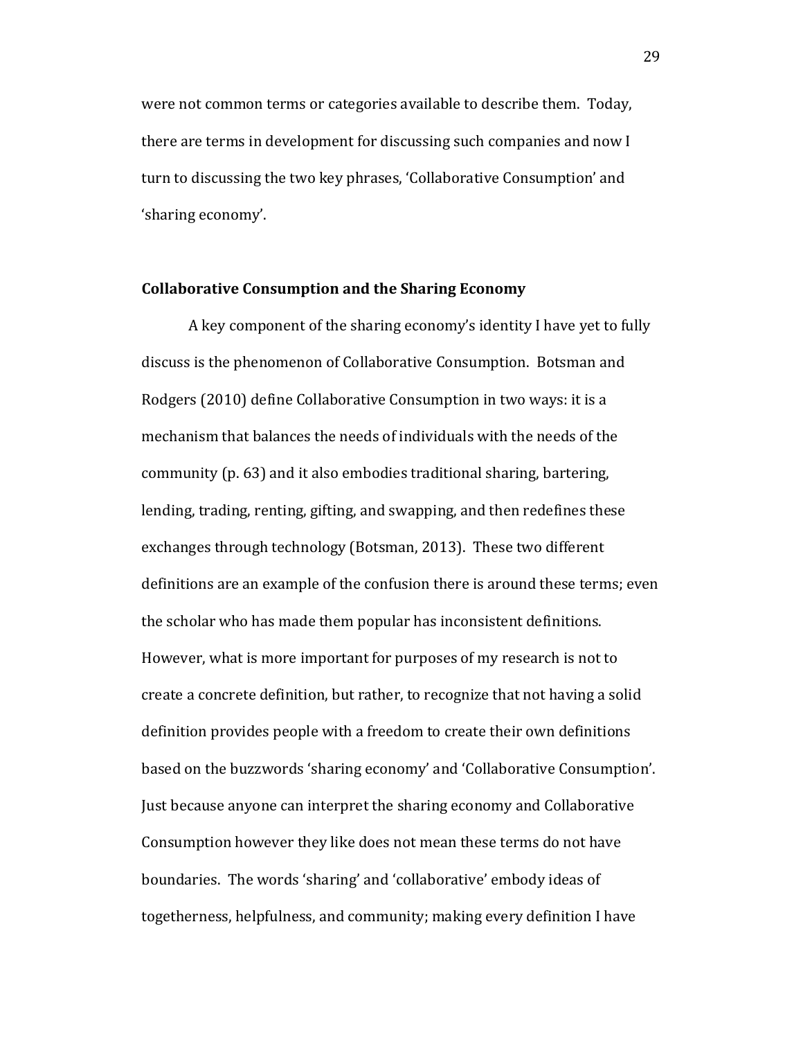were not common terms or categories available to describe them. Today, there are terms in development for discussing such companies and now I turn to discussing the two key phrases, 'Collaborative Consumption' and 'sharing economy'.

### Collaborative Consumption and the Sharing Economy

A key component of the sharing economy's identity I have yet to fully discuss is the phenomenon of Collaborative Consumption. Botsman and Rodgers (2010) define Collaborative Consumption in two ways: it is a mechanism that balances the needs of individuals with the needs of the community (p. 63) and it also embodies traditional sharing, bartering, lending, trading, renting, gifting, and swapping, and then redefines these exchanges through technology (Botsman, 2013). These two different definitions are an example of the confusion there is around these terms; even the scholar who has made them popular has inconsistent definitions. However, what is more important for purposes of my research is not to create a concrete definition, but rather, to recognize that not having a solid definition provides people with a freedom to create their own definitions based on the buzzwords 'sharing economy' and 'Collaborative Consumption'. Just because anyone can interpret the sharing economy and Collaborative Consumption however they like does not mean these terms do not have boundaries. The words 'sharing' and 'collaborative' embody ideas of togetherness, helpfulness, and community; making every definition I have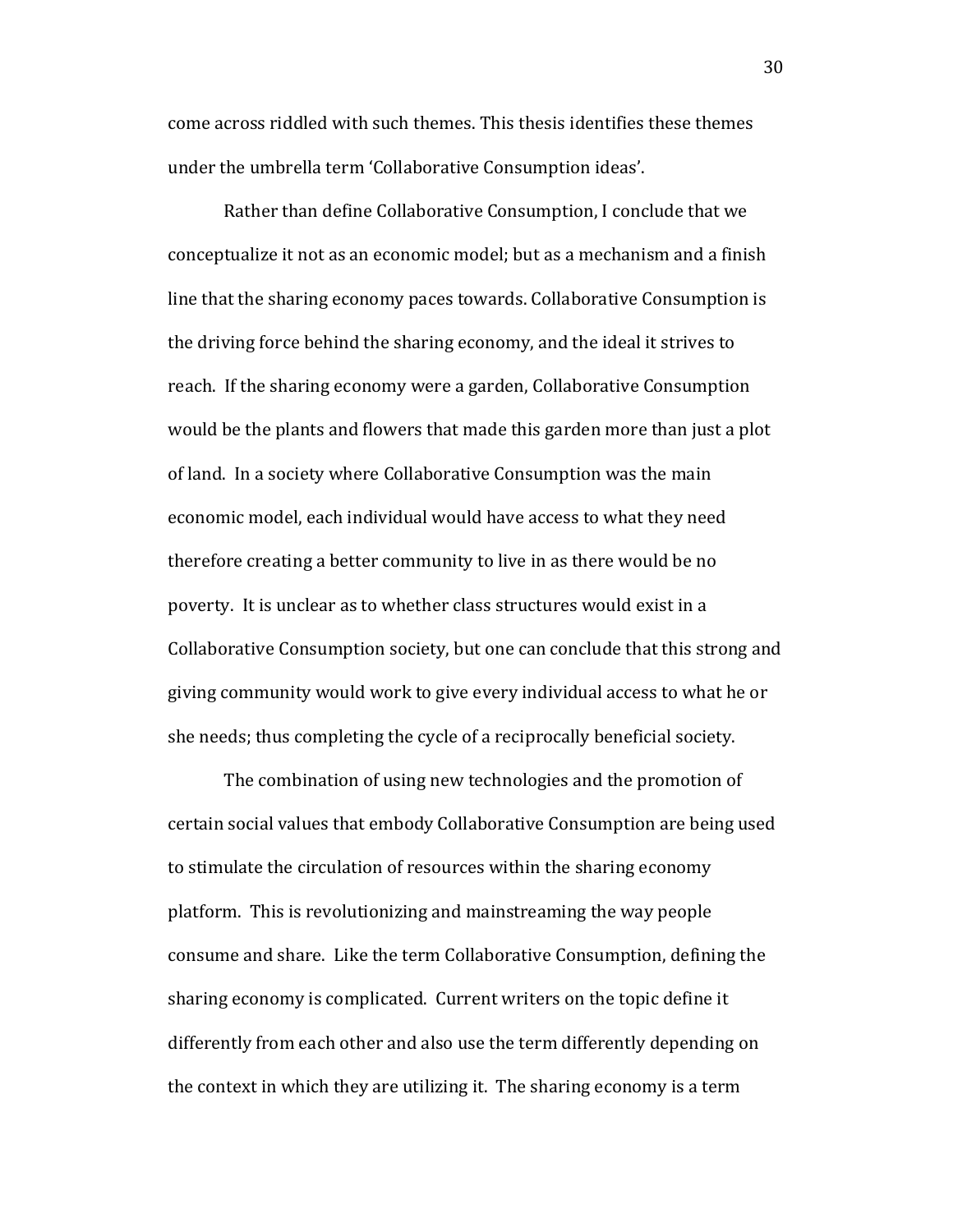come across riddled with such themes. This thesis identifies these themes under the umbrella term 'Collaborative Consumption ideas'.

Rather than define Collaborative Consumption, I conclude that we conceptualize it not as an economic model; but as a mechanism and a finish line that the sharing economy paces towards. Collaborative Consumption is the driving force behind the sharing economy, and the ideal it strives to reach. If the sharing economy were a garden, Collaborative Consumption would be the plants and flowers that made this garden more than just a plot of land. In a society where Collaborative Consumption was the main economic model, each individual would have access to what they need therefore creating a better community to live in as there would be no poverty. It is unclear as to whether class structures would exist in a Collaborative Consumption society, but one can conclude that this strong and giving community would work to give every individual access to what he or she needs; thus completing the cycle of a reciprocally beneficial society.

The combination of using new technologies and the promotion of certain social values that embody Collaborative Consumption are being used to stimulate the circulation of resources within the sharing economy platform. This is revolutionizing and mainstreaming the way people consume and share. Like the term Collaborative Consumption, defining the sharing economy is complicated. Current writers on the topic define it differently from each other and also use the term differently depending on the context in which they are utilizing it. The sharing economy is a term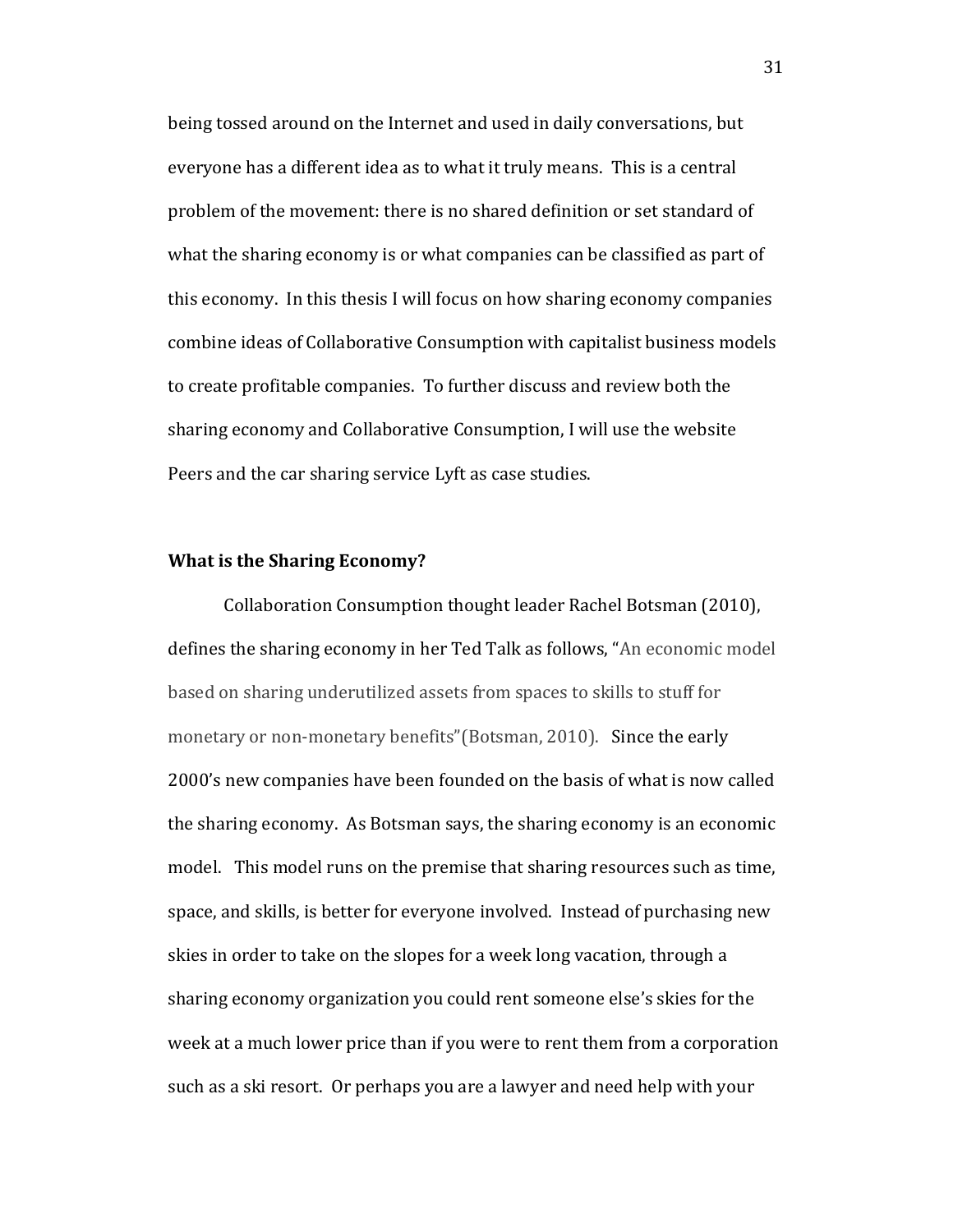being tossed around on the Internet and used in daily conversations, but everyone has a different idea as to what it truly means. This is a central problem of the movement: there is no shared definition or set standard of what the sharing economy is or what companies can be classified as part of this economy. In this thesis I will focus on how sharing economy companies combine ideas of Collaborative Consumption with capitalist business models to create profitable companies. To further discuss and review both the sharing economy and Collaborative Consumption, I will use the website Peers and the car sharing service Lyft as case studies.

**What is the Sharing Economy?**

Collaboration Consumption thought leader Rachel Botsman (2010), defines the sharing economy in her Ted Talk as follows, "An economic model based on sharing underutilized assets from spaces to skills to stuff for monetary or non-monetary benefits"(Botsman, 2010). Since the early 2000's new companies have been founded on the basis of what is now called the sharing economy. As Botsman says, the sharing economy is an economic model. This model runs on the premise that sharing resources such as time, space, and skills, is better for everyone involved. Instead of purchasing new skies in order to take on the slopes for a week long vacation, through a sharing economy organization you could rent someone else's skies for the week at a much lower price than if you were to rent them from a corporation such as a ski resort. Or perhaps you are a lawyer and need help with your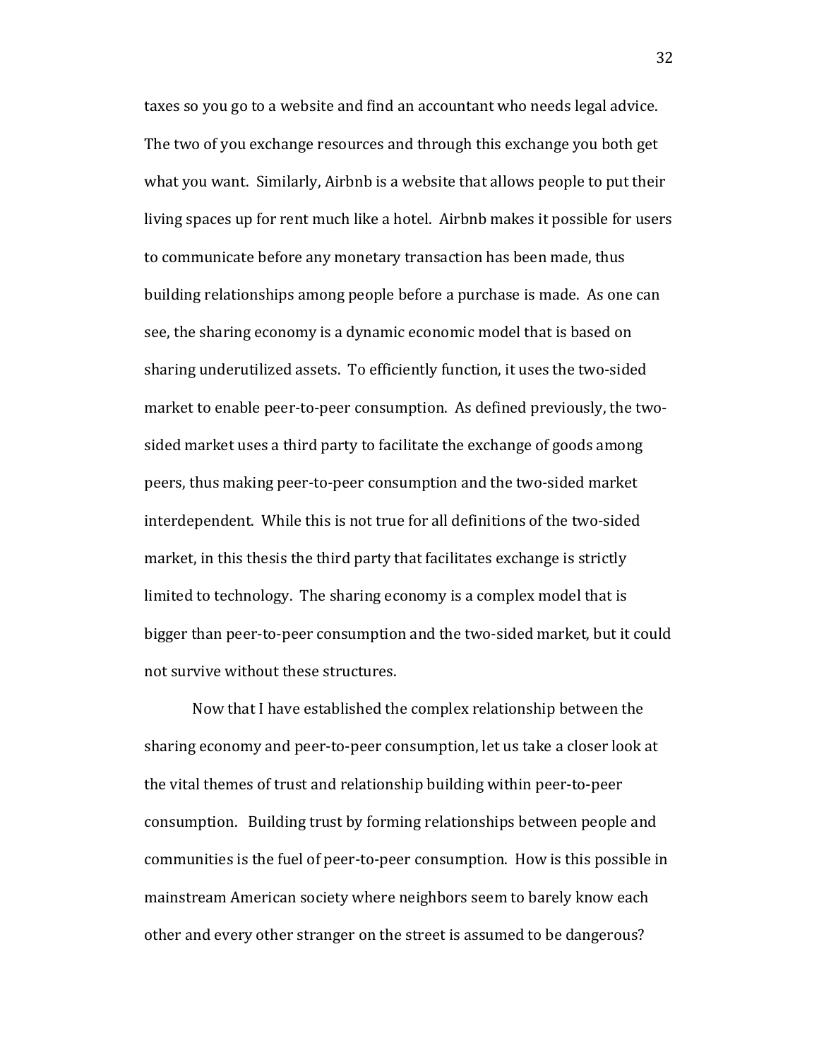taxes so you go to a website and find an accountant who needs legal advice. The two of you exchange resources and through this exchange you both get what you want. Similarly, Airbnb is a website that allows people to put their living spaces up for rent much like a hotel. Airbnb makes it possible for users to communicate before any monetary transaction has been made, thus building relationships among people before a purchase is made. As one can see, the sharing economy is a dynamic economic model that is based on sharing underutilized assets. To efficiently function, it uses the two-sided market to enable peer-to-peer consumption. As defined previously, the two-sided market uses a third party to facilitate the exchange of goods among peers, thus making peer-to-peer consumption and the two-sided market interdependent. While this is not true for all definitions of the two-sided market, in this thesis the third party that facilitates exchange is strictly limited to technology. The sharing economy is a complex model that is bigger than peer-to-peer consumption and the two-sided market, but it could not survive without these structures.

Now that I have established the complex relationship between the sharing economy and peer-to-peer consumption, let us take a closer look at the vital themes of trust and relationship building within peer-to-peer consumption. Building trust by forming relationships between people and communities is the fuel of peer-to-peer consumption. How is this possible in mainstream American society where neighbors seem to barely know each other and every other stranger on the street is assumed to be dangerous?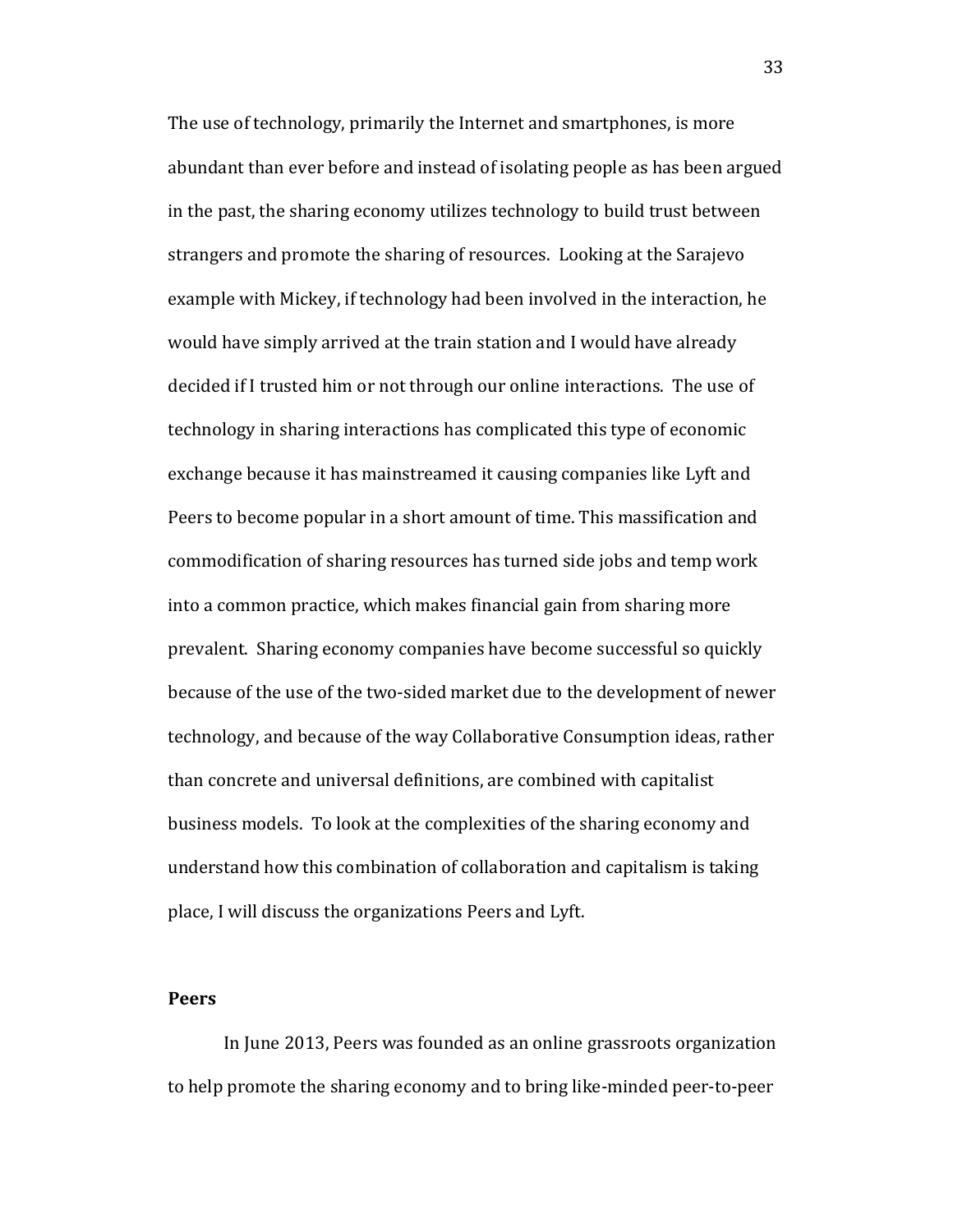The use of technology, primarily the Internet and smartphones, is more abundant than ever before and instead of isolating people as has been argued in the past, the sharing economy utilizes technology to build trust between strangers and promote the sharing of resources. Looking at the Sarajevo example with Mickey, if technology had been involved in the interaction, he would have simply arrived at the train station and I would have already decided if I trusted him or not through our online interactions. The use of technology in sharing interactions has complicated this type of economic exchange because it has mainstreamed it causing companies like Lyft and Peers to become popular in a short amount of time. This massification and commodification of sharing resources has turned side jobs and temp work into a common practice, which makes financial gain from sharing more prevalent. Sharing economy companies have become successful so quickly because of the use of the two-sided market due to the development of newer technology, and because of the way Collaborative Consumption ideas, rather than concrete and universal definitions, are combined with capitalist business models. To look at the complexities of the sharing economy and understand how this combination of collaboration and capitalism is taking place, I will discuss the organizations Peers and Lyft.

**Peers**

In June 2013, Peers was founded as an online grassroots organization to help promote the sharing economy and to bring like-minded peer-to-peer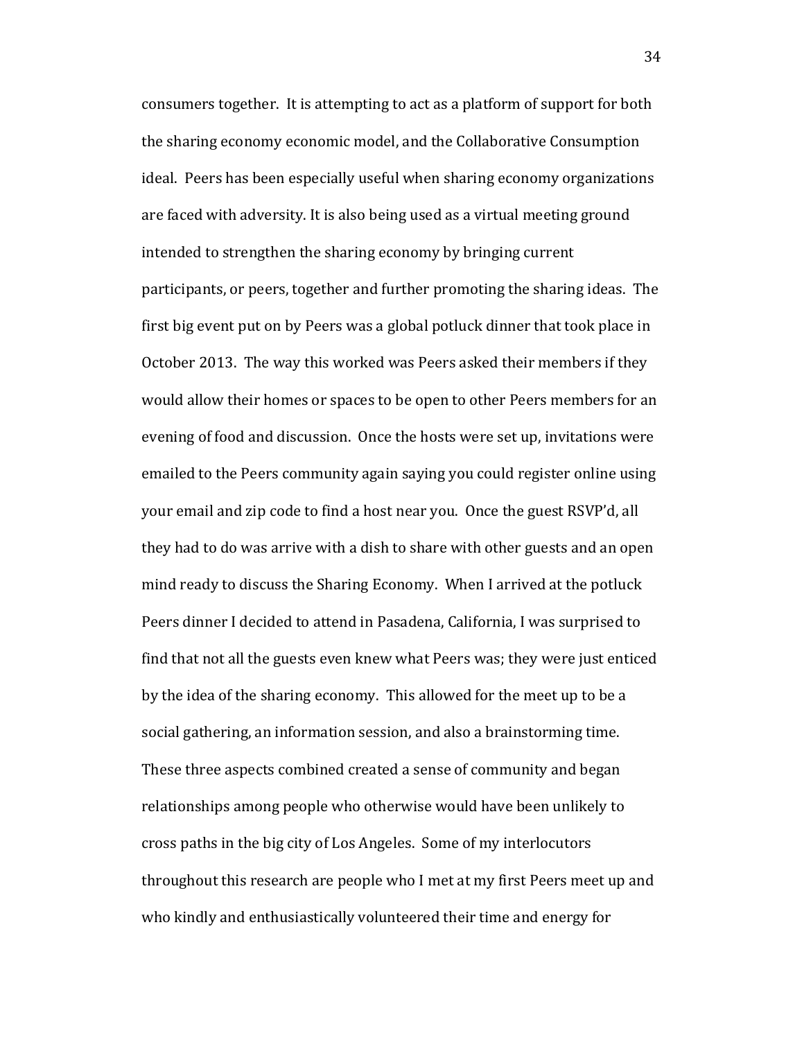consumers together. It is attempting to act as a platform of support for both the sharing economy economic model, and the Collaborative Consumption ideal. Peers has been especially useful when sharing economy organizations are faced with adversity. It is also being used as a virtual meeting ground intended to strengthen the sharing economy by bringing current participants, or peers, together and further promoting the sharing ideas. The first big event put on by Peers was a global potluck dinner that took place in October 2013. The way this worked was Peers asked their members if they would allow their homes or spaces to be open to other Peers members for an evening of food and discussion. Once the hosts were set up, invitations were emailed to the Peers community again saying you could register online using your email and zip code to find a host near you. Once the guest RSVP'd, all they had to do was arrive with a dish to share with other guests and an open mind ready to discuss the Sharing Economy. When I arrived at the potluck Peers dinner I decided to attend in Pasadena, California, I was surprised to find that not all the guests even knew what Peers was; they were just enticed by the idea of the sharing economy. This allowed for the meet up to be a social gathering, an information session, and also a brainstorming time. These three aspects combined created a sense of community and began relationships among people who otherwise would have been unlikely to cross paths in the big city of Los Angeles. Some of my interlocutors throughout this research are people who I met at my first Peers meet up and who kindly and enthusiastically volunteered their time and energy for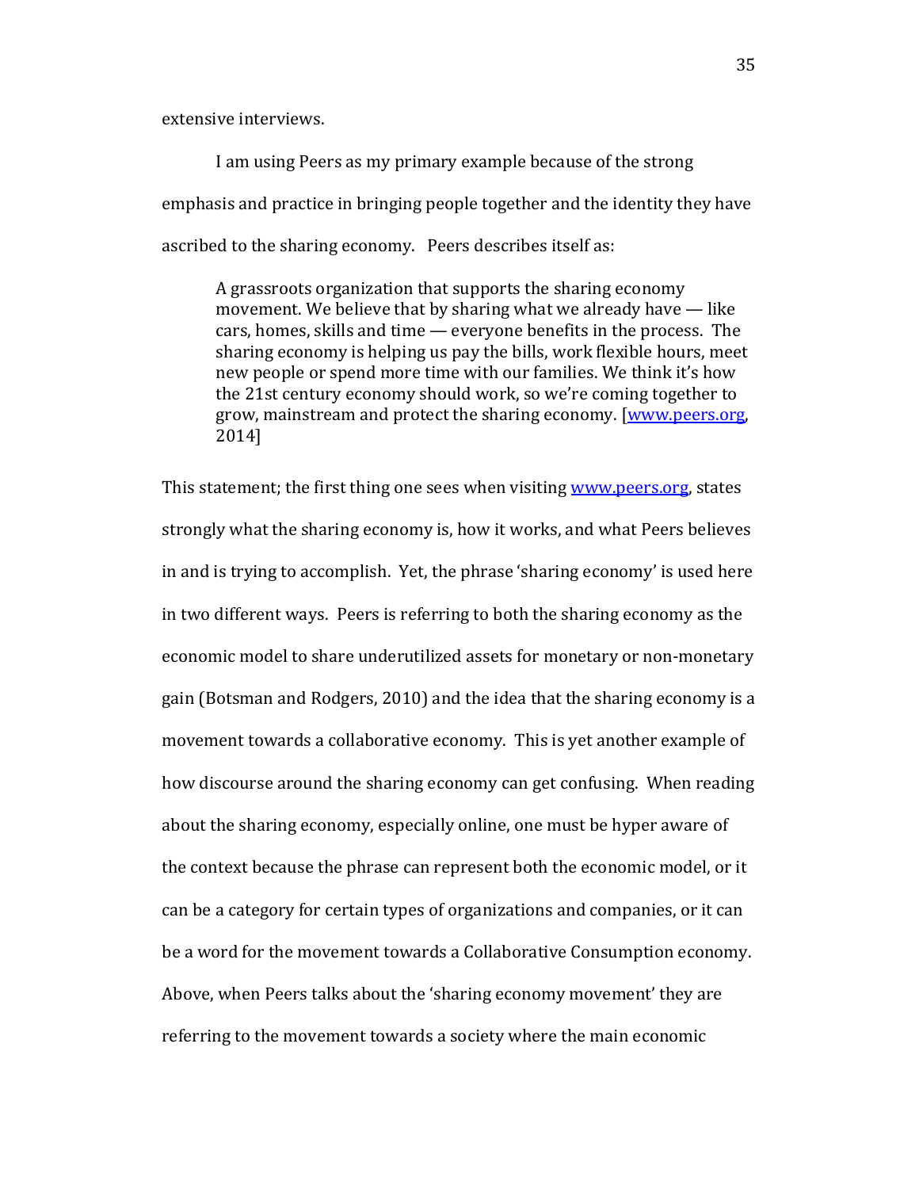extensive interviews.

I am using Peers as my primary example because of the strong emphasis and practice in bringing people together and the identity they have ascribed to the sharing economy. Peers describes itself as:

> A grassroots organization that supports the sharing economy movement. We believe that by sharing what we already have — like cars, homes, skills and time — everyone benefits in the process. The sharing economy is helping us pay the bills, work flexible hours, meet new people or spend more time with our families. We think it's how the 21st century economy should work, so we're coming together to grow, mainstream and protect the sharing economy. [www.peers.org, 2014]

This statement; the first thing one sees when visiting www.peers.org, states strongly what the sharing economy is, how it works, and what Peers believes in and is trying to accomplish. Yet, the phrase 'sharing economy' is used here in two different ways. Peers is referring to both the sharing economy as the economic model to share underutilized assets for monetary or non-monetary gain (Botsman and Rodgers, 2010) and the idea that the sharing economy is a movement towards a collaborative economy. This is yet another example of how discourse around the sharing economy can get confusing. When reading about the sharing economy, especially online, one must be hyper aware of the context because the phrase can represent both the economic model, or it can be a category for certain types of organizations and companies, or it can be a word for the movement towards a Collaborative Consumption economy. Above, when Peers talks about the 'sharing economy movement' they are referring to the movement towards a society where the main economic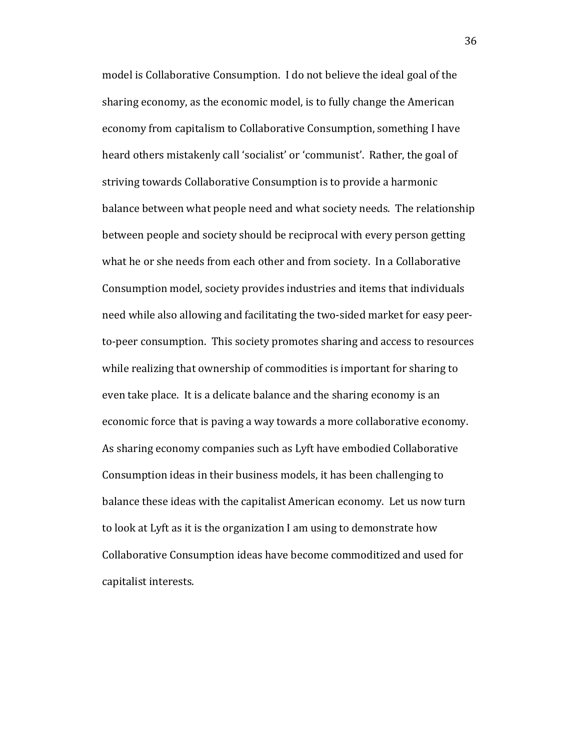model is Collaborative Consumption. I do not believe the ideal goal of the sharing economy, as the economic model, is to fully change the American economy from capitalism to Collaborative Consumption, something I have heard others mistakenly call 'socialist' or 'communist'. Rather, the goal of striving towards Collaborative Consumption is to provide a harmonic balance between what people need and what society needs. The relationship between people and society should be reciprocal with every person getting what he or she needs from each other and from society. In a Collaborative Consumption model, society provides industries and items that individuals need while also allowing and facilitating the two-sided market for easy peer-to-peer consumption. This society promotes sharing and access to resources while realizing that ownership of commodities is important for sharing to even take place. It is a delicate balance and the sharing economy is an economic force that is paving a way towards a more collaborative economy. As sharing economy companies such as Lyft have embodied Collaborative Consumption ideas in their business models, it has been challenging to balance these ideas with the capitalist American economy. Let us now turn to look at Lyft as it is the organization I am using to demonstrate how Collaborative Consumption ideas have become commoditized and used for capitalist interests.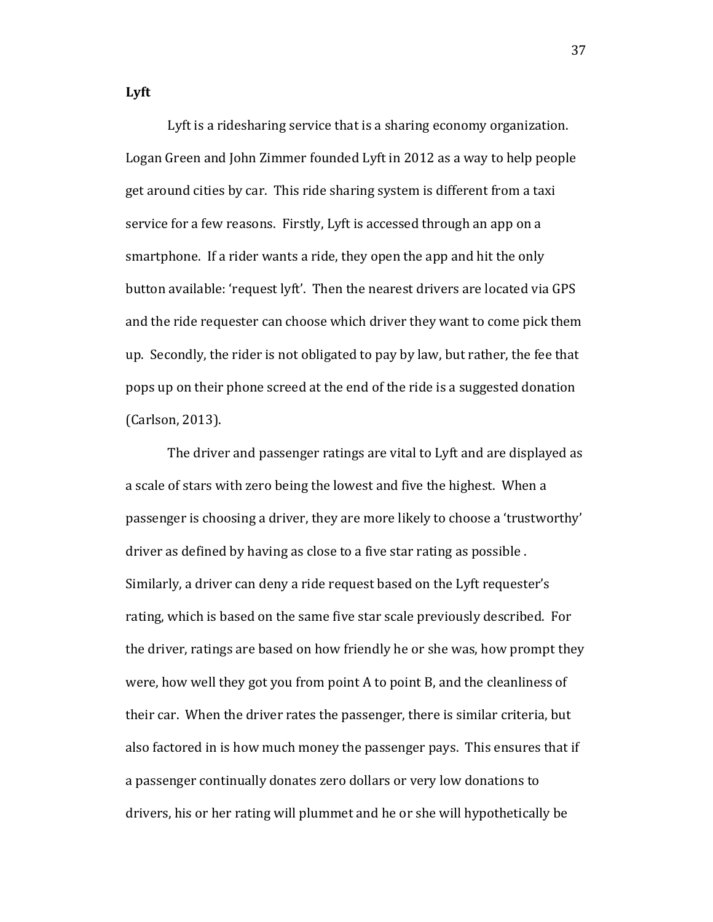**Lyft**

Lyft is a ridesharing service that is a sharing economy organization. Logan Green and John Zimmer founded Lyft in 2012 as a way to help people get around cities by car. This ride sharing system is different from a taxi service for a few reasons. Firstly, Lyft is accessed through an app on a smartphone. If a rider wants a ride, they open the app and hit the only button available: 'request lyft'. Then the nearest drivers are located via GPS and the ride requester can choose which driver they want to come pick them up. Secondly, the rider is not obligated to pay by law, but rather, the fee that pops up on their phone screed at the end of the ride is a suggested donation (Carlson, 2013).

The driver and passenger ratings are vital to Lyft and are displayed as a scale of stars with zero being the lowest and five the highest. When a passenger is choosing a driver, they are more likely to choose a 'trustworthy' driver as defined by having as close to a five star rating as possible . Similarly, a driver can deny a ride request based on the Lyft requester's rating, which is based on the same five star scale previously described. For the driver, ratings are based on how friendly he or she was, how prompt they were, how well they got you from point A to point B, and the cleanliness of their car. When the driver rates the passenger, there is similar criteria, but also factored in is how much money the passenger pays. This ensures that if a passenger continually donates zero dollars or very low donations to drivers, his or her rating will plummet and he or she will hypothetically be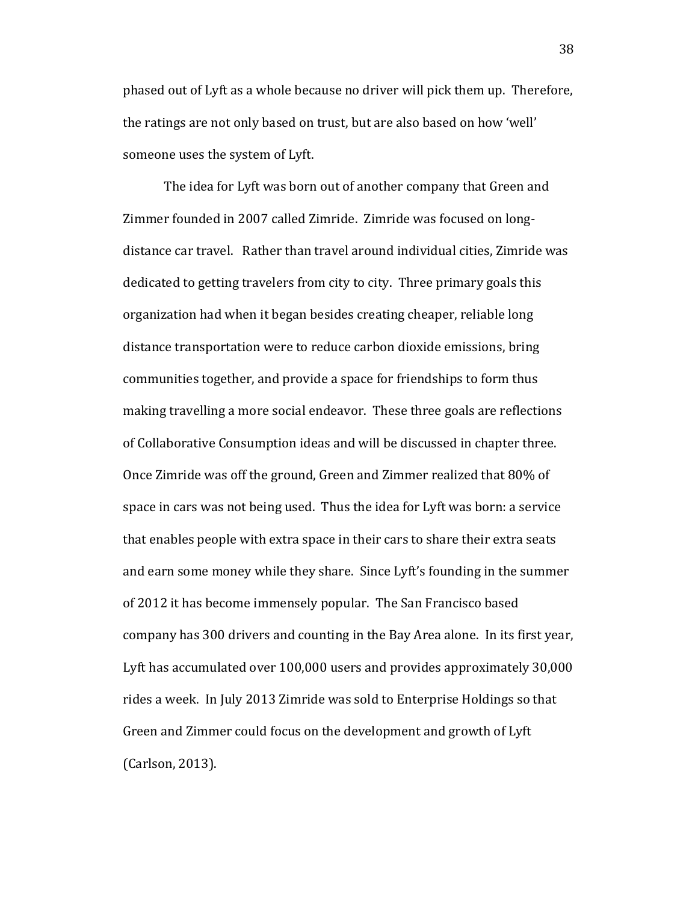phased out of Lyft as a whole because no driver will pick them up. Therefore, the ratings are not only based on trust, but are also based on how 'well' someone uses the system of Lyft.

The idea for Lyft was born out of another company that Green and Zimmer founded in 2007 called Zimride. Zimride was focused on long-distance car travel. Rather than travel around individual cities, Zimride was dedicated to getting travelers from city to city. Three primary goals this organization had when it began besides creating cheaper, reliable long distance transportation were to reduce carbon dioxide emissions, bring communities together, and provide a space for friendships to form thus making travelling a more social endeavor. These three goals are reflections of Collaborative Consumption ideas and will be discussed in chapter three. Once Zimride was off the ground, Green and Zimmer realized that 80% of space in cars was not being used. Thus the idea for Lyft was born: a service that enables people with extra space in their cars to share their extra seats and earn some money while they share. Since Lyft's founding in the summer of 2012 it has become immensely popular. The San Francisco based company has 300 drivers and counting in the Bay Area alone. In its first year, Lyft has accumulated over 100,000 users and provides approximately 30,000 rides a week. In July 2013 Zimride was sold to Enterprise Holdings so that Green and Zimmer could focus on the development and growth of Lyft (Carlson, 2013).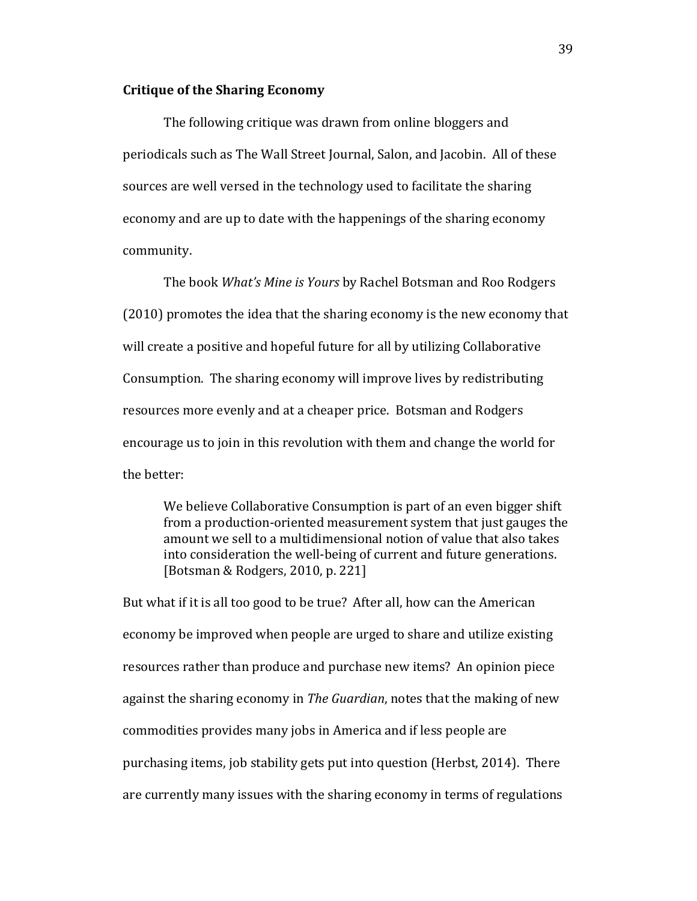**Critique of the Sharing Economy**

The following critique was drawn from online bloggers and periodicals such as The Wall Street Journal, Salon, and Jacobin. All of these sources are well versed in the technology used to facilitate the sharing economy and are up to date with the happenings of the sharing economy community.

The book *What's Mine is Yours* by Rachel Botsman and Roo Rodgers (2010) promotes the idea that the sharing economy is the new economy that will create a positive and hopeful future for all by utilizing Collaborative Consumption. The sharing economy will improve lives by redistributing resources more evenly and at a cheaper price. Botsman and Rodgers encourage us to join in this revolution with them and change the world for the better:

> We believe Collaborative Consumption is part of an even bigger shift from a production-oriented measurement system that just gauges the amount we sell to a multidimensional notion of value that also takes into consideration the well-being of current and future generations. [Botsman & Rodgers, 2010, p. 221]

But what if it is all too good to be true? After all, how can the American economy be improved when people are urged to share and utilize existing resources rather than produce and purchase new items? An opinion piece against the sharing economy in *The Guardian*, notes that the making of new commodities provides many jobs in America and if less people are purchasing items, job stability gets put into question (Herbst, 2014). There are currently many issues with the sharing economy in terms of regulations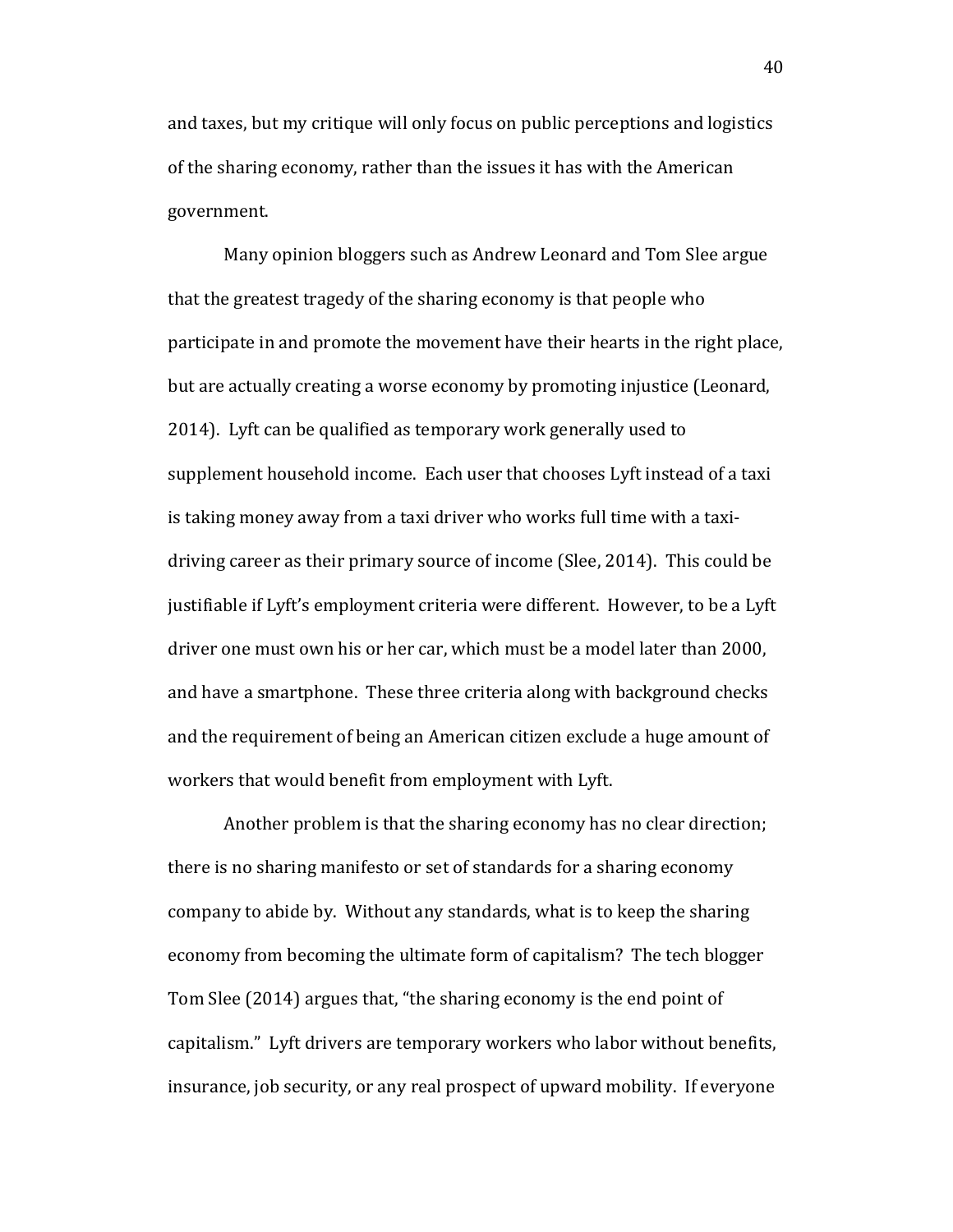and taxes, but my critique will only focus on public perceptions and logistics of the sharing economy, rather than the issues it has with the American government.

Many opinion bloggers such as Andrew Leonard and Tom Slee argue that the greatest tragedy of the sharing economy is that people who participate in and promote the movement have their hearts in the right place, but are actually creating a worse economy by promoting injustice (Leonard, 2014). Lyft can be qualified as temporary work generally used to supplement household income. Each user that chooses Lyft instead of a taxi is taking money away from a taxi driver who works full time with a taxi-driving career as their primary source of income (Slee, 2014). This could be justifiable if Lyft's employment criteria were different. However, to be a Lyft driver one must own his or her car, which must be a model later than 2000, and have a smartphone. These three criteria along with background checks and the requirement of being an American citizen exclude a huge amount of workers that would benefit from employment with Lyft.

Another problem is that the sharing economy has no clear direction; there is no sharing manifesto or set of standards for a sharing economy company to abide by. Without any standards, what is to keep the sharing economy from becoming the ultimate form of capitalism? The tech blogger Tom Slee (2014) argues that, "the sharing economy is the end point of capitalism." Lyft drivers are temporary workers who labor without benefits, insurance, job security, or any real prospect of upward mobility. If everyone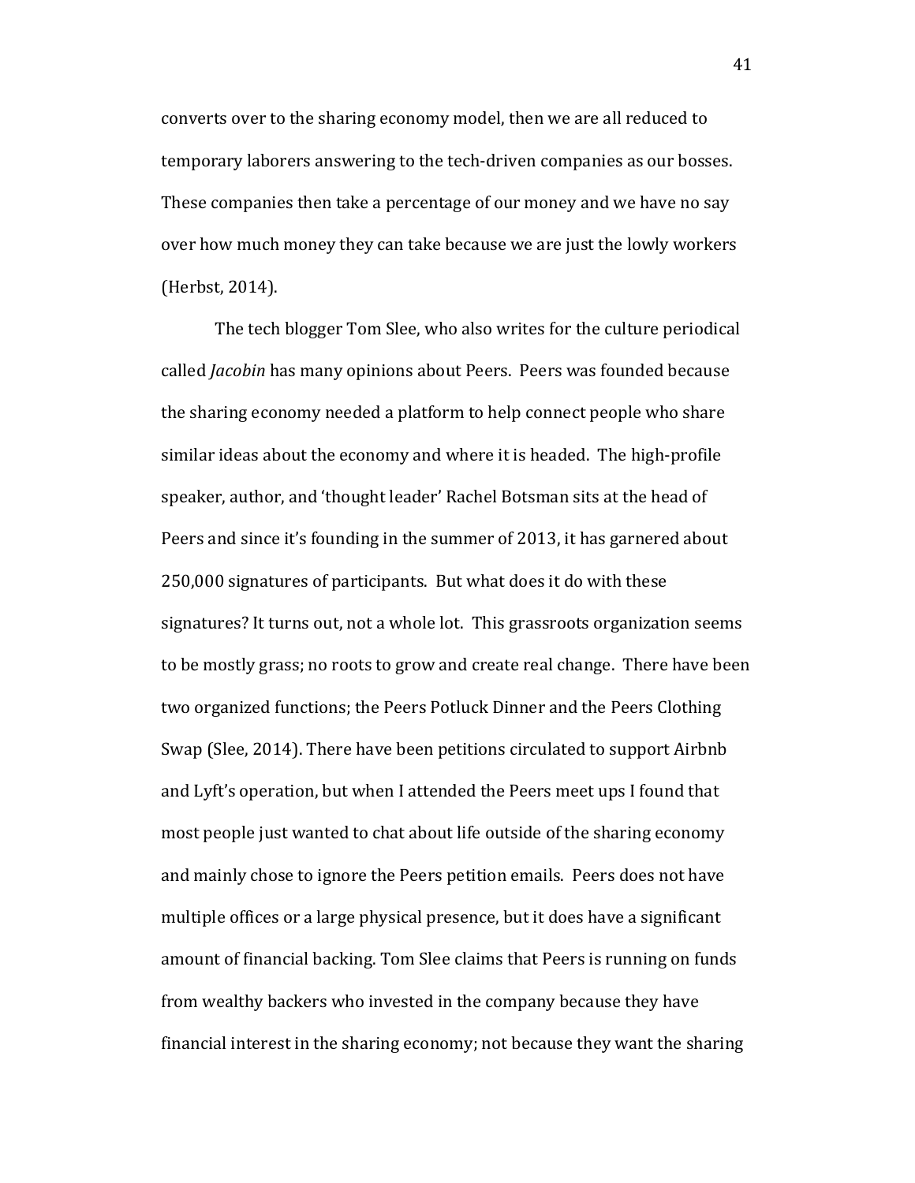converts over to the sharing economy model, then we are all reduced to temporary laborers answering to the tech-driven companies as our bosses. These companies then take a percentage of our money and we have no say over how much money they can take because we are just the lowly workers (Herbst, 2014).

The tech blogger Tom Slee, who also writes for the culture periodical called *Jacobin* has many opinions about Peers. Peers was founded because the sharing economy needed a platform to help connect people who share similar ideas about the economy and where it is headed. The high-profile speaker, author, and 'thought leader' Rachel Botsman sits at the head of Peers and since it's founding in the summer of 2013, it has garnered about 250,000 signatures of participants. But what does it do with these signatures? It turns out, not a whole lot. This grassroots organization seems to be mostly grass; no roots to grow and create real change. There have been two organized functions; the Peers Potluck Dinner and the Peers Clothing Swap (Slee, 2014). There have been petitions circulated to support Airbnb and Lyft's operation, but when I attended the Peers meet ups I found that most people just wanted to chat about life outside of the sharing economy and mainly chose to ignore the Peers petition emails. Peers does not have multiple offices or a large physical presence, but it does have a significant amount of financial backing. Tom Slee claims that Peers is running on funds from wealthy backers who invested in the company because they have financial interest in the sharing economy; not because they want the sharing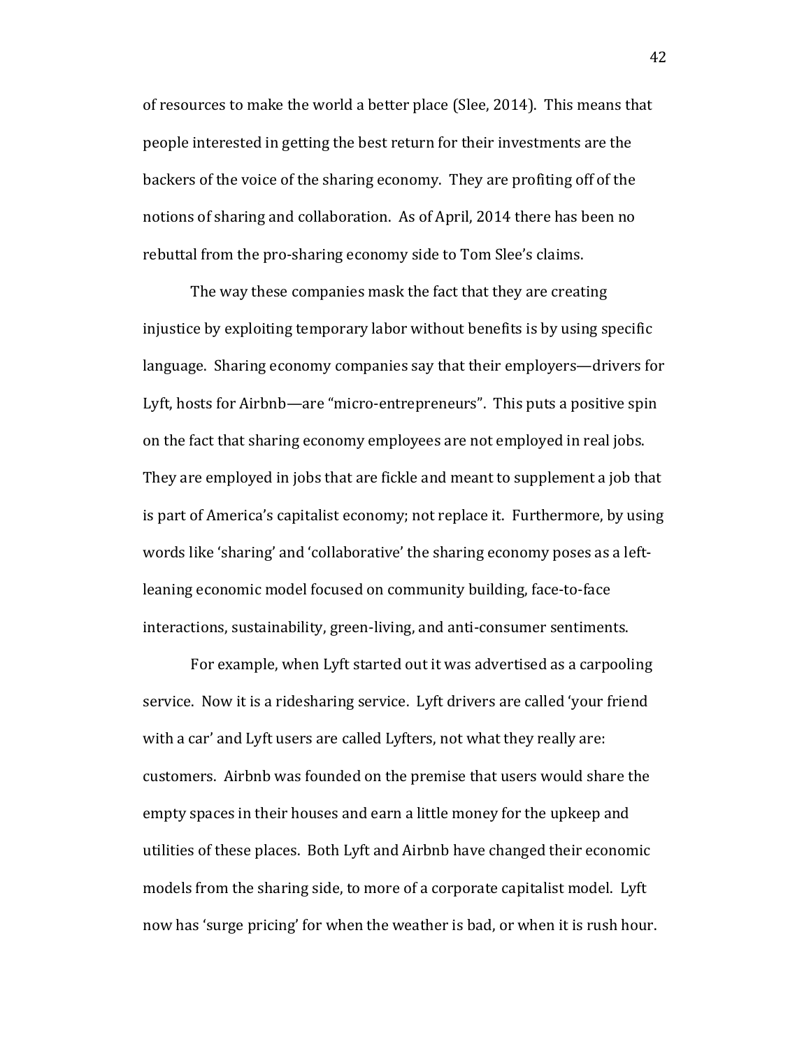of resources to make the world a better place (Slee, 2014). This means that people interested in getting the best return for their investments are the backers of the voice of the sharing economy. They are profiting off of the notions of sharing and collaboration. As of April, 2014 there has been no rebuttal from the pro-sharing economy side to Tom Slee's claims.

The way these companies mask the fact that they are creating injustice by exploiting temporary labor without benefits is by using specific language. Sharing economy companies say that their employers—drivers for Lyft, hosts for Airbnb—are "micro-entrepreneurs". This puts a positive spin on the fact that sharing economy employees are not employed in real jobs. They are employed in jobs that are fickle and meant to supplement a job that is part of America's capitalist economy; not replace it. Furthermore, by using words like 'sharing' and 'collaborative' the sharing economy poses as a left-leaning economic model focused on community building, face-to-face interactions, sustainability, green-living, and anti-consumer sentiments.

For example, when Lyft started out it was advertised as a carpooling service. Now it is a ridesharing service. Lyft drivers are called 'your friend with a car' and Lyft users are called Lyfters, not what they really are: customers. Airbnb was founded on the premise that users would share the empty spaces in their houses and earn a little money for the upkeep and utilities of these places. Both Lyft and Airbnb have changed their economic models from the sharing side, to more of a corporate capitalist model. Lyft now has 'surge pricing' for when the weather is bad, or when it is rush hour.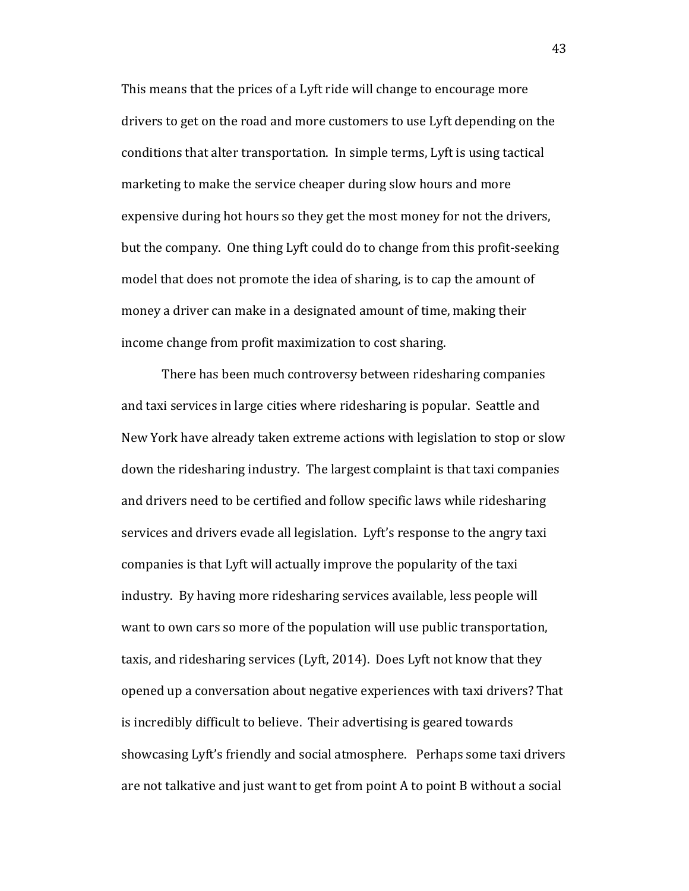This means that the prices of a Lyft ride will change to encourage more drivers to get on the road and more customers to use Lyft depending on the conditions that alter transportation. In simple terms, Lyft is using tactical marketing to make the service cheaper during slow hours and more expensive during hot hours so they get the most money for not the drivers, but the company. One thing Lyft could do to change from this profit-seeking model that does not promote the idea of sharing, is to cap the amount of money a driver can make in a designated amount of time, making their income change from profit maximization to cost sharing.

There has been much controversy between ridesharing companies and taxi services in large cities where ridesharing is popular. Seattle and New York have already taken extreme actions with legislation to stop or slow down the ridesharing industry. The largest complaint is that taxi companies and drivers need to be certified and follow specific laws while ridesharing services and drivers evade all legislation. Lyft's response to the angry taxi companies is that Lyft will actually improve the popularity of the taxi industry. By having more ridesharing services available, less people will want to own cars so more of the population will use public transportation, taxis, and ridesharing services (Lyft, 2014). Does Lyft not know that they opened up a conversation about negative experiences with taxi drivers? That is incredibly difficult to believe. Their advertising is geared towards showcasing Lyft's friendly and social atmosphere. Perhaps some taxi drivers are not talkative and just want to get from point A to point B without a social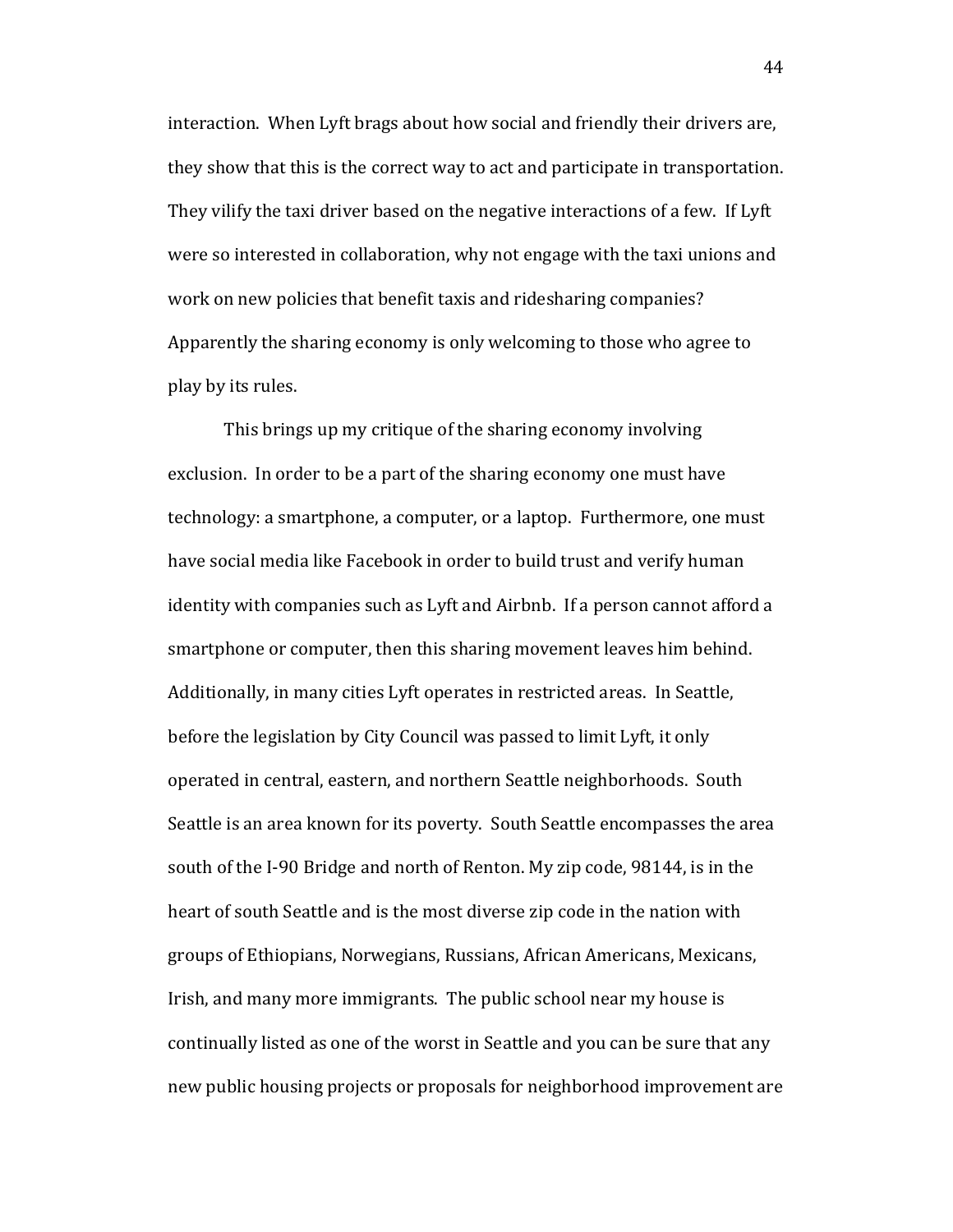interaction. When Lyft brags about how social and friendly their drivers are, they show that this is the correct way to act and participate in transportation. They vilify the taxi driver based on the negative interactions of a few. If Lyft were so interested in collaboration, why not engage with the taxi unions and work on new policies that benefit taxis and ridesharing companies? Apparently the sharing economy is only welcoming to those who agree to play by its rules.

This brings up my critique of the sharing economy involving exclusion. In order to be a part of the sharing economy one must have technology: a smartphone, a computer, or a laptop. Furthermore, one must have social media like Facebook in order to build trust and verify human identity with companies such as Lyft and Airbnb. If a person cannot afford a smartphone or computer, then this sharing movement leaves him behind. Additionally, in many cities Lyft operates in restricted areas. In Seattle, before the legislation by City Council was passed to limit Lyft, it only operated in central, eastern, and northern Seattle neighborhoods. South Seattle is an area known for its poverty. South Seattle encompasses the area south of the I-90 Bridge and north of Renton. My zip code, 98144, is in the heart of south Seattle and is the most diverse zip code in the nation with groups of Ethiopians, Norwegians, Russians, African Americans, Mexicans, Irish, and many more immigrants. The public school near my house is continually listed as one of the worst in Seattle and you can be sure that any new public housing projects or proposals for neighborhood improvement are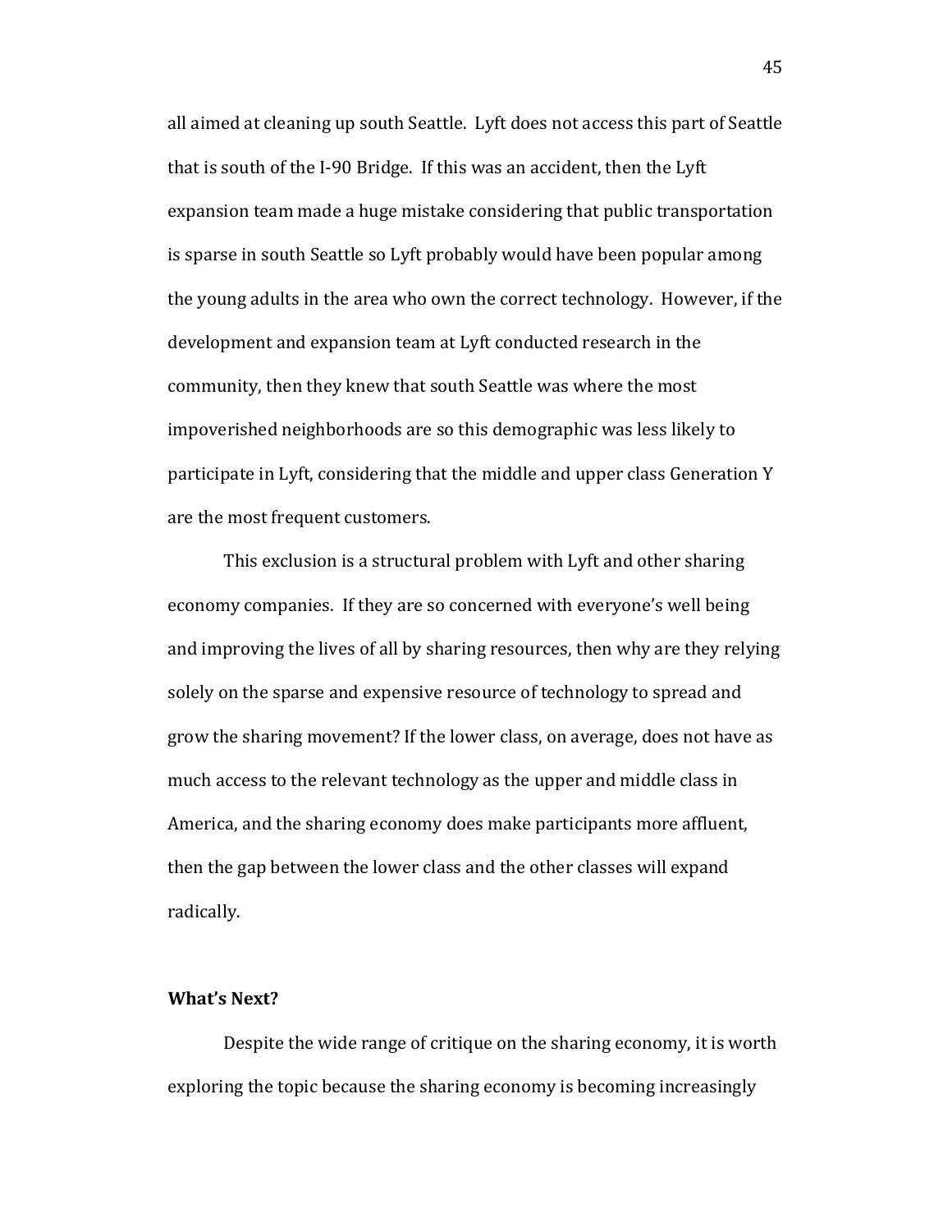all aimed at cleaning up south Seattle. Lyft does not access this part of Seattle that is south of the I-90 Bridge. If this was an accident, then the Lyft expansion team made a huge mistake considering that public transportation is sparse in south Seattle so Lyft probably would have been popular among the young adults in the area who own the correct technology. However, if the development and expansion team at Lyft conducted research in the community, then they knew that south Seattle was where the most impoverished neighborhoods are so this demographic was less likely to participate in Lyft, considering that the middle and upper class Generation Y are the most frequent customers.

This exclusion is a structural problem with Lyft and other sharing economy companies. If they are so concerned with everyone's well being and improving the lives of all by sharing resources, then why are they relying solely on the sparse and expensive resource of technology to spread and grow the sharing movement? If the lower class, on average, does not have as much access to the relevant technology as the upper and middle class in America, and the sharing economy does make participants more affluent, then the gap between the lower class and the other classes will expand radically.

**What's Next?**

Despite the wide range of critique on the sharing economy, it is worth exploring the topic because the sharing economy is becoming increasingly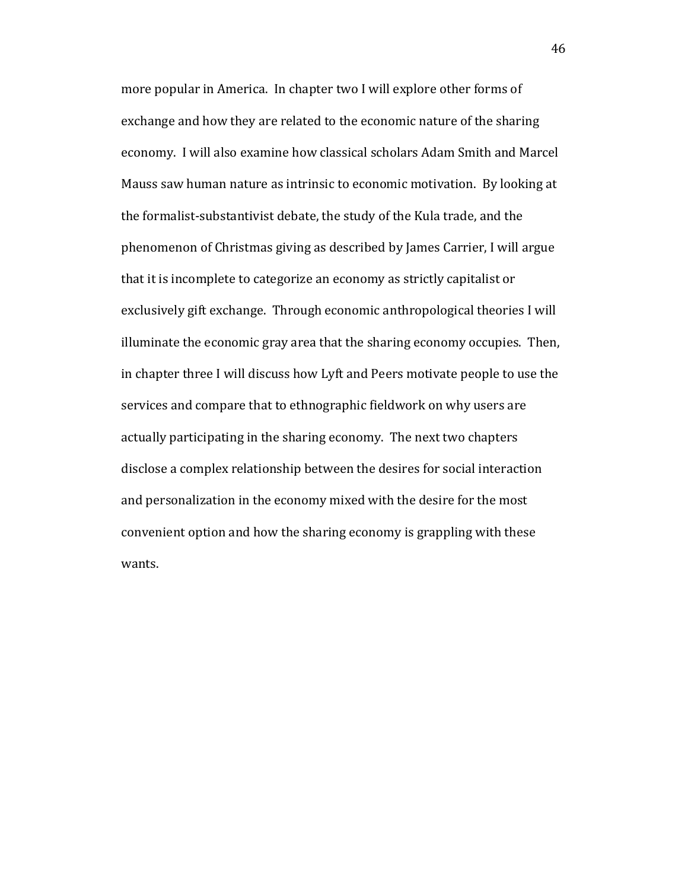more popular in America. In chapter two I will explore other forms of exchange and how they are related to the economic nature of the sharing economy. I will also examine how classical scholars Adam Smith and Marcel Mauss saw human nature as intrinsic to economic motivation. By looking at the formalist-substantivist debate, the study of the Kula trade, and the phenomenon of Christmas giving as described by James Carrier, I will argue that it is incomplete to categorize an economy as strictly capitalist or exclusively gift exchange. Through economic anthropological theories I will illuminate the economic gray area that the sharing economy occupies. Then, in chapter three I will discuss how Lyft and Peers motivate people to use the services and compare that to ethnographic fieldwork on why users are actually participating in the sharing economy. The next two chapters disclose a complex relationship between the desires for social interaction and personalization in the economy mixed with the desire for the most convenient option and how the sharing economy is grappling with these wants.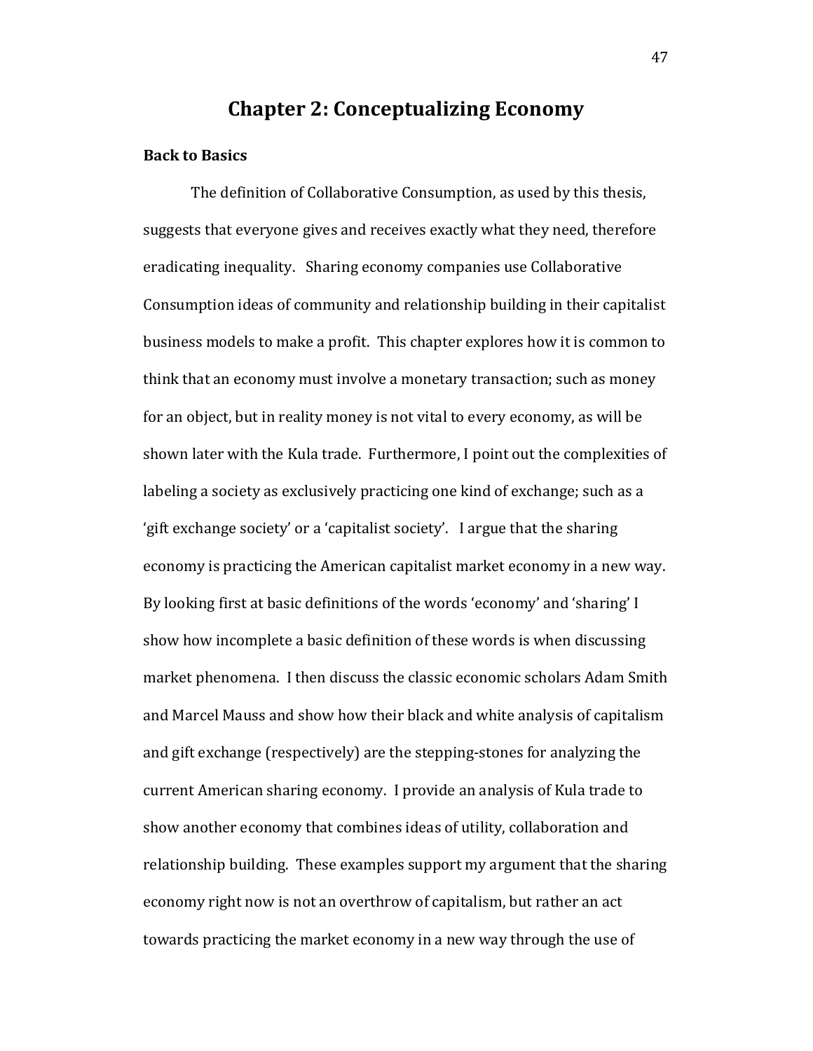# Chapter 2: Conceptualizing Economy

## Back to Basics

The definition of Collaborative Consumption, as used by this thesis, suggests that everyone gives and receives exactly what they need, therefore eradicating inequality. Sharing economy companies use Collaborative Consumption ideas of community and relationship building in their capitalist business models to make a profit. This chapter explores how it is common to think that an economy must involve a monetary transaction; such as money for an object, but in reality money is not vital to every economy, as will be shown later with the Kula trade. Furthermore, I point out the complexities of labeling a society as exclusively practicing one kind of exchange; such as a 'gift exchange society' or a 'capitalist society'. I argue that the sharing economy is practicing the American capitalist market economy in a new way. By looking first at basic definitions of the words 'economy' and 'sharing' I show how incomplete a basic definition of these words is when discussing market phenomena. I then discuss the classic economic scholars Adam Smith and Marcel Mauss and show how their black and white analysis of capitalism and gift exchange (respectively) are the stepping-stones for analyzing the current American sharing economy. I provide an analysis of Kula trade to show another economy that combines ideas of utility, collaboration and relationship building. These examples support my argument that the sharing economy right now is not an overthrow of capitalism, but rather an act towards practicing the market economy in a new way through the use of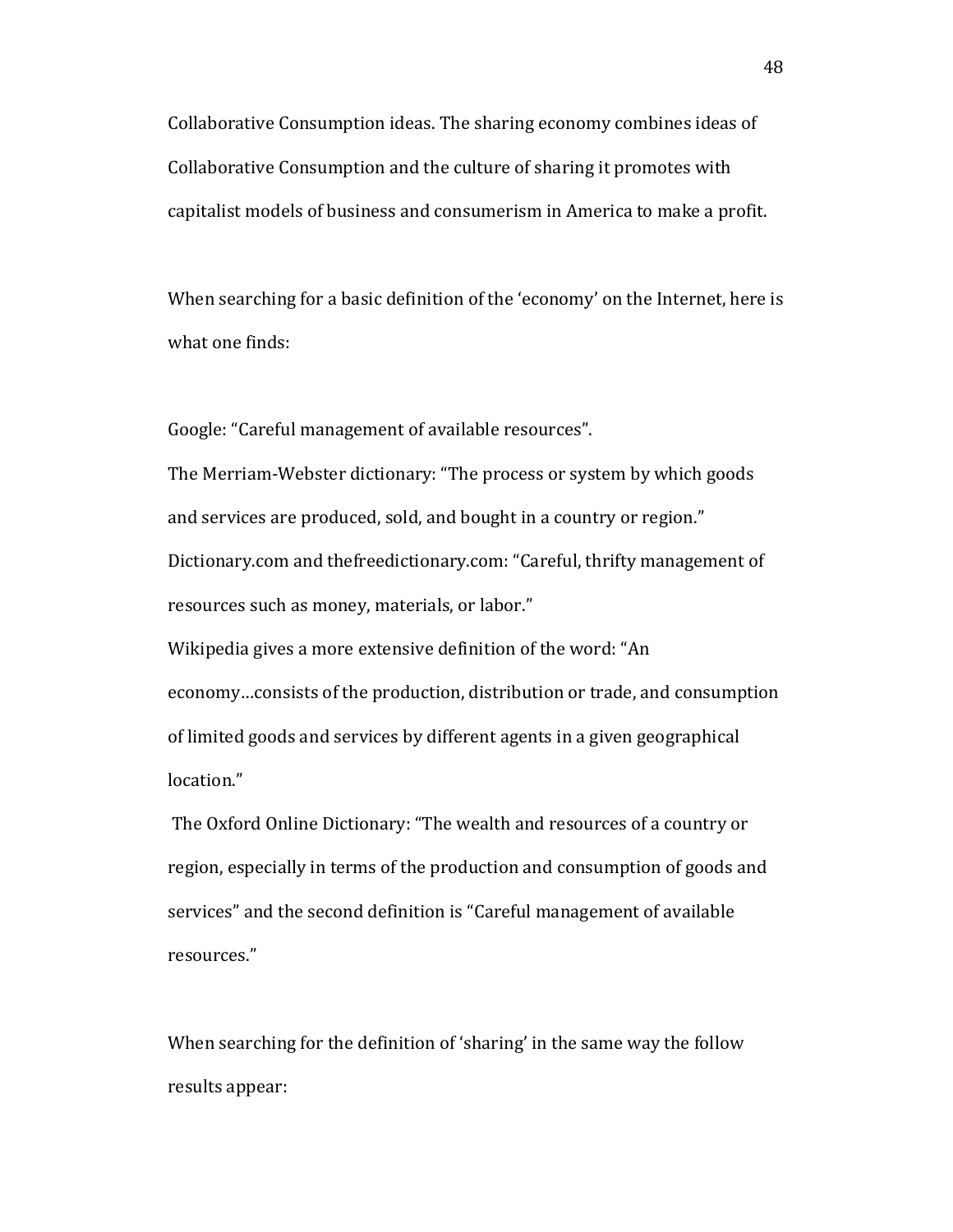Collaborative Consumption ideas. The sharing economy combines ideas of Collaborative Consumption and the culture of sharing it promotes with capitalist models of business and consumerism in America to make a profit.

When searching for a basic definition of the 'economy' on the Internet, here is what one finds:

Google: "Careful management of available resources".
The Merriam-Webster dictionary: "The process or system by which goods and services are produced, sold, and bought in a country or region."
Dictionary.com and thefreedictionary.com: "Careful, thrifty management of resources such as money, materials, or labor."
Wikipedia gives a more extensive definition of the word: "An economy…consists of the production, distribution or trade, and consumption of limited goods and services by different agents in a given geographical location."
The Oxford Online Dictionary: "The wealth and resources of a country or region, especially in terms of the production and consumption of goods and services" and the second definition is "Careful management of available resources."

When searching for the definition of 'sharing' in the same way the follow results appear: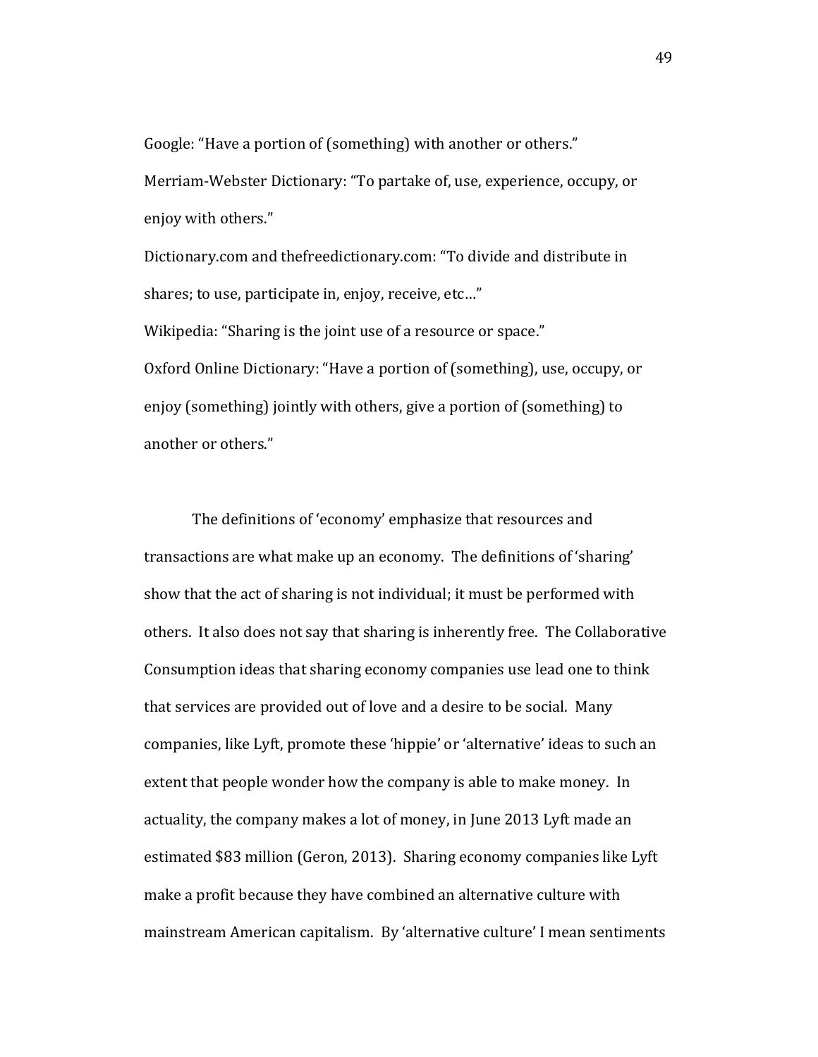Google: “Have a portion of (something) with another or others.”

Merriam-Webster Dictionary: “To partake of, use, experience, occupy, or enjoy with others.”

Dictionary.com and thefreedictionary.com: “To divide and distribute in shares; to use, participate in, enjoy, receive, etc…”

Wikipedia: “Sharing is the joint use of a resource or space.”

Oxford Online Dictionary: “Have a portion of (something), use, occupy, or enjoy (something) jointly with others, give a portion of (something) to another or others.”

The definitions of ‘economy’ emphasize that resources and transactions are what make up an economy. The definitions of ‘sharing’ show that the act of sharing is not individual; it must be performed with others. It also does not say that sharing is inherently free. The Collaborative Consumption ideas that sharing economy companies use lead one to think that services are provided out of love and a desire to be social. Many companies, like Lyft, promote these ‘hippie’ or ‘alternative’ ideas to such an extent that people wonder how the company is able to make money. In actuality, the company makes a lot of money, in June 2013 Lyft made an estimated $83 million (Geron, 2013). Sharing economy companies like Lyft make a profit because they have combined an alternative culture with mainstream American capitalism. By ‘alternative culture’ I mean sentiments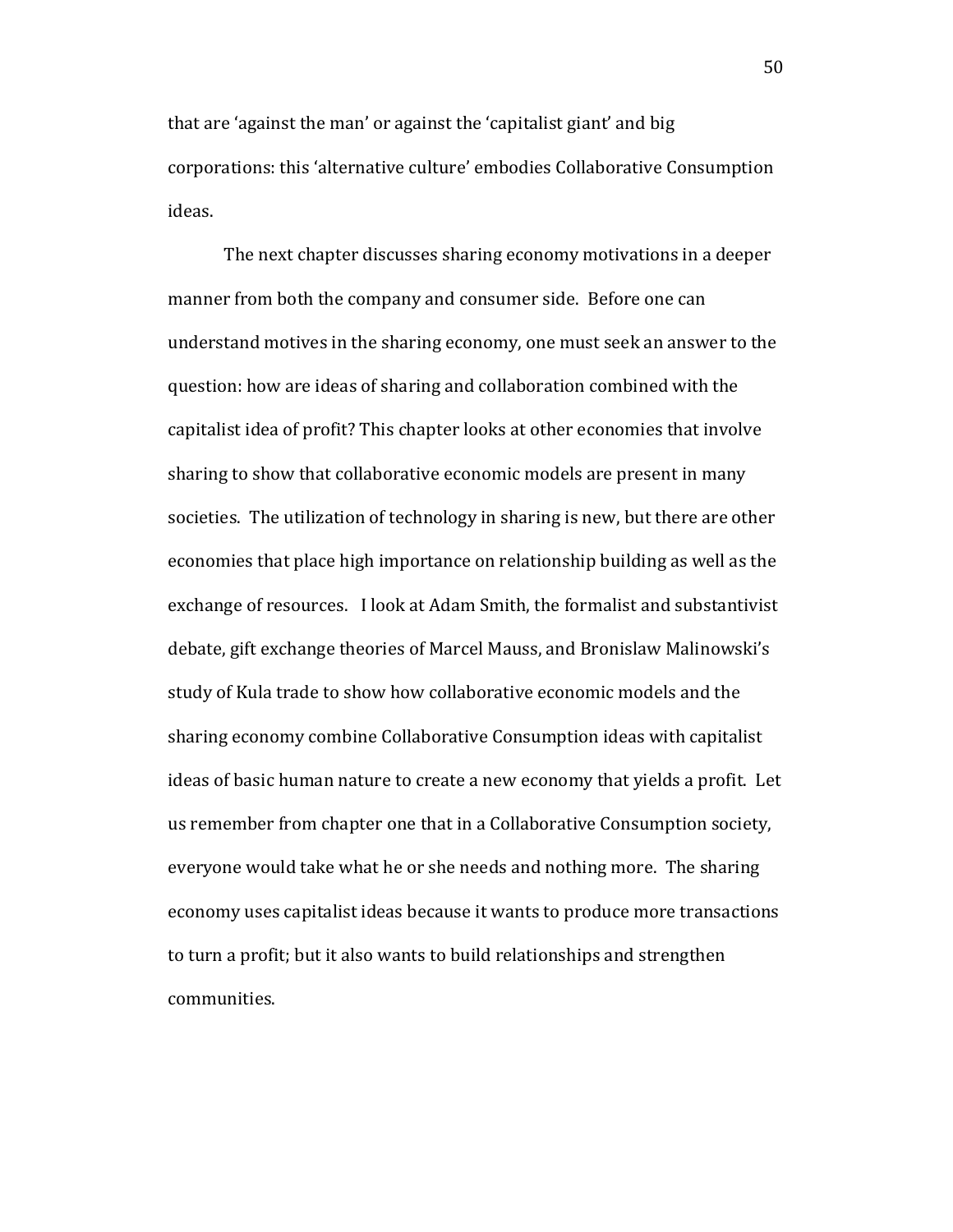that are ‘against the man’ or against the ‘capitalist giant’ and big corporations: this ‘alternative culture’ embodies Collaborative Consumption ideas.

The next chapter discusses sharing economy motivations in a deeper manner from both the company and consumer side. Before one can understand motives in the sharing economy, one must seek an answer to the question: how are ideas of sharing and collaboration combined with the capitalist idea of profit? This chapter looks at other economies that involve sharing to show that collaborative economic models are present in many societies. The utilization of technology in sharing is new, but there are other economies that place high importance on relationship building as well as the exchange of resources. I look at Adam Smith, the formalist and substantivist debate, gift exchange theories of Marcel Mauss, and Bronislaw Malinowski’s study of Kula trade to show how collaborative economic models and the sharing economy combine Collaborative Consumption ideas with capitalist ideas of basic human nature to create a new economy that yields a profit. Let us remember from chapter one that in a Collaborative Consumption society, everyone would take what he or she needs and nothing more. The sharing economy uses capitalist ideas because it wants to produce more transactions to turn a profit; but it also wants to build relationships and strengthen communities.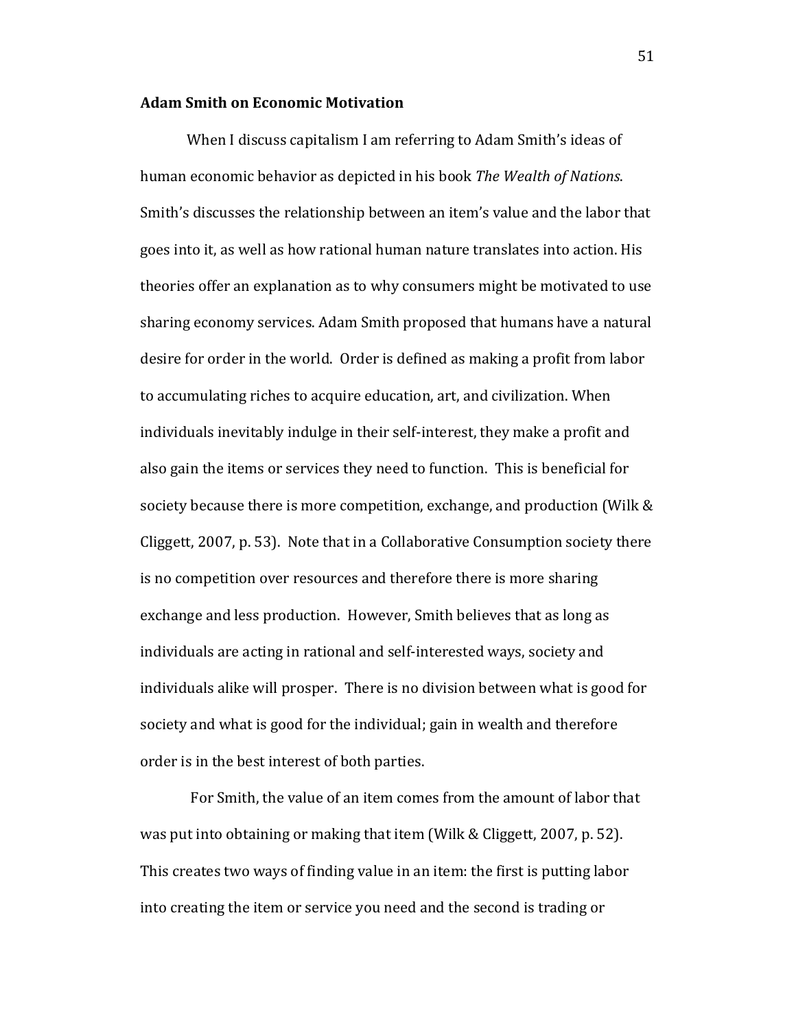**Adam Smith on Economic Motivation**

When I discuss capitalism I am referring to Adam Smith's ideas of human economic behavior as depicted in his book *The Wealth of Nations*. Smith's discusses the relationship between an item's value and the labor that goes into it, as well as how rational human nature translates into action. His theories offer an explanation as to why consumers might be motivated to use sharing economy services. Adam Smith proposed that humans have a natural desire for order in the world. Order is defined as making a profit from labor to accumulating riches to acquire education, art, and civilization. When individuals inevitably indulge in their self-interest, they make a profit and also gain the items or services they need to function. This is beneficial for society because there is more competition, exchange, and production (Wilk & Cliggett, 2007, p. 53). Note that in a Collaborative Consumption society there is no competition over resources and therefore there is more sharing exchange and less production. However, Smith believes that as long as individuals are acting in rational and self-interested ways, society and individuals alike will prosper. There is no division between what is good for society and what is good for the individual; gain in wealth and therefore order is in the best interest of both parties.

For Smith, the value of an item comes from the amount of labor that was put into obtaining or making that item (Wilk & Cliggett, 2007, p. 52). This creates two ways of finding value in an item: the first is putting labor into creating the item or service you need and the second is trading or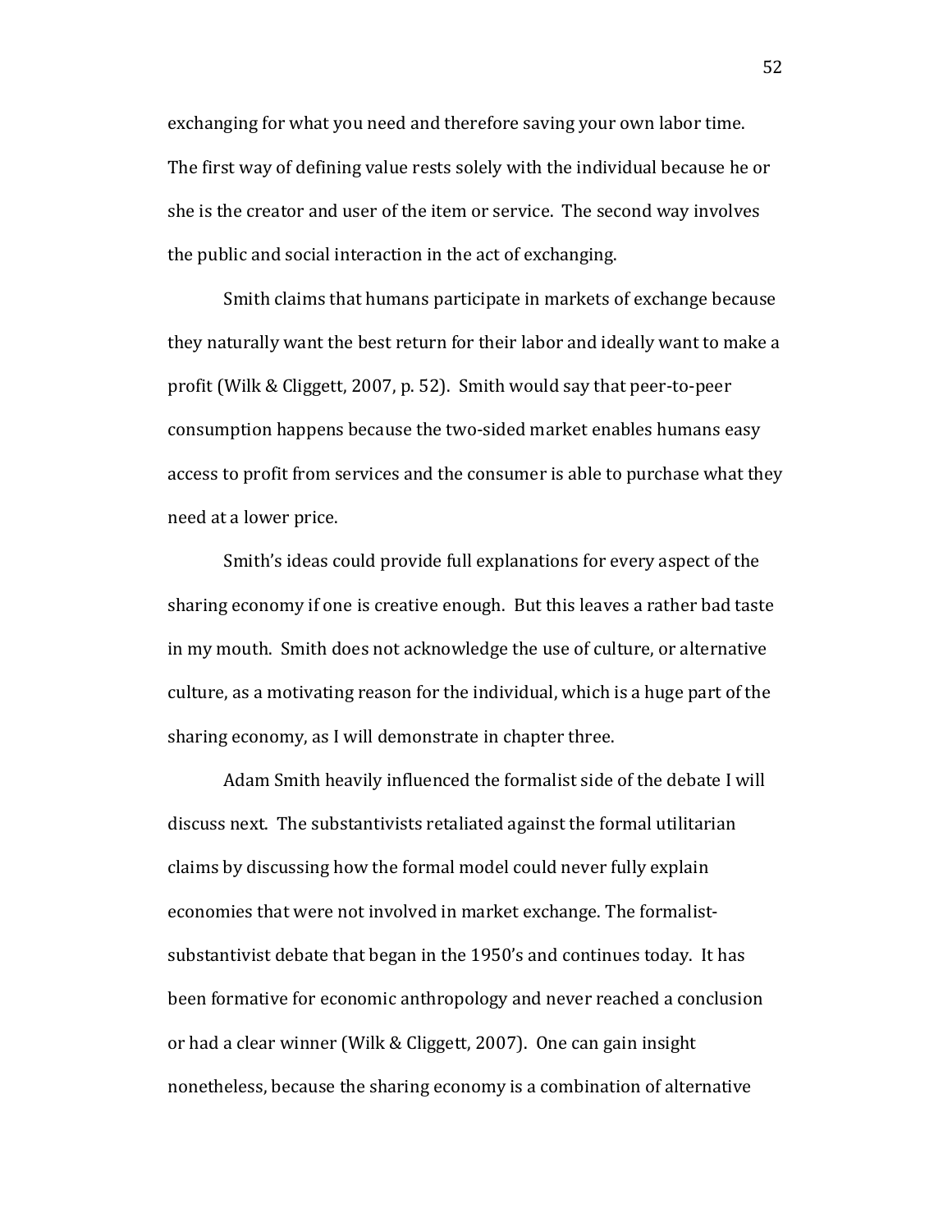exchanging for what you need and therefore saving your own labor time. The first way of defining value rests solely with the individual because he or she is the creator and user of the item or service. The second way involves the public and social interaction in the act of exchanging.

Smith claims that humans participate in markets of exchange because they naturally want the best return for their labor and ideally want to make a profit (Wilk & Cliggett, 2007, p. 52). Smith would say that peer-to-peer consumption happens because the two-sided market enables humans easy access to profit from services and the consumer is able to purchase what they need at a lower price.

Smith's ideas could provide full explanations for every aspect of the sharing economy if one is creative enough. But this leaves a rather bad taste in my mouth. Smith does not acknowledge the use of culture, or alternative culture, as a motivating reason for the individual, which is a huge part of the sharing economy, as I will demonstrate in chapter three.

Adam Smith heavily influenced the formalist side of the debate I will discuss next. The substantivists retaliated against the formal utilitarian claims by discussing how the formal model could never fully explain economies that were not involved in market exchange. The formalist-substantivist debate that began in the 1950's and continues today. It has been formative for economic anthropology and never reached a conclusion or had a clear winner (Wilk & Cliggett, 2007). One can gain insight nonetheless, because the sharing economy is a combination of alternative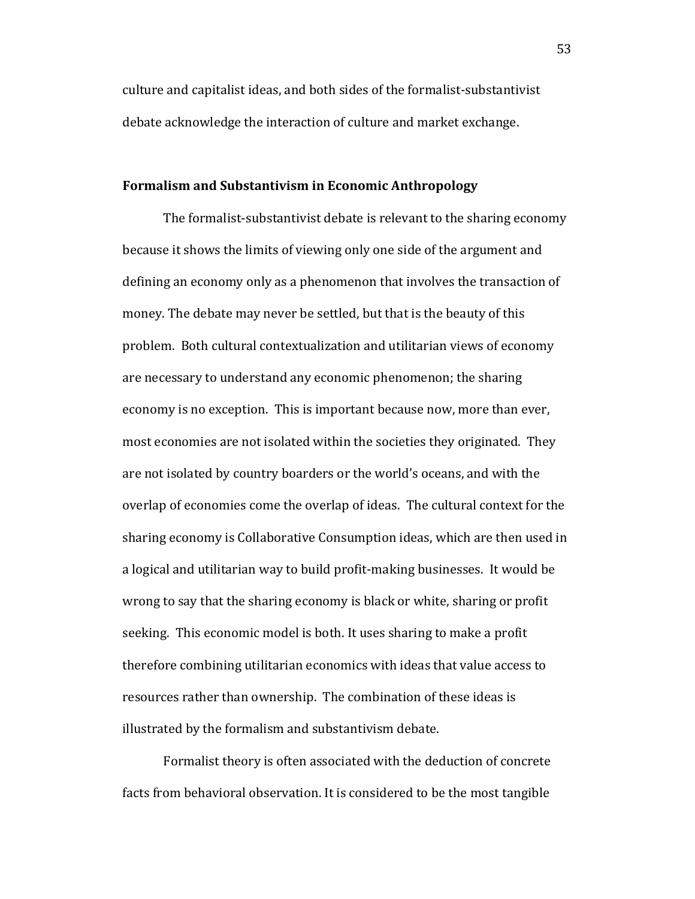culture and capitalist ideas, and both sides of the formalist-substantivist debate acknowledge the interaction of culture and market exchange.

### Formalism and Substantivism in Economic Anthropology

The formalist-substantivist debate is relevant to the sharing economy because it shows the limits of viewing only one side of the argument and defining an economy only as a phenomenon that involves the transaction of money. The debate may never be settled, but that is the beauty of this problem. Both cultural contextualization and utilitarian views of economy are necessary to understand any economic phenomenon; the sharing economy is no exception. This is important because now, more than ever, most economies are not isolated within the societies they originated. They are not isolated by country boarders or the world's oceans, and with the overlap of economies come the overlap of ideas. The cultural context for the sharing economy is Collaborative Consumption ideas, which are then used in a logical and utilitarian way to build profit-making businesses. It would be wrong to say that the sharing economy is black or white, sharing or profit seeking. This economic model is both. It uses sharing to make a profit therefore combining utilitarian economics with ideas that value access to resources rather than ownership. The combination of these ideas is illustrated by the formalism and substantivism debate.

Formalist theory is often associated with the deduction of concrete facts from behavioral observation. It is considered to be the most tangible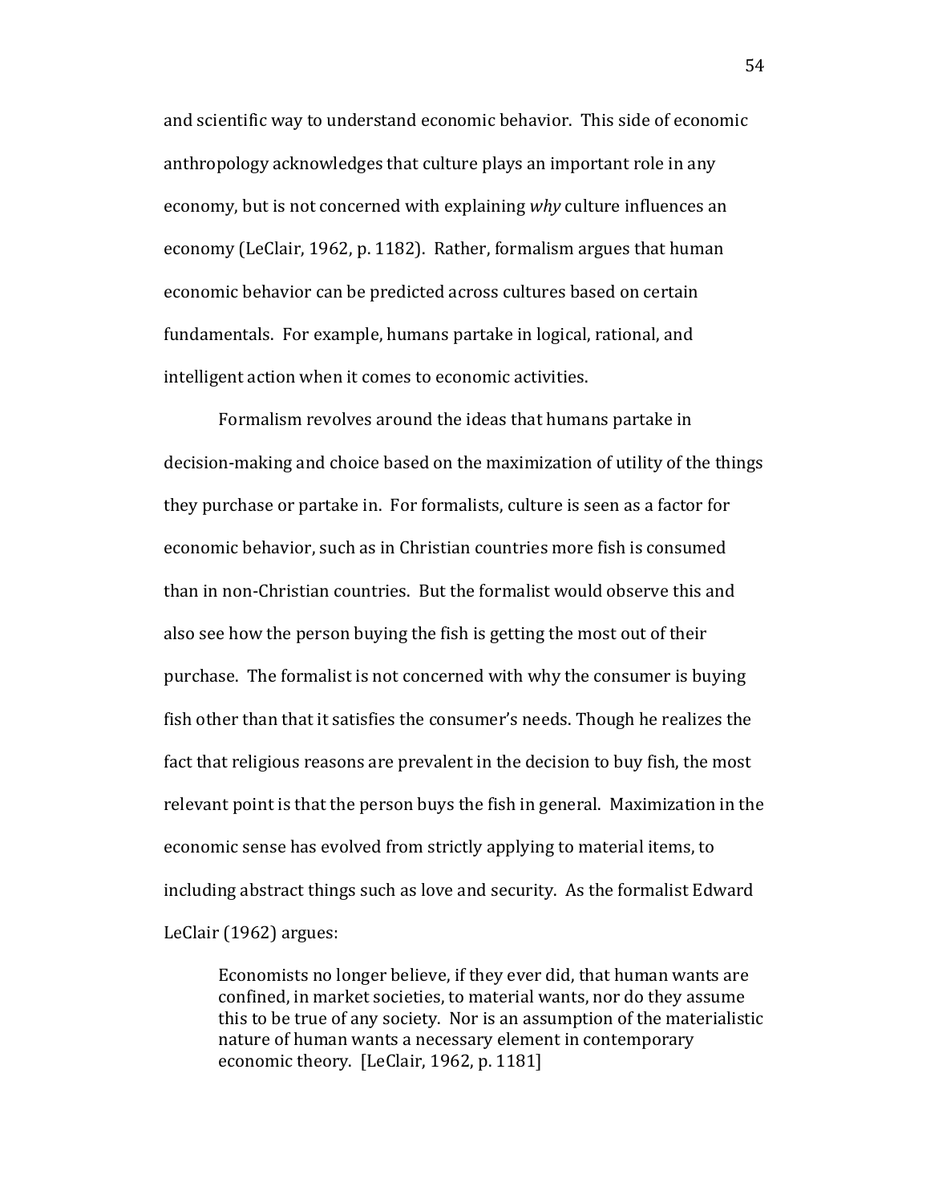and scientific way to understand economic behavior. This side of economic anthropology acknowledges that culture plays an important role in any economy, but is not concerned with explaining *why* culture influences an economy (LeClair, 1962, p. 1182). Rather, formalism argues that human economic behavior can be predicted across cultures based on certain fundamentals. For example, humans partake in logical, rational, and intelligent action when it comes to economic activities.

Formalism revolves around the ideas that humans partake in decision-making and choice based on the maximization of utility of the things they purchase or partake in. For formalists, culture is seen as a factor for economic behavior, such as in Christian countries more fish is consumed than in non-Christian countries. But the formalist would observe this and also see how the person buying the fish is getting the most out of their purchase. The formalist is not concerned with why the consumer is buying fish other than that it satisfies the consumer's needs. Though he realizes the fact that religious reasons are prevalent in the decision to buy fish, the most relevant point is that the person buys the fish in general. Maximization in the economic sense has evolved from strictly applying to material items, to including abstract things such as love and security. As the formalist Edward LeClair (1962) argues:

> Economists no longer believe, if they ever did, that human wants are confined, in market societies, to material wants, nor do they assume this to be true of any society. Nor is an assumption of the materialistic nature of human wants a necessary element in contemporary economic theory. [LeClair, 1962, p. 1181]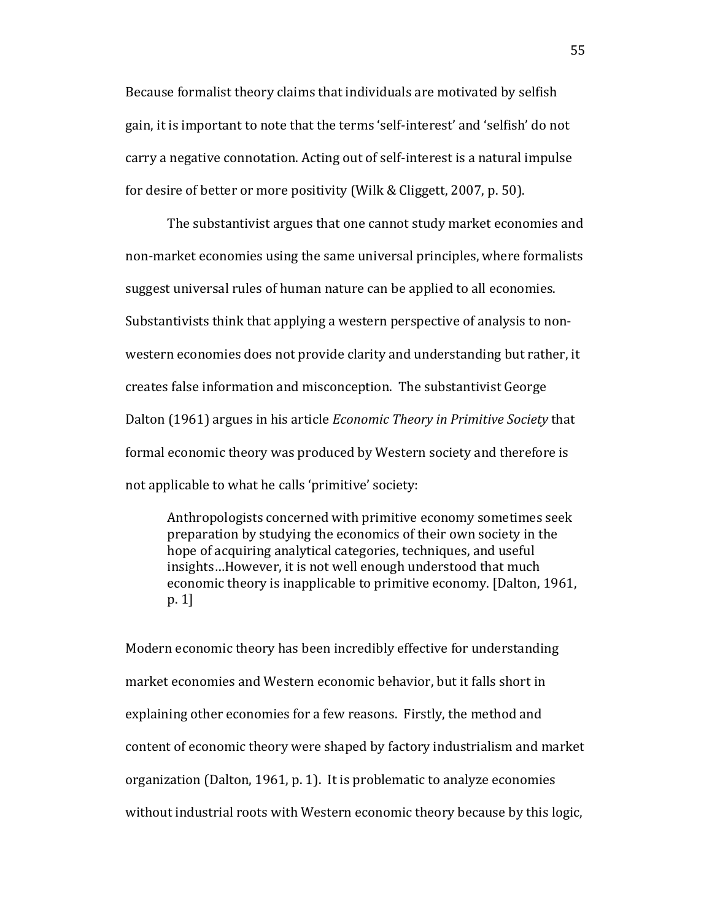Because formalist theory claims that individuals are motivated by selfish gain, it is important to note that the terms 'self-interest' and 'selfish' do not carry a negative connotation. Acting out of self-interest is a natural impulse for desire of better or more positivity (Wilk & Cliggett, 2007, p. 50).

The substantivist argues that one cannot study market economies and non-market economies using the same universal principles, where formalists suggest universal rules of human nature can be applied to all economies. Substantivists think that applying a western perspective of analysis to non-western economies does not provide clarity and understanding but rather, it creates false information and misconception. The substantivist George Dalton (1961) argues in his article *Economic Theory in Primitive Society* that formal economic theory was produced by Western society and therefore is not applicable to what he calls 'primitive' society:

> Anthropologists concerned with primitive economy sometimes seek preparation by studying the economics of their own society in the hope of acquiring analytical categories, techniques, and useful insights…However, it is not well enough understood that much economic theory is inapplicable to primitive economy. [Dalton, 1961, p. 1]

Modern economic theory has been incredibly effective for understanding market economies and Western economic behavior, but it falls short in explaining other economies for a few reasons. Firstly, the method and content of economic theory were shaped by factory industrialism and market organization (Dalton, 1961, p. 1). It is problematic to analyze economies without industrial roots with Western economic theory because by this logic,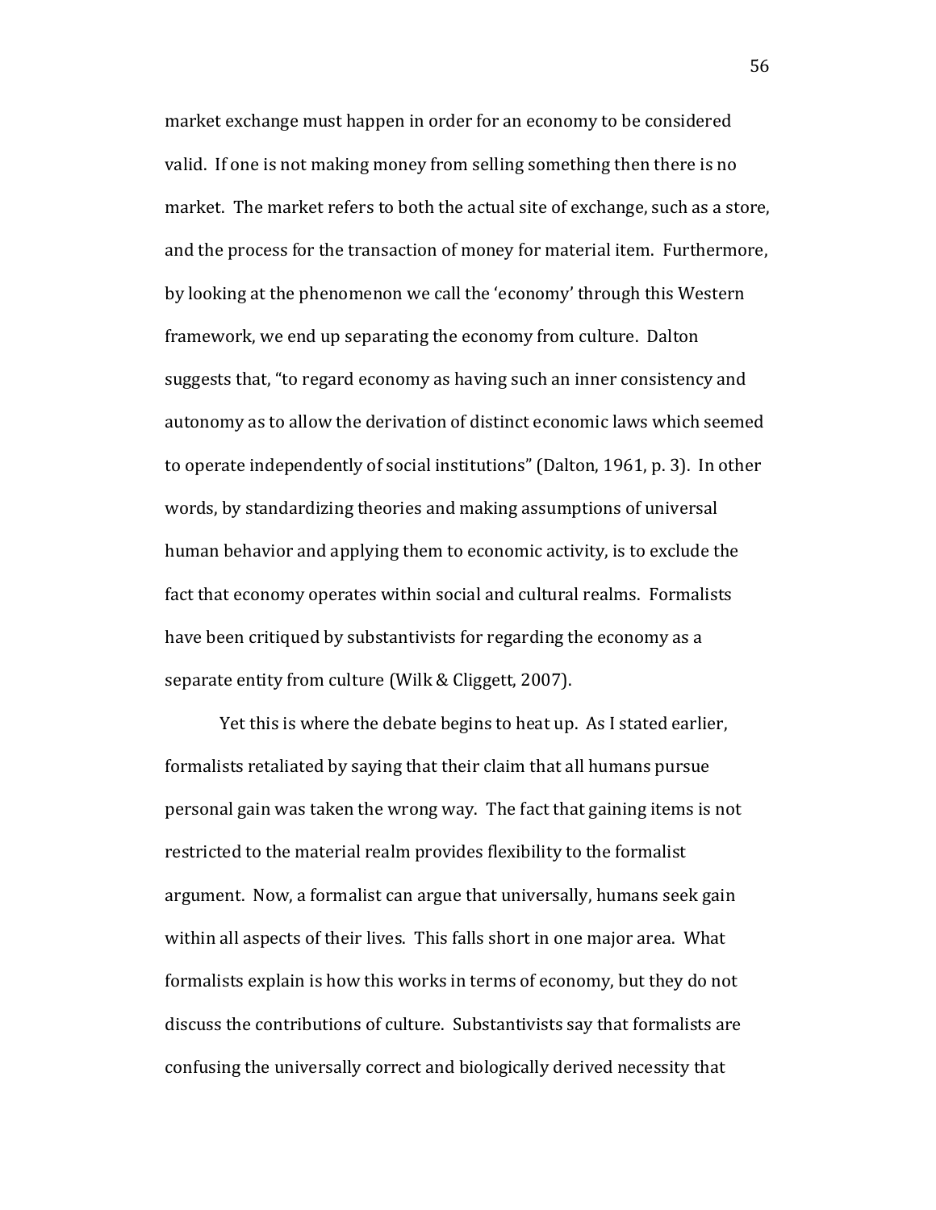market exchange must happen in order for an economy to be considered valid. If one is not making money from selling something then there is no market. The market refers to both the actual site of exchange, such as a store, and the process for the transaction of money for material item. Furthermore, by looking at the phenomenon we call the 'economy' through this Western framework, we end up separating the economy from culture. Dalton suggests that, "to regard economy as having such an inner consistency and autonomy as to allow the derivation of distinct economic laws which seemed to operate independently of social institutions" (Dalton, 1961, p. 3). In other words, by standardizing theories and making assumptions of universal human behavior and applying them to economic activity, is to exclude the fact that economy operates within social and cultural realms. Formalists have been critiqued by substantivists for regarding the economy as a separate entity from culture (Wilk & Cliggett, 2007).

Yet this is where the debate begins to heat up. As I stated earlier, formalists retaliated by saying that their claim that all humans pursue personal gain was taken the wrong way. The fact that gaining items is not restricted to the material realm provides flexibility to the formalist argument. Now, a formalist can argue that universally, humans seek gain within all aspects of their lives. This falls short in one major area. What formalists explain is how this works in terms of economy, but they do not discuss the contributions of culture. Substantivists say that formalists are confusing the universally correct and biologically derived necessity that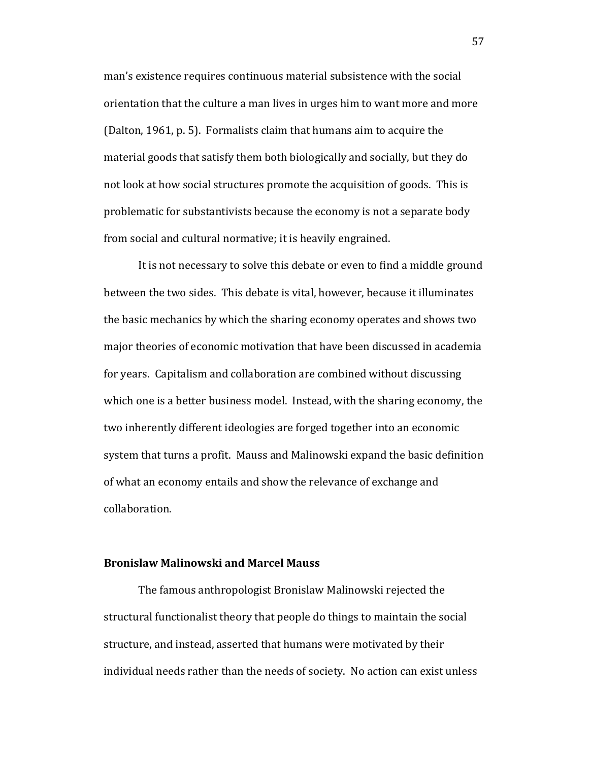man's existence requires continuous material subsistence with the social orientation that the culture a man lives in urges him to want more and more (Dalton, 1961, p. 5). Formalists claim that humans aim to acquire the material goods that satisfy them both biologically and socially, but they do not look at how social structures promote the acquisition of goods. This is problematic for substantivists because the economy is not a separate body from social and cultural normative; it is heavily engrained.

It is not necessary to solve this debate or even to find a middle ground between the two sides. This debate is vital, however, because it illuminates the basic mechanics by which the sharing economy operates and shows two major theories of economic motivation that have been discussed in academia for years. Capitalism and collaboration are combined without discussing which one is a better business model. Instead, with the sharing economy, the two inherently different ideologies are forged together into an economic system that turns a profit. Mauss and Malinowski expand the basic definition of what an economy entails and show the relevance of exchange and collaboration.

### Bronislaw Malinowski and Marcel Mauss

The famous anthropologist Bronislaw Malinowski rejected the structural functionalist theory that people do things to maintain the social structure, and instead, asserted that humans were motivated by their individual needs rather than the needs of society. No action can exist unless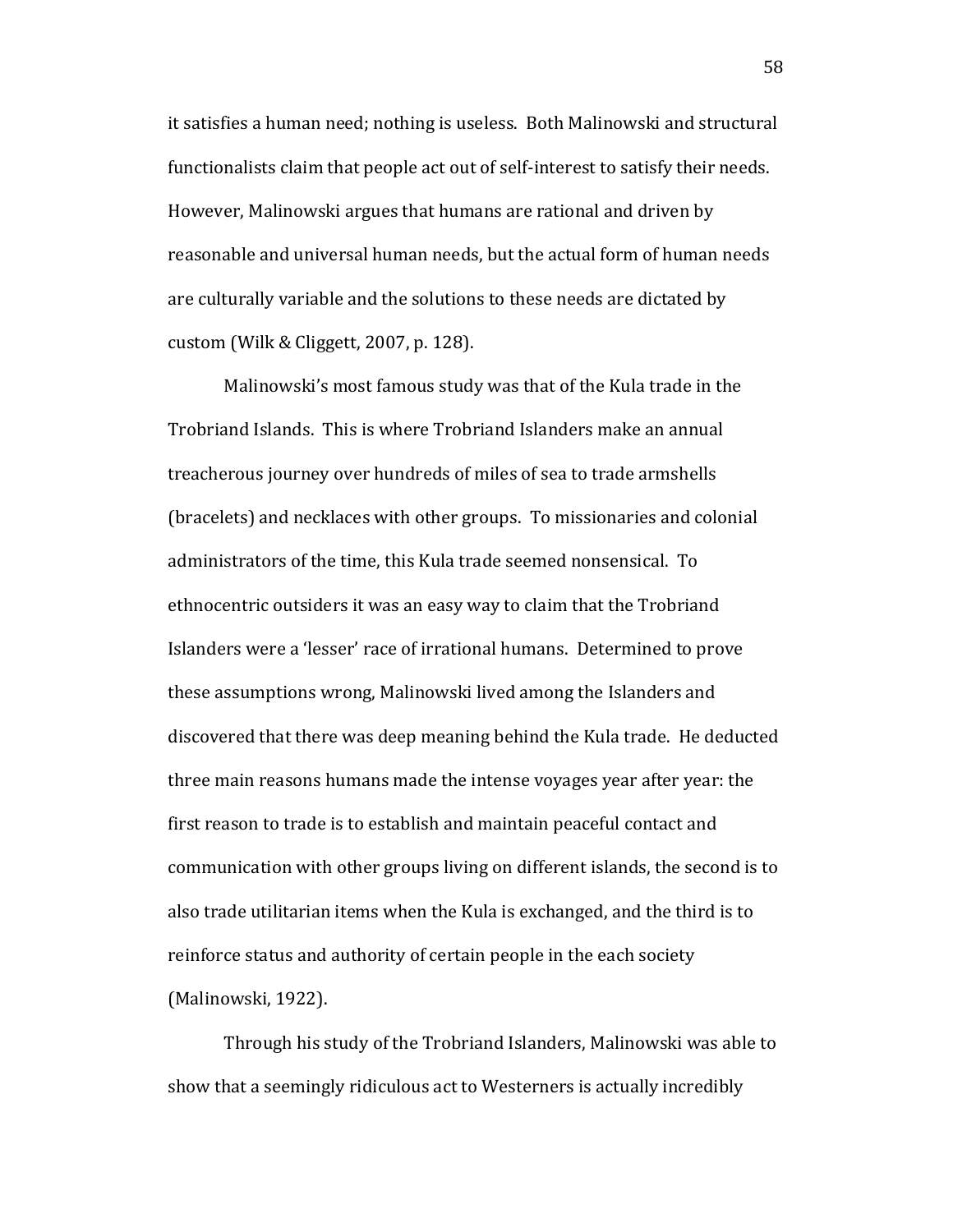it satisfies a human need; nothing is useless. Both Malinowski and structural functionalists claim that people act out of self-interest to satisfy their needs. However, Malinowski argues that humans are rational and driven by reasonable and universal human needs, but the actual form of human needs are culturally variable and the solutions to these needs are dictated by custom (Wilk & Cliggett, 2007, p. 128).

Malinowski's most famous study was that of the Kula trade in the Trobriand Islands. This is where Trobriand Islanders make an annual treacherous journey over hundreds of miles of sea to trade armshells (bracelets) and necklaces with other groups. To missionaries and colonial administrators of the time, this Kula trade seemed nonsensical. To ethnocentric outsiders it was an easy way to claim that the Trobriand Islanders were a 'lesser' race of irrational humans. Determined to prove these assumptions wrong, Malinowski lived among the Islanders and discovered that there was deep meaning behind the Kula trade. He deducted three main reasons humans made the intense voyages year after year: the first reason to trade is to establish and maintain peaceful contact and communication with other groups living on different islands, the second is to also trade utilitarian items when the Kula is exchanged, and the third is to reinforce status and authority of certain people in the each society (Malinowski, 1922).

Through his study of the Trobriand Islanders, Malinowski was able to show that a seemingly ridiculous act to Westerners is actually incredibly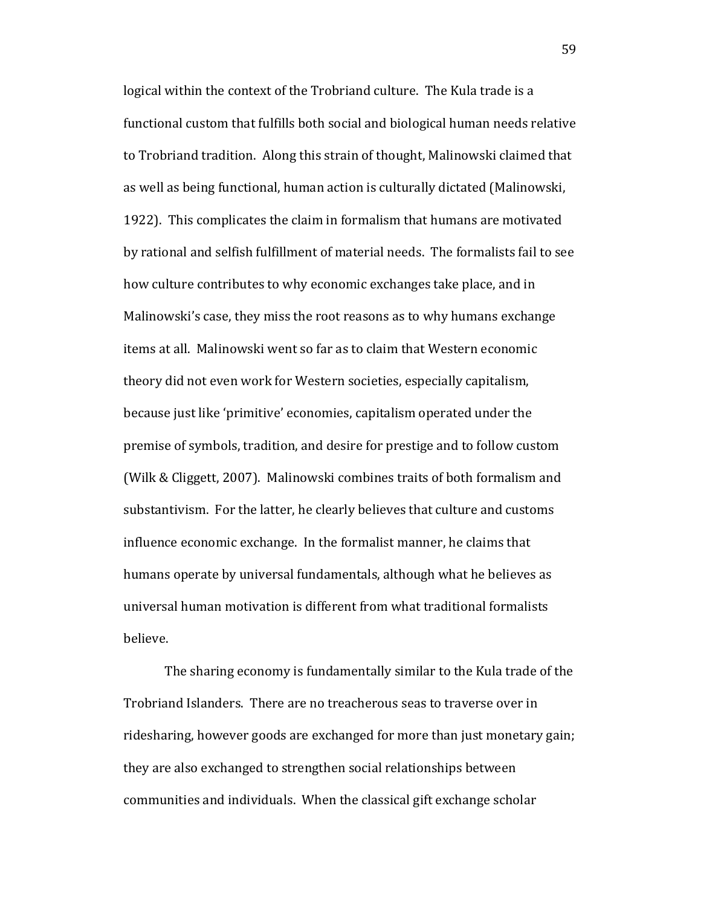logical within the context of the Trobriand culture. The Kula trade is a functional custom that fulfills both social and biological human needs relative to Trobriand tradition. Along this strain of thought, Malinowski claimed that as well as being functional, human action is culturally dictated (Malinowski, 1922). This complicates the claim in formalism that humans are motivated by rational and selfish fulfillment of material needs. The formalists fail to see how culture contributes to why economic exchanges take place, and in Malinowski's case, they miss the root reasons as to why humans exchange items at all. Malinowski went so far as to claim that Western economic theory did not even work for Western societies, especially capitalism, because just like 'primitive' economies, capitalism operated under the premise of symbols, tradition, and desire for prestige and to follow custom (Wilk & Cliggett, 2007). Malinowski combines traits of both formalism and substantivism. For the latter, he clearly believes that culture and customs influence economic exchange. In the formalist manner, he claims that humans operate by universal fundamentals, although what he believes as universal human motivation is different from what traditional formalists believe.

The sharing economy is fundamentally similar to the Kula trade of the Trobriand Islanders. There are no treacherous seas to traverse over in ridesharing, however goods are exchanged for more than just monetary gain; they are also exchanged to strengthen social relationships between communities and individuals. When the classical gift exchange scholar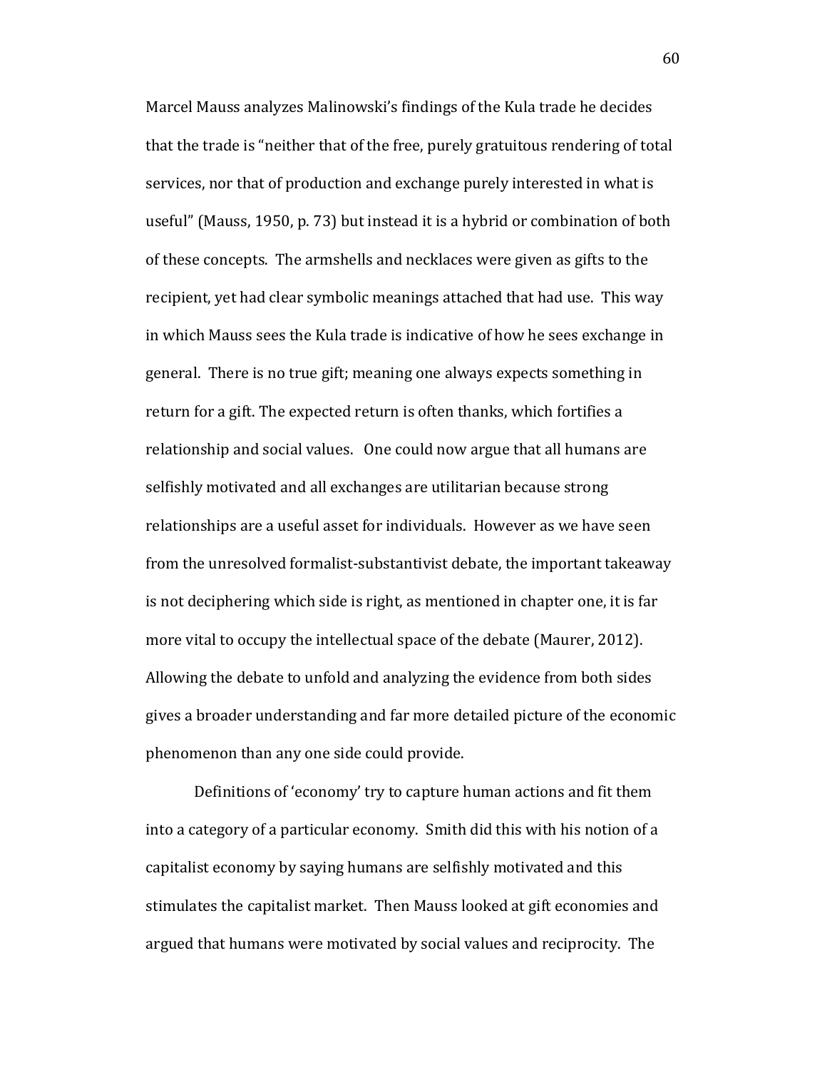Marcel Mauss analyzes Malinowski's findings of the Kula trade he decides that the trade is "neither that of the free, purely gratuitous rendering of total services, nor that of production and exchange purely interested in what is useful" (Mauss, 1950, p. 73) but instead it is a hybrid or combination of both of these concepts. The armshells and necklaces were given as gifts to the recipient, yet had clear symbolic meanings attached that had use. This way in which Mauss sees the Kula trade is indicative of how he sees exchange in general. There is no true gift; meaning one always expects something in return for a gift. The expected return is often thanks, which fortifies a relationship and social values. One could now argue that all humans are selfishly motivated and all exchanges are utilitarian because strong relationships are a useful asset for individuals. However as we have seen from the unresolved formalist-substantivist debate, the important takeaway is not deciphering which side is right, as mentioned in chapter one, it is far more vital to occupy the intellectual space of the debate (Maurer, 2012). Allowing the debate to unfold and analyzing the evidence from both sides gives a broader understanding and far more detailed picture of the economic phenomenon than any one side could provide.

Definitions of 'economy' try to capture human actions and fit them into a category of a particular economy. Smith did this with his notion of a capitalist economy by saying humans are selfishly motivated and this stimulates the capitalist market. Then Mauss looked at gift economies and argued that humans were motivated by social values and reciprocity. The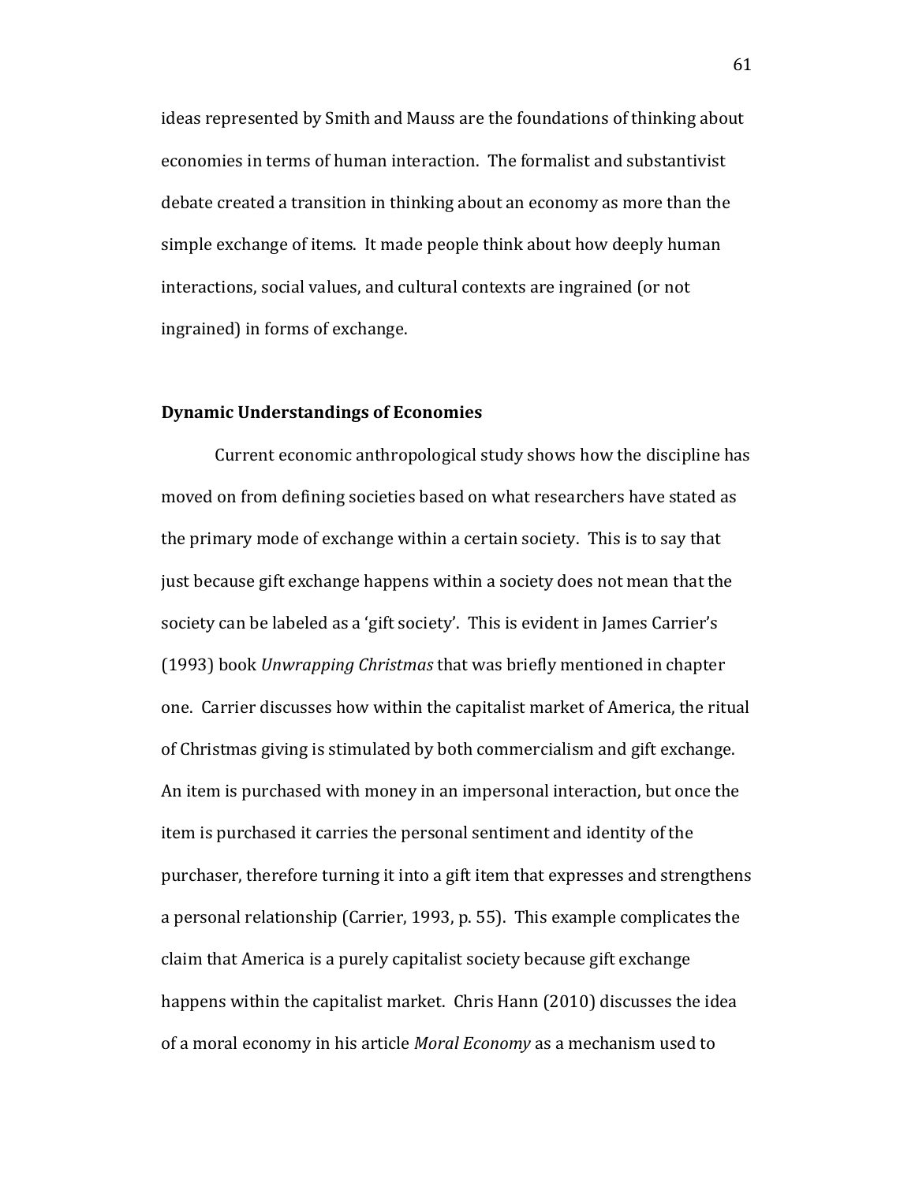ideas represented by Smith and Mauss are the foundations of thinking about economies in terms of human interaction. The formalist and substantivist debate created a transition in thinking about an economy as more than the simple exchange of items. It made people think about how deeply human interactions, social values, and cultural contexts are ingrained (or not ingrained) in forms of exchange.

### Dynamic Understandings of Economies

Current economic anthropological study shows how the discipline has moved on from defining societies based on what researchers have stated as the primary mode of exchange within a certain society. This is to say that just because gift exchange happens within a society does not mean that the society can be labeled as a 'gift society'. This is evident in James Carrier's (1993) book *Unwrapping Christmas* that was briefly mentioned in chapter one. Carrier discusses how within the capitalist market of America, the ritual of Christmas giving is stimulated by both commercialism and gift exchange. An item is purchased with money in an impersonal interaction, but once the item is purchased it carries the personal sentiment and identity of the purchaser, therefore turning it into a gift item that expresses and strengthens a personal relationship (Carrier, 1993, p. 55). This example complicates the claim that America is a purely capitalist society because gift exchange happens within the capitalist market. Chris Hann (2010) discusses the idea of a moral economy in his article *Moral Economy* as a mechanism used to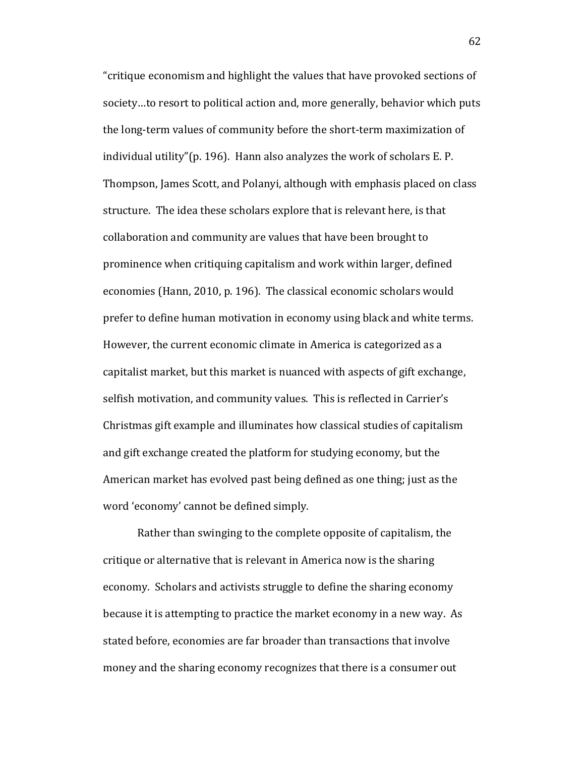"critique economism and highlight the values that have provoked sections of society…to resort to political action and, more generally, behavior which puts the long-term values of community before the short-term maximization of individual utility"(p. 196). Hann also analyzes the work of scholars E. P. Thompson, James Scott, and Polanyi, although with emphasis placed on class structure. The idea these scholars explore that is relevant here, is that collaboration and community are values that have been brought to prominence when critiquing capitalism and work within larger, defined economies (Hann, 2010, p. 196). The classical economic scholars would prefer to define human motivation in economy using black and white terms. However, the current economic climate in America is categorized as a capitalist market, but this market is nuanced with aspects of gift exchange, selfish motivation, and community values. This is reflected in Carrier's Christmas gift example and illuminates how classical studies of capitalism and gift exchange created the platform for studying economy, but the American market has evolved past being defined as one thing; just as the word 'economy' cannot be defined simply.

Rather than swinging to the complete opposite of capitalism, the critique or alternative that is relevant in America now is the sharing economy. Scholars and activists struggle to define the sharing economy because it is attempting to practice the market economy in a new way. As stated before, economies are far broader than transactions that involve money and the sharing economy recognizes that there is a consumer out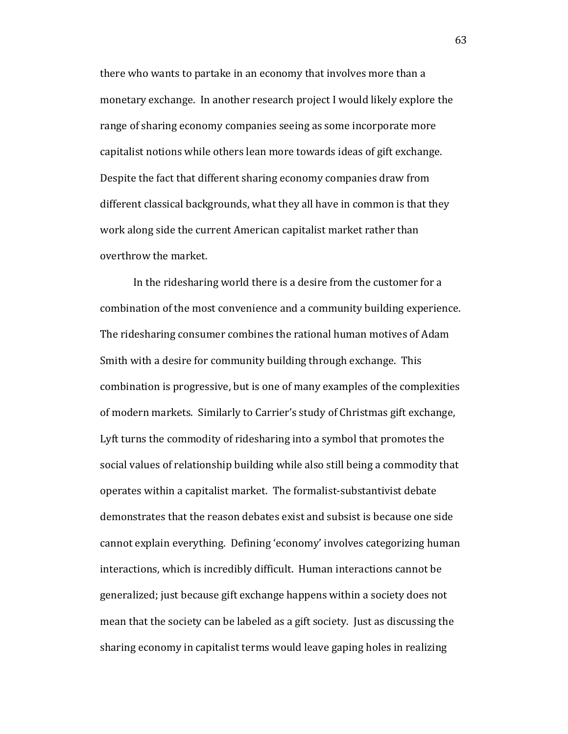there who wants to partake in an economy that involves more than a monetary exchange. In another research project I would likely explore the range of sharing economy companies seeing as some incorporate more capitalist notions while others lean more towards ideas of gift exchange. Despite the fact that different sharing economy companies draw from different classical backgrounds, what they all have in common is that they work along side the current American capitalist market rather than overthrow the market.

In the ridesharing world there is a desire from the customer for a combination of the most convenience and a community building experience. The ridesharing consumer combines the rational human motives of Adam Smith with a desire for community building through exchange. This combination is progressive, but is one of many examples of the complexities of modern markets. Similarly to Carrier's study of Christmas gift exchange, Lyft turns the commodity of ridesharing into a symbol that promotes the social values of relationship building while also still being a commodity that operates within a capitalist market. The formalist-substantivist debate demonstrates that the reason debates exist and subsist is because one side cannot explain everything. Defining 'economy' involves categorizing human interactions, which is incredibly difficult. Human interactions cannot be generalized; just because gift exchange happens within a society does not mean that the society can be labeled as a gift society. Just as discussing the sharing economy in capitalist terms would leave gaping holes in realizing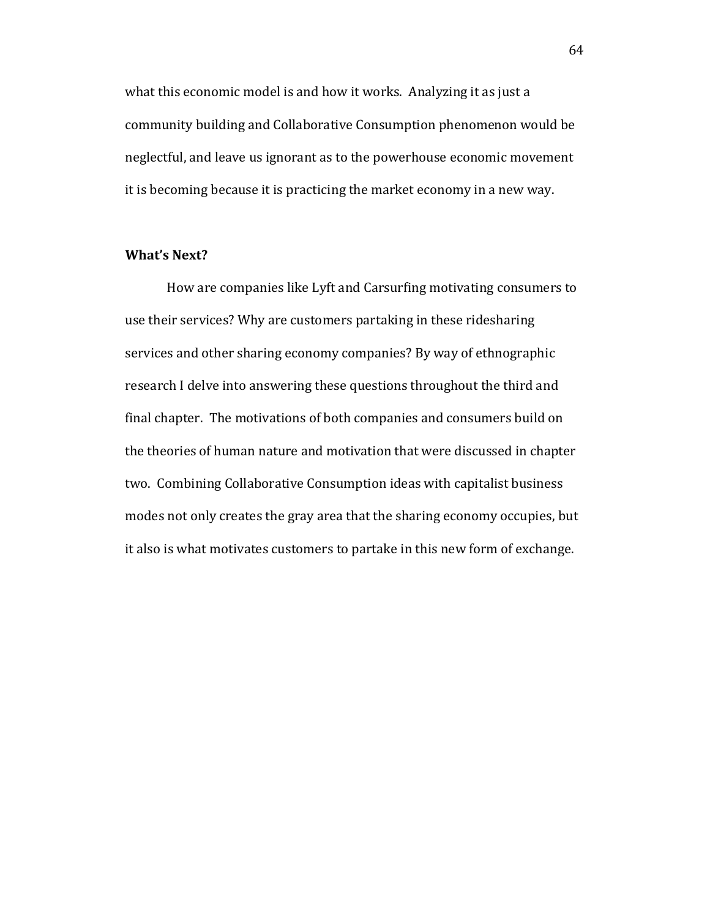what this economic model is and how it works. Analyzing it as just a community building and Collaborative Consumption phenomenon would be neglectful, and leave us ignorant as to the powerhouse economic movement it is becoming because it is practicing the market economy in a new way.

**What's Next?**

How are companies like Lyft and Carsurfing motivating consumers to use their services? Why are customers partaking in these ridesharing services and other sharing economy companies? By way of ethnographic research I delve into answering these questions throughout the third and final chapter. The motivations of both companies and consumers build on the theories of human nature and motivation that were discussed in chapter two. Combining Collaborative Consumption ideas with capitalist business modes not only creates the gray area that the sharing economy occupies, but it also is what motivates customers to partake in this new form of exchange.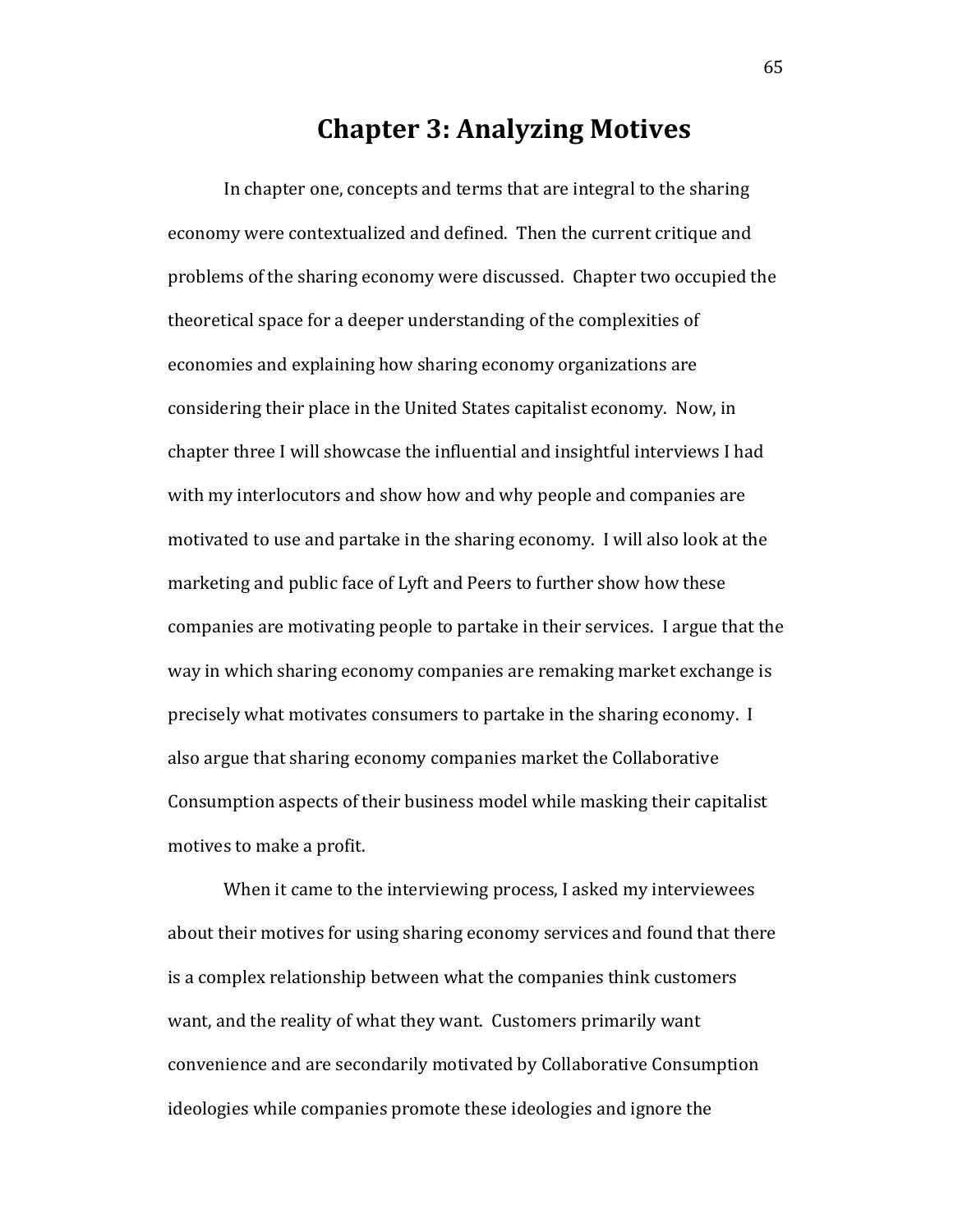# Chapter 3: Analyzing Motives

In chapter one, concepts and terms that are integral to the sharing economy were contextualized and defined. Then the current critique and problems of the sharing economy were discussed. Chapter two occupied the theoretical space for a deeper understanding of the complexities of economies and explaining how sharing economy organizations are considering their place in the United States capitalist economy. Now, in chapter three I will showcase the influential and insightful interviews I had with my interlocutors and show how and why people and companies are motivated to use and partake in the sharing economy. I will also look at the marketing and public face of Lyft and Peers to further show how these companies are motivating people to partake in their services. I argue that the way in which sharing economy companies are remaking market exchange is precisely what motivates consumers to partake in the sharing economy. I also argue that sharing economy companies market the Collaborative Consumption aspects of their business model while masking their capitalist motives to make a profit.

When it came to the interviewing process, I asked my interviewees about their motives for using sharing economy services and found that there is a complex relationship between what the companies think customers want, and the reality of what they want. Customers primarily want convenience and are secondarily motivated by Collaborative Consumption ideologies while companies promote these ideologies and ignore the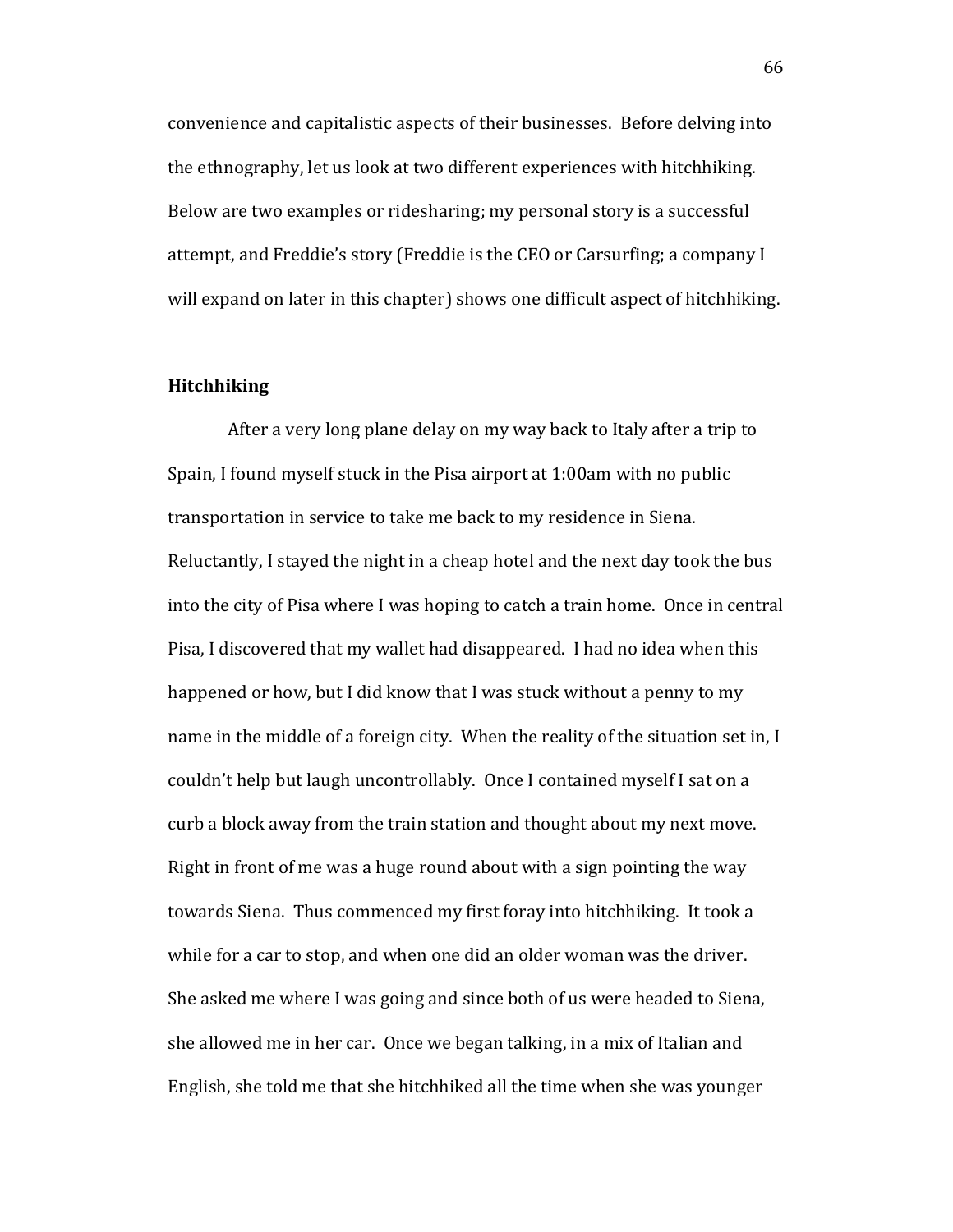convenience and capitalistic aspects of their businesses. Before delving into the ethnography, let us look at two different experiences with hitchhiking. Below are two examples or ridesharing; my personal story is a successful attempt, and Freddie's story (Freddie is the CEO or Carsurfing; a company I will expand on later in this chapter) shows one difficult aspect of hitchhiking.

**Hitchhiking**

After a very long plane delay on my way back to Italy after a trip to Spain, I found myself stuck in the Pisa airport at 1:00am with no public transportation in service to take me back to my residence in Siena. Reluctantly, I stayed the night in a cheap hotel and the next day took the bus into the city of Pisa where I was hoping to catch a train home. Once in central Pisa, I discovered that my wallet had disappeared. I had no idea when this happened or how, but I did know that I was stuck without a penny to my name in the middle of a foreign city. When the reality of the situation set in, I couldn't help but laugh uncontrollably. Once I contained myself I sat on a curb a block away from the train station and thought about my next move. Right in front of me was a huge round about with a sign pointing the way towards Siena. Thus commenced my first foray into hitchhiking. It took a while for a car to stop, and when one did an older woman was the driver. She asked me where I was going and since both of us were headed to Siena, she allowed me in her car. Once we began talking, in a mix of Italian and English, she told me that she hitchhiked all the time when she was younger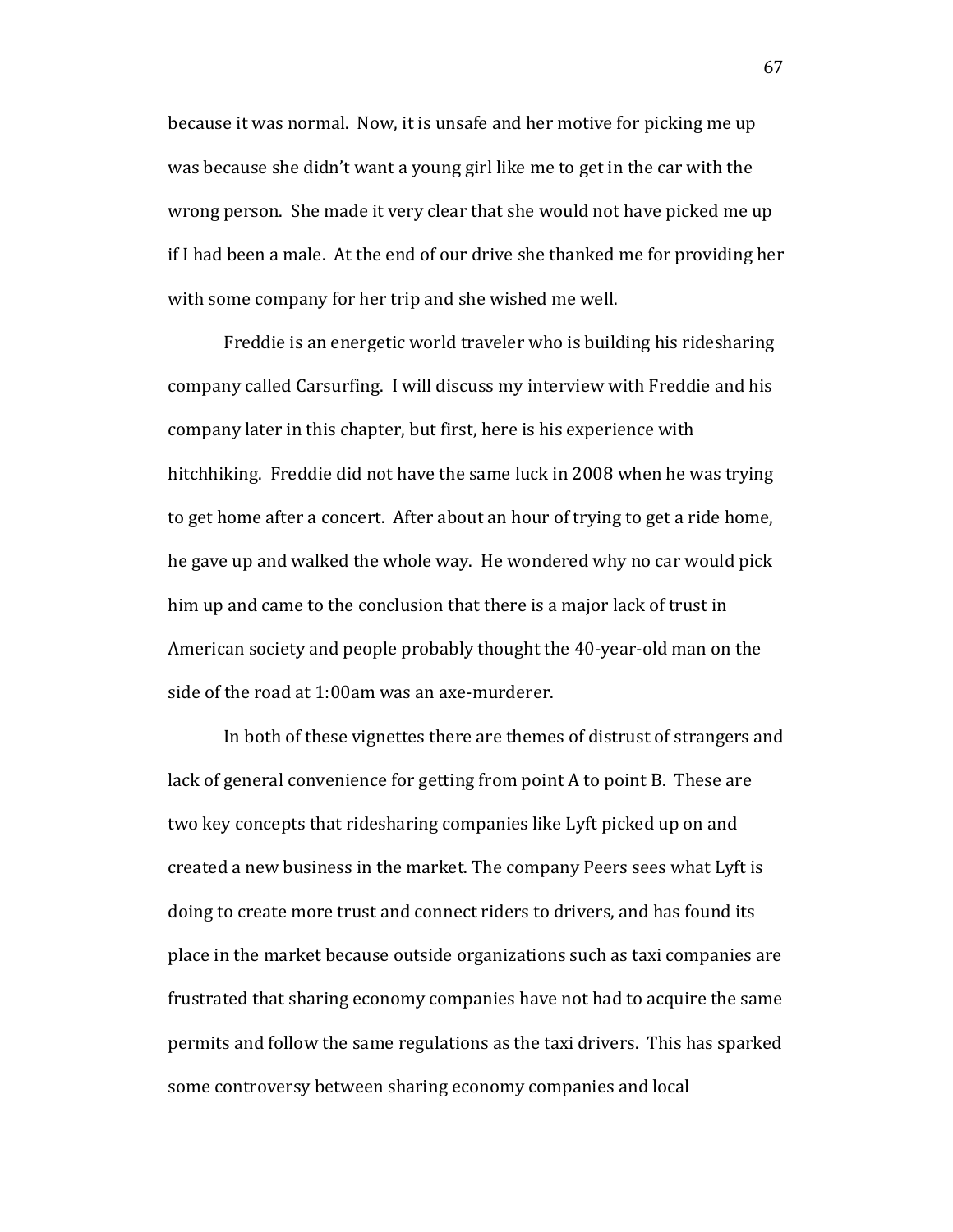because it was normal. Now, it is unsafe and her motive for picking me up was because she didn't want a young girl like me to get in the car with the wrong person. She made it very clear that she would not have picked me up if I had been a male. At the end of our drive she thanked me for providing her with some company for her trip and she wished me well.

Freddie is an energetic world traveler who is building his ridesharing company called Carsurfing. I will discuss my interview with Freddie and his company later in this chapter, but first, here is his experience with hitchhiking. Freddie did not have the same luck in 2008 when he was trying to get home after a concert. After about an hour of trying to get a ride home, he gave up and walked the whole way. He wondered why no car would pick him up and came to the conclusion that there is a major lack of trust in American society and people probably thought the 40-year-old man on the side of the road at 1:00am was an axe-murderer.

In both of these vignettes there are themes of distrust of strangers and lack of general convenience for getting from point A to point B. These are two key concepts that ridesharing companies like Lyft picked up on and created a new business in the market. The company Peers sees what Lyft is doing to create more trust and connect riders to drivers, and has found its place in the market because outside organizations such as taxi companies are frustrated that sharing economy companies have not had to acquire the same permits and follow the same regulations as the taxi drivers. This has sparked some controversy between sharing economy companies and local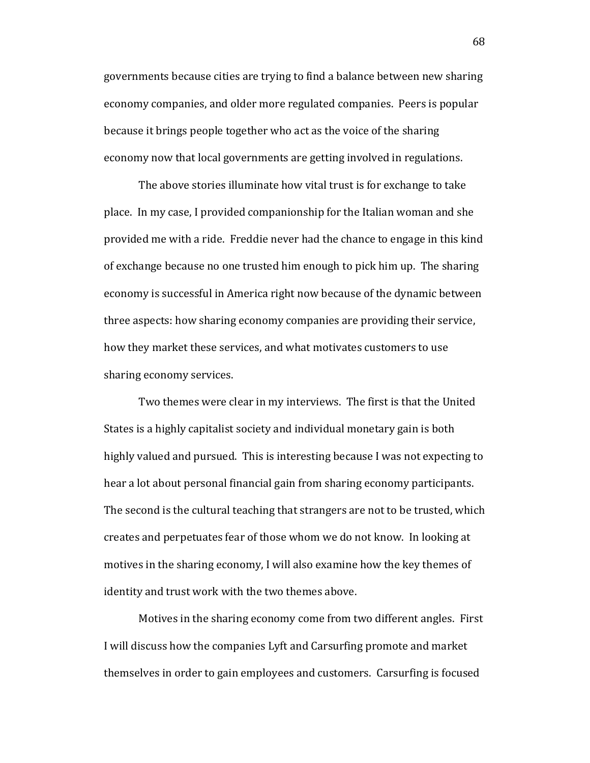governments because cities are trying to find a balance between new sharing economy companies, and older more regulated companies. Peers is popular because it brings people together who act as the voice of the sharing economy now that local governments are getting involved in regulations.

The above stories illuminate how vital trust is for exchange to take place. In my case, I provided companionship for the Italian woman and she provided me with a ride. Freddie never had the chance to engage in this kind of exchange because no one trusted him enough to pick him up. The sharing economy is successful in America right now because of the dynamic between three aspects: how sharing economy companies are providing their service, how they market these services, and what motivates customers to use sharing economy services.

Two themes were clear in my interviews. The first is that the United States is a highly capitalist society and individual monetary gain is both highly valued and pursued. This is interesting because I was not expecting to hear a lot about personal financial gain from sharing economy participants. The second is the cultural teaching that strangers are not to be trusted, which creates and perpetuates fear of those whom we do not know. In looking at motives in the sharing economy, I will also examine how the key themes of identity and trust work with the two themes above.

Motives in the sharing economy come from two different angles. First I will discuss how the companies Lyft and Carsurfing promote and market themselves in order to gain employees and customers. Carsurfing is focused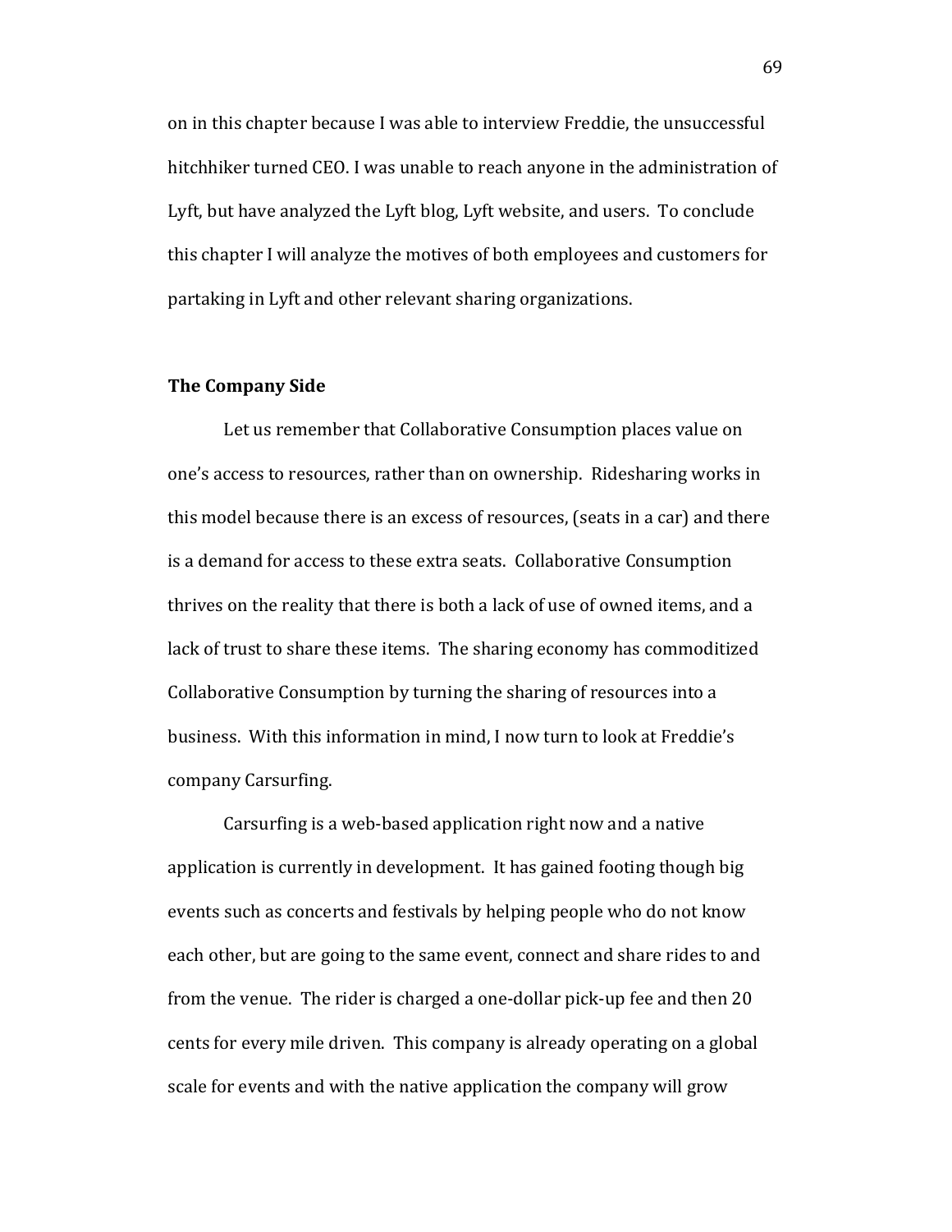on in this chapter because I was able to interview Freddie, the unsuccessful hitchhiker turned CEO. I was unable to reach anyone in the administration of Lyft, but have analyzed the Lyft blog, Lyft website, and users. To conclude this chapter I will analyze the motives of both employees and customers for partaking in Lyft and other relevant sharing organizations.

### The Company Side

Let us remember that Collaborative Consumption places value on one's access to resources, rather than on ownership. Ridesharing works in this model because there is an excess of resources, (seats in a car) and there is a demand for access to these extra seats. Collaborative Consumption thrives on the reality that there is both a lack of use of owned items, and a lack of trust to share these items. The sharing economy has commoditized Collaborative Consumption by turning the sharing of resources into a business. With this information in mind, I now turn to look at Freddie's company Carsurfing.

Carsurfing is a web-based application right now and a native application is currently in development. It has gained footing though big events such as concerts and festivals by helping people who do not know each other, but are going to the same event, connect and share rides to and from the venue. The rider is charged a one-dollar pick-up fee and then 20 cents for every mile driven. This company is already operating on a global scale for events and with the native application the company will grow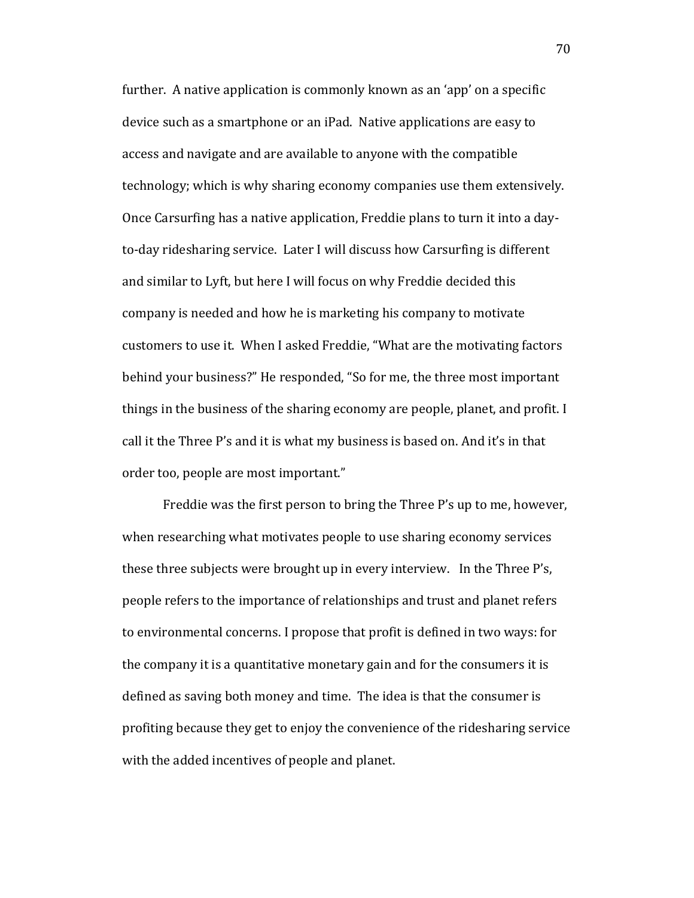further. A native application is commonly known as an 'app' on a specific device such as a smartphone or an iPad. Native applications are easy to access and navigate and are available to anyone with the compatible technology; which is why sharing economy companies use them extensively. Once Carsurfing has a native application, Freddie plans to turn it into a day-to-day ridesharing service. Later I will discuss how Carsurfing is different and similar to Lyft, but here I will focus on why Freddie decided this company is needed and how he is marketing his company to motivate customers to use it. When I asked Freddie, "What are the motivating factors behind your business?" He responded, "So for me, the three most important things in the business of the sharing economy are people, planet, and profit. I call it the Three P's and it is what my business is based on. And it's in that order too, people are most important."

Freddie was the first person to bring the Three P's up to me, however, when researching what motivates people to use sharing economy services these three subjects were brought up in every interview. In the Three P's, people refers to the importance of relationships and trust and planet refers to environmental concerns. I propose that profit is defined in two ways: for the company it is a quantitative monetary gain and for the consumers it is defined as saving both money and time. The idea is that the consumer is profiting because they get to enjoy the convenience of the ridesharing service with the added incentives of people and planet.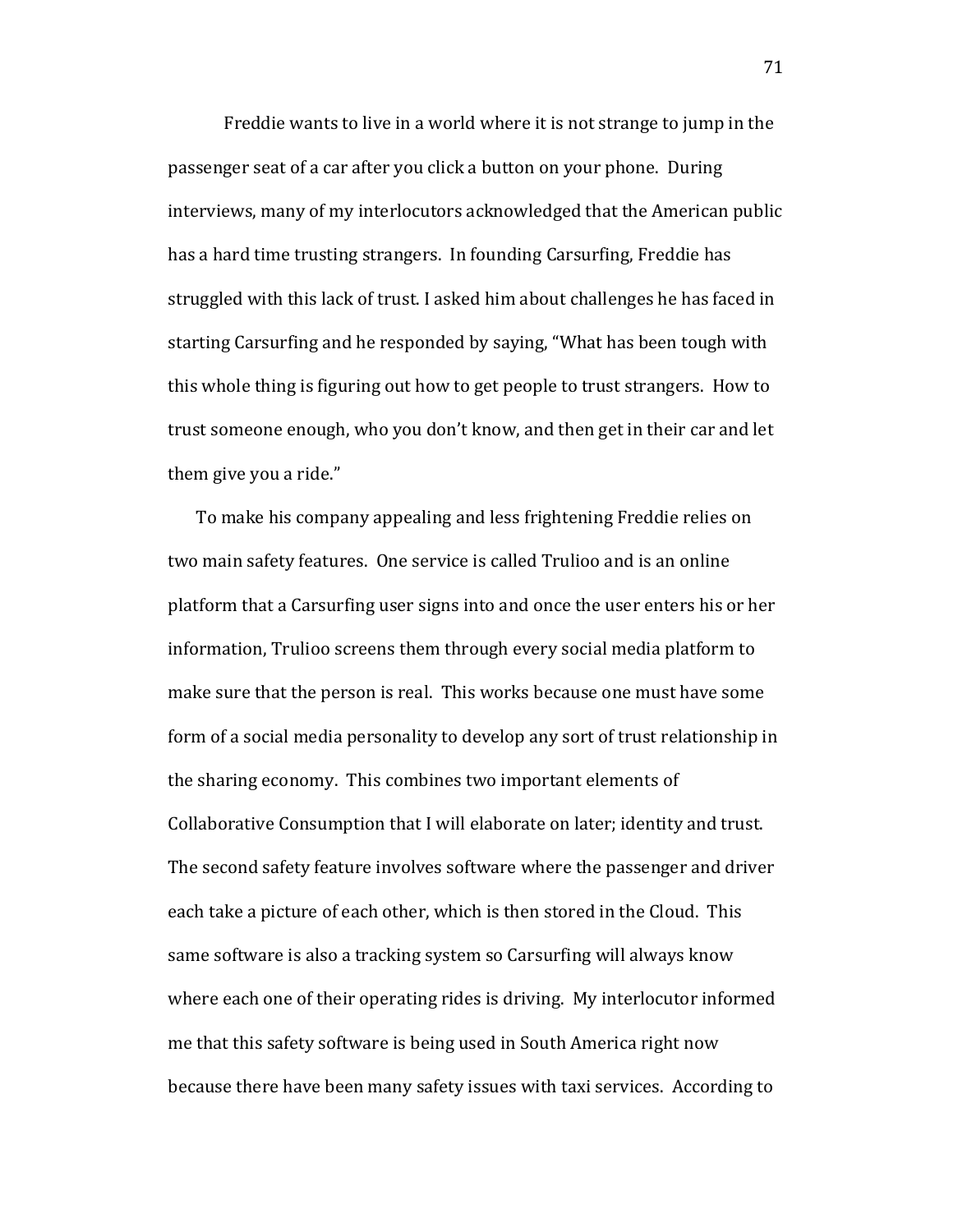Freddie wants to live in a world where it is not strange to jump in the passenger seat of a car after you click a button on your phone. During interviews, many of my interlocutors acknowledged that the American public has a hard time trusting strangers. In founding Carsurfing, Freddie has struggled with this lack of trust. I asked him about challenges he has faced in starting Carsurfing and he responded by saying, "What has been tough with this whole thing is figuring out how to get people to trust strangers. How to trust someone enough, who you don't know, and then get in their car and let them give you a ride."

To make his company appealing and less frightening Freddie relies on two main safety features. One service is called Trulioo and is an online platform that a Carsurfing user signs into and once the user enters his or her information, Trulioo screens them through every social media platform to make sure that the person is real. This works because one must have some form of a social media personality to develop any sort of trust relationship in the sharing economy. This combines two important elements of Collaborative Consumption that I will elaborate on later; identity and trust. The second safety feature involves software where the passenger and driver each take a picture of each other, which is then stored in the Cloud. This same software is also a tracking system so Carsurfing will always know where each one of their operating rides is driving. My interlocutor informed me that this safety software is being used in South America right now because there have been many safety issues with taxi services. According to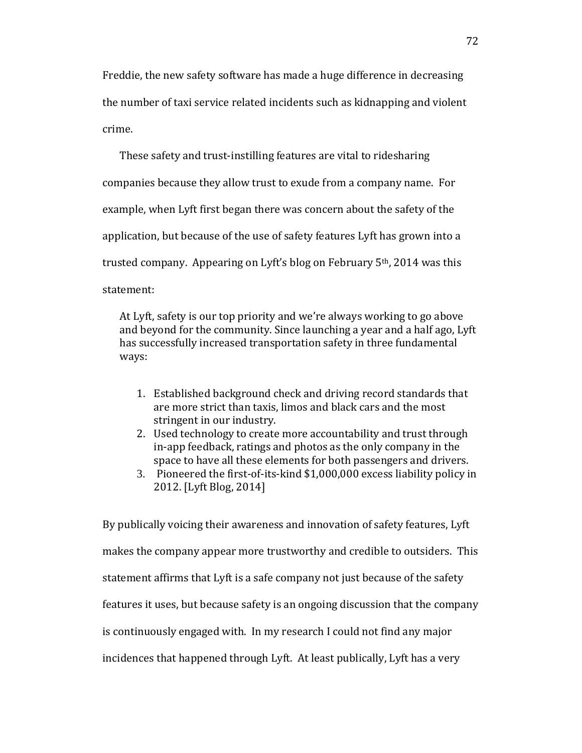Freddie, the new safety software has made a huge difference in decreasing the number of taxi service related incidents such as kidnapping and violent crime.

These safety and trust-instilling features are vital to ridesharing companies because they allow trust to exude from a company name. For example, when Lyft first began there was concern about the safety of the application, but because of the use of safety features Lyft has grown into a trusted company. Appearing on Lyft's blog on February 5th, 2014 was this statement:

> At Lyft, safety is our top priority and we're always working to go above and beyond for the community. Since launching a year and a half ago, Lyft has successfully increased transportation safety in three fundamental ways:
>
> 1. Established background check and driving record standards that are more strict than taxis, limos and black cars and the most stringent in our industry.
> 2. Used technology to create more accountability and trust through in-app feedback, ratings and photos as the only company in the space to have all these elements for both passengers and drivers.
> 3. Pioneered the first-of-its-kind $1,000,000 excess liability policy in 2012. [Lyft Blog, 2014]

By publically voicing their awareness and innovation of safety features, Lyft makes the company appear more trustworthy and credible to outsiders. This statement affirms that Lyft is a safe company not just because of the safety features it uses, but because safety is an ongoing discussion that the company is continuously engaged with. In my research I could not find any major incidences that happened through Lyft. At least publically, Lyft has a very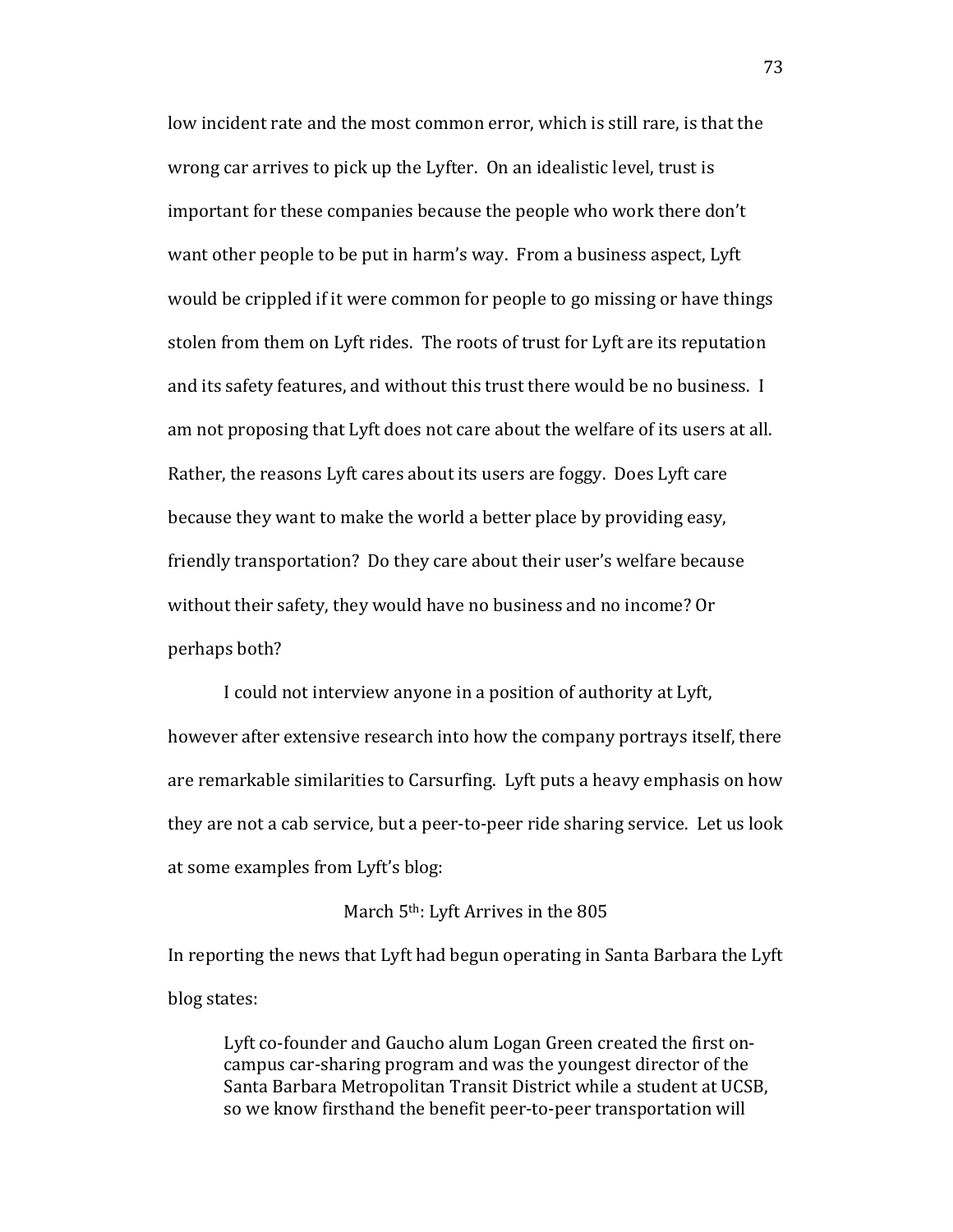low incident rate and the most common error, which is still rare, is that the wrong car arrives to pick up the Lyfter. On an idealistic level, trust is important for these companies because the people who work there don't want other people to be put in harm's way. From a business aspect, Lyft would be crippled if it were common for people to go missing or have things stolen from them on Lyft rides. The roots of trust for Lyft are its reputation and its safety features, and without this trust there would be no business. I am not proposing that Lyft does not care about the welfare of its users at all. Rather, the reasons Lyft cares about its users are foggy. Does Lyft care because they want to make the world a better place by providing easy, friendly transportation? Do they care about their user's welfare because without their safety, they would have no business and no income? Or perhaps both?

I could not interview anyone in a position of authority at Lyft, however after extensive research into how the company portrays itself, there are remarkable similarities to Carsurfing. Lyft puts a heavy emphasis on how they are not a cab service, but a peer-to-peer ride sharing service. Let us look at some examples from Lyft's blog:

March 5th: Lyft Arrives in the 805

In reporting the news that Lyft had begun operating in Santa Barbara the Lyft blog states:

> Lyft co-founder and Gaucho alum Logan Green created the first on-campus car-sharing program and was the youngest director of the Santa Barbara Metropolitan Transit District while a student at UCSB, so we know firsthand the benefit peer-to-peer transportation will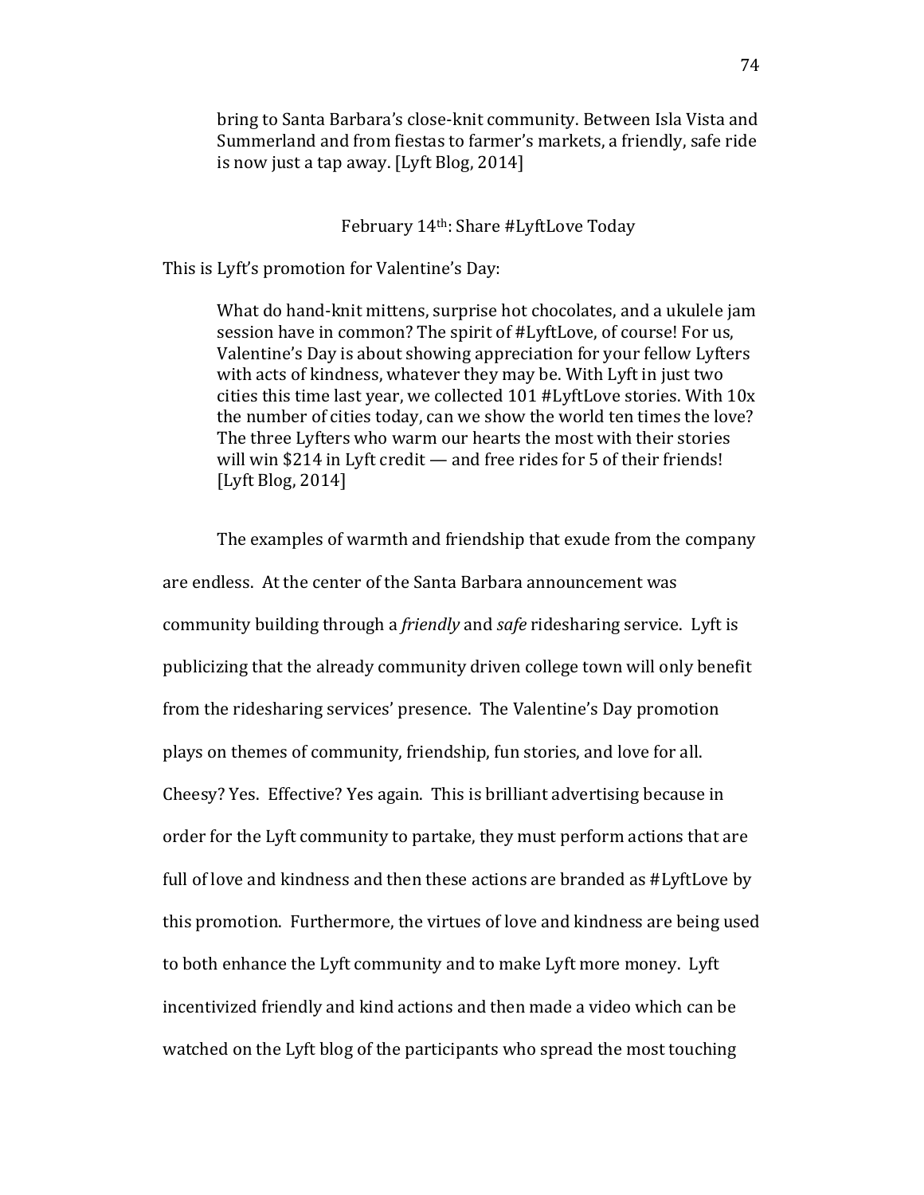> bring to Santa Barbara's close-knit community. Between Isla Vista and Summerland and from fiestas to farmer's markets, a friendly, safe ride is now just a tap away. [Lyft Blog, 2014]

February 14th: Share #LyftLove Today

This is Lyft's promotion for Valentine's Day:

> What do hand-knit mittens, surprise hot chocolates, and a ukulele jam session have in common? The spirit of #LyftLove, of course! For us, Valentine's Day is about showing appreciation for your fellow Lyfters with acts of kindness, whatever they may be. With Lyft in just two cities this time last year, we collected 101 #LyftLove stories. With 10x the number of cities today, can we show the world ten times the love? The three Lyfters who warm our hearts the most with their stories will win $214 in Lyft credit — and free rides for 5 of their friends! [Lyft Blog, 2014]

The examples of warmth and friendship that exude from the company are endless. At the center of the Santa Barbara announcement was community building through a *friendly* and *safe* ridesharing service. Lyft is publicizing that the already community driven college town will only benefit from the ridesharing services' presence. The Valentine's Day promotion plays on themes of community, friendship, fun stories, and love for all. Cheesy? Yes. Effective? Yes again. This is brilliant advertising because in order for the Lyft community to partake, they must perform actions that are full of love and kindness and then these actions are branded as #LyftLove by this promotion. Furthermore, the virtues of love and kindness are being used to both enhance the Lyft community and to make Lyft more money. Lyft incentivized friendly and kind actions and then made a video which can be watched on the Lyft blog of the participants who spread the most touching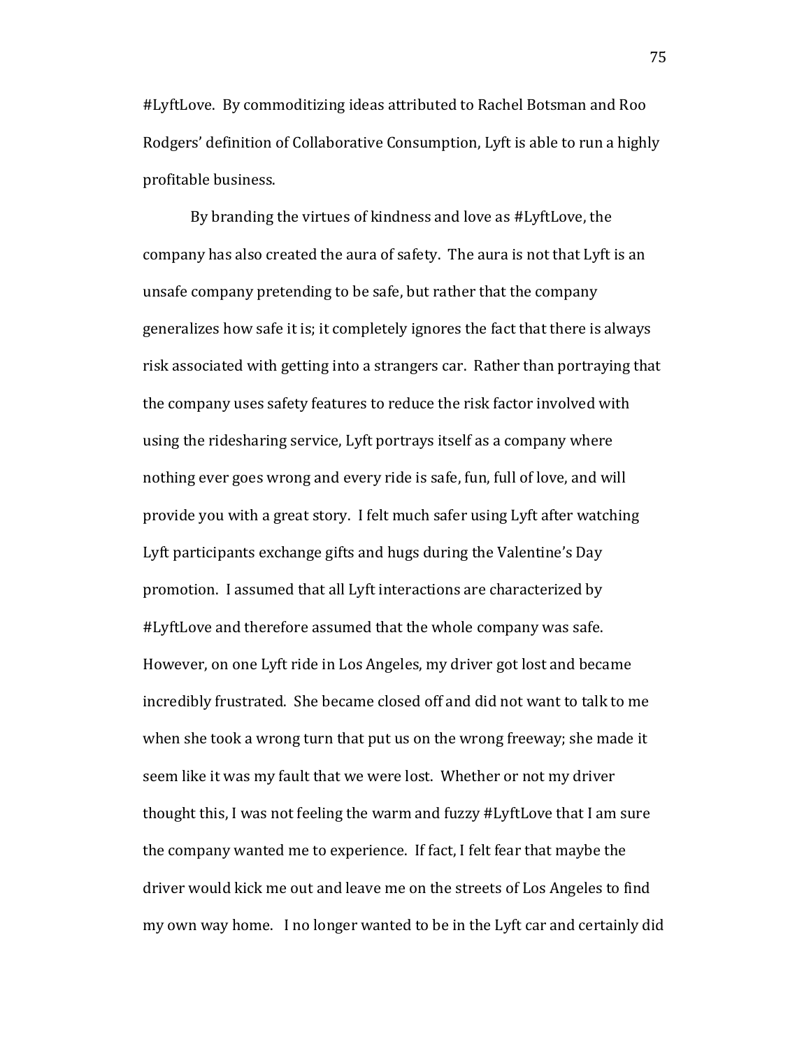#LyftLove. By commoditizing ideas attributed to Rachel Botsman and Roo Rodgers' definition of Collaborative Consumption, Lyft is able to run a highly profitable business.

By branding the virtues of kindness and love as #LyftLove, the company has also created the aura of safety. The aura is not that Lyft is an unsafe company pretending to be safe, but rather that the company generalizes how safe it is; it completely ignores the fact that there is always risk associated with getting into a strangers car. Rather than portraying that the company uses safety features to reduce the risk factor involved with using the ridesharing service, Lyft portrays itself as a company where nothing ever goes wrong and every ride is safe, fun, full of love, and will provide you with a great story. I felt much safer using Lyft after watching Lyft participants exchange gifts and hugs during the Valentine's Day promotion. I assumed that all Lyft interactions are characterized by #LyftLove and therefore assumed that the whole company was safe. However, on one Lyft ride in Los Angeles, my driver got lost and became incredibly frustrated. She became closed off and did not want to talk to me when she took a wrong turn that put us on the wrong freeway; she made it seem like it was my fault that we were lost. Whether or not my driver thought this, I was not feeling the warm and fuzzy #LyftLove that I am sure the company wanted me to experience. If fact, I felt fear that maybe the driver would kick me out and leave me on the streets of Los Angeles to find my own way home. I no longer wanted to be in the Lyft car and certainly did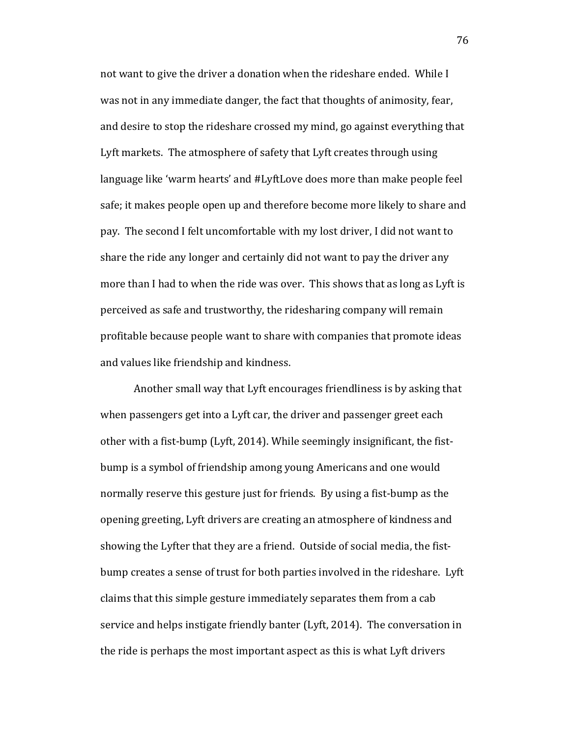not want to give the driver a donation when the rideshare ended. While I was not in any immediate danger, the fact that thoughts of animosity, fear, and desire to stop the rideshare crossed my mind, go against everything that Lyft markets. The atmosphere of safety that Lyft creates through using language like 'warm hearts' and #LyftLove does more than make people feel safe; it makes people open up and therefore become more likely to share and pay. The second I felt uncomfortable with my lost driver, I did not want to share the ride any longer and certainly did not want to pay the driver any more than I had to when the ride was over. This shows that as long as Lyft is perceived as safe and trustworthy, the ridesharing company will remain profitable because people want to share with companies that promote ideas and values like friendship and kindness.

Another small way that Lyft encourages friendliness is by asking that when passengers get into a Lyft car, the driver and passenger greet each other with a fist-bump (Lyft, 2014). While seemingly insignificant, the fist-bump is a symbol of friendship among young Americans and one would normally reserve this gesture just for friends. By using a fist-bump as the opening greeting, Lyft drivers are creating an atmosphere of kindness and showing the Lyfter that they are a friend. Outside of social media, the fist-bump creates a sense of trust for both parties involved in the rideshare. Lyft claims that this simple gesture immediately separates them from a cab service and helps instigate friendly banter (Lyft, 2014). The conversation in the ride is perhaps the most important aspect as this is what Lyft drivers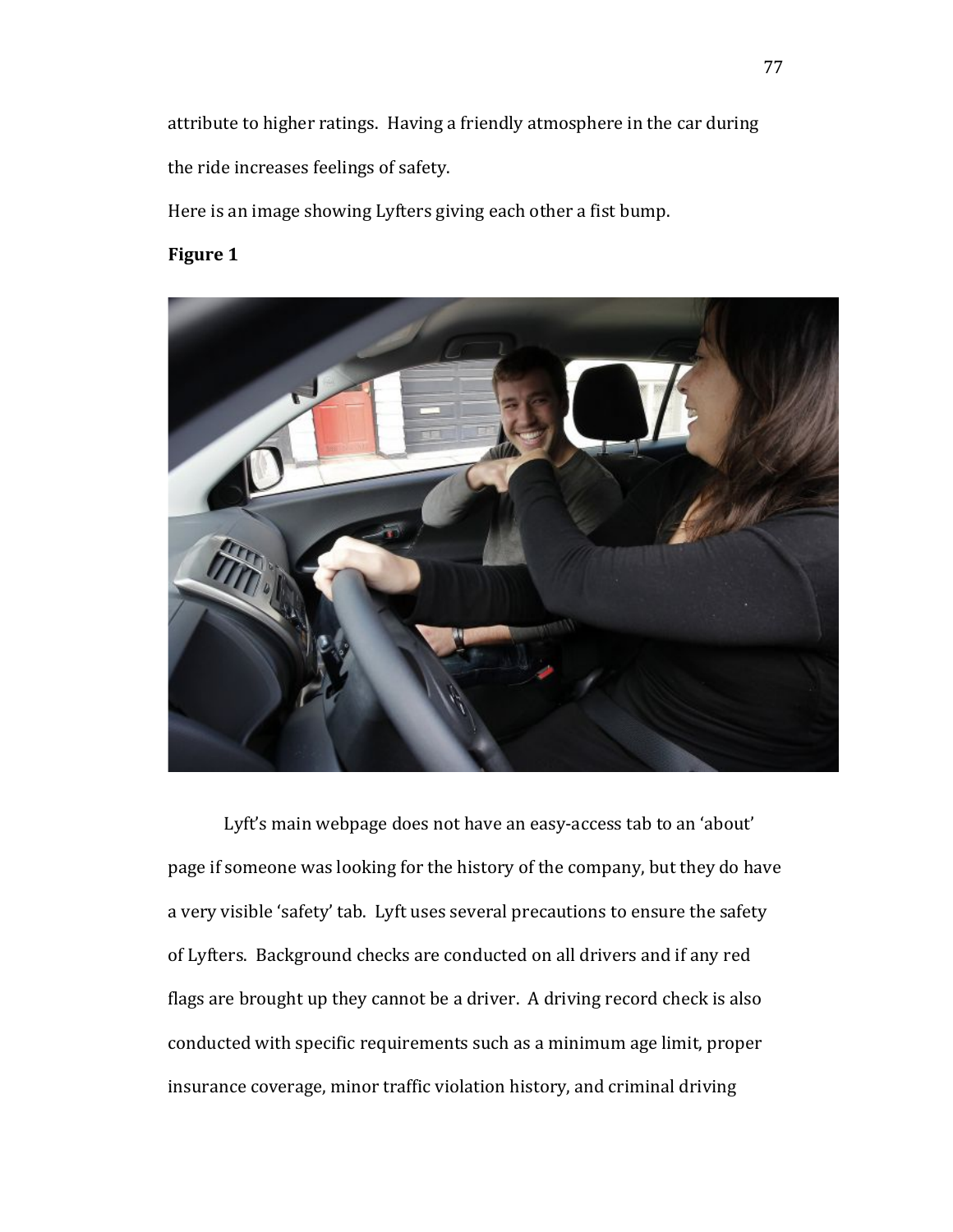attribute to higher ratings. Having a friendly atmosphere in the car during the ride increases feelings of safety.

Here is an image showing Lyfters giving each other a fist bump.

**Figure 1**

Lyft's main webpage does not have an easy-access tab to an 'about' page if someone was looking for the history of the company, but they do have a very visible 'safety' tab. Lyft uses several precautions to ensure the safety of Lyfters. Background checks are conducted on all drivers and if any red flags are brought up they cannot be a driver. A driving record check is also conducted with specific requirements such as a minimum age limit, proper insurance coverage, minor traffic violation history, and criminal driving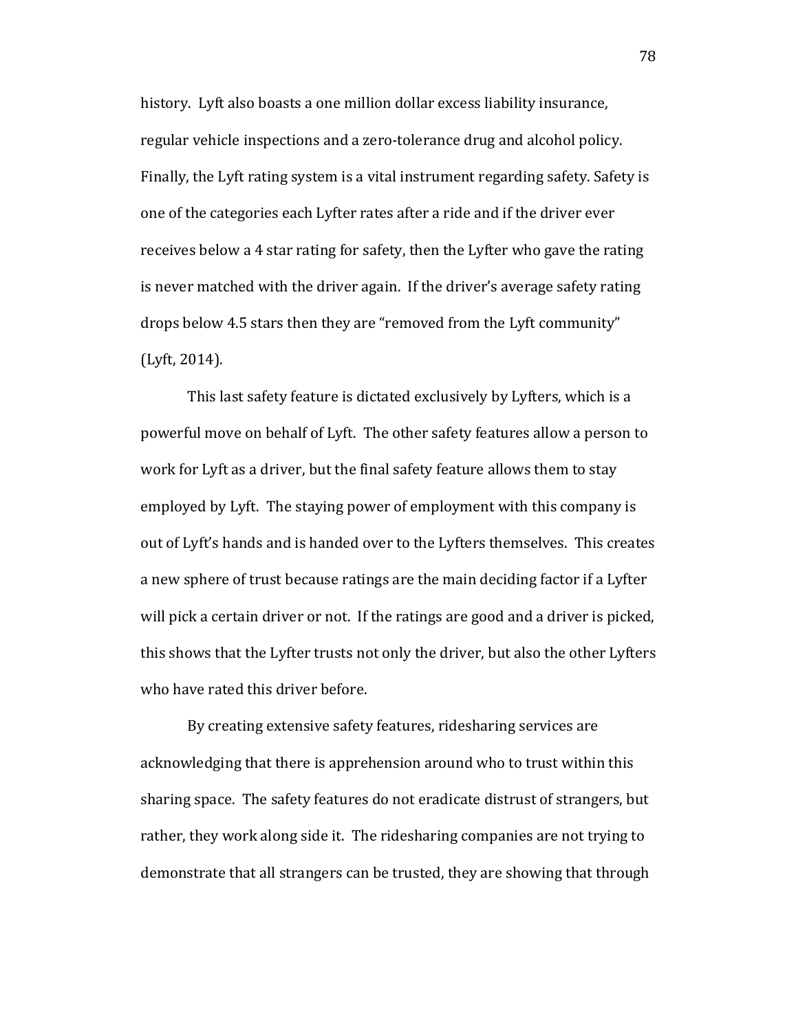history. Lyft also boasts a one million dollar excess liability insurance, regular vehicle inspections and a zero-tolerance drug and alcohol policy. Finally, the Lyft rating system is a vital instrument regarding safety. Safety is one of the categories each Lyfter rates after a ride and if the driver ever receives below a 4 star rating for safety, then the Lyfter who gave the rating is never matched with the driver again. If the driver's average safety rating drops below 4.5 stars then they are "removed from the Lyft community" (Lyft, 2014).

This last safety feature is dictated exclusively by Lyfters, which is a powerful move on behalf of Lyft. The other safety features allow a person to work for Lyft as a driver, but the final safety feature allows them to stay employed by Lyft. The staying power of employment with this company is out of Lyft's hands and is handed over to the Lyfters themselves. This creates a new sphere of trust because ratings are the main deciding factor if a Lyfter will pick a certain driver or not. If the ratings are good and a driver is picked, this shows that the Lyfter trusts not only the driver, but also the other Lyfters who have rated this driver before.

By creating extensive safety features, ridesharing services are acknowledging that there is apprehension around who to trust within this sharing space. The safety features do not eradicate distrust of strangers, but rather, they work along side it. The ridesharing companies are not trying to demonstrate that all strangers can be trusted, they are showing that through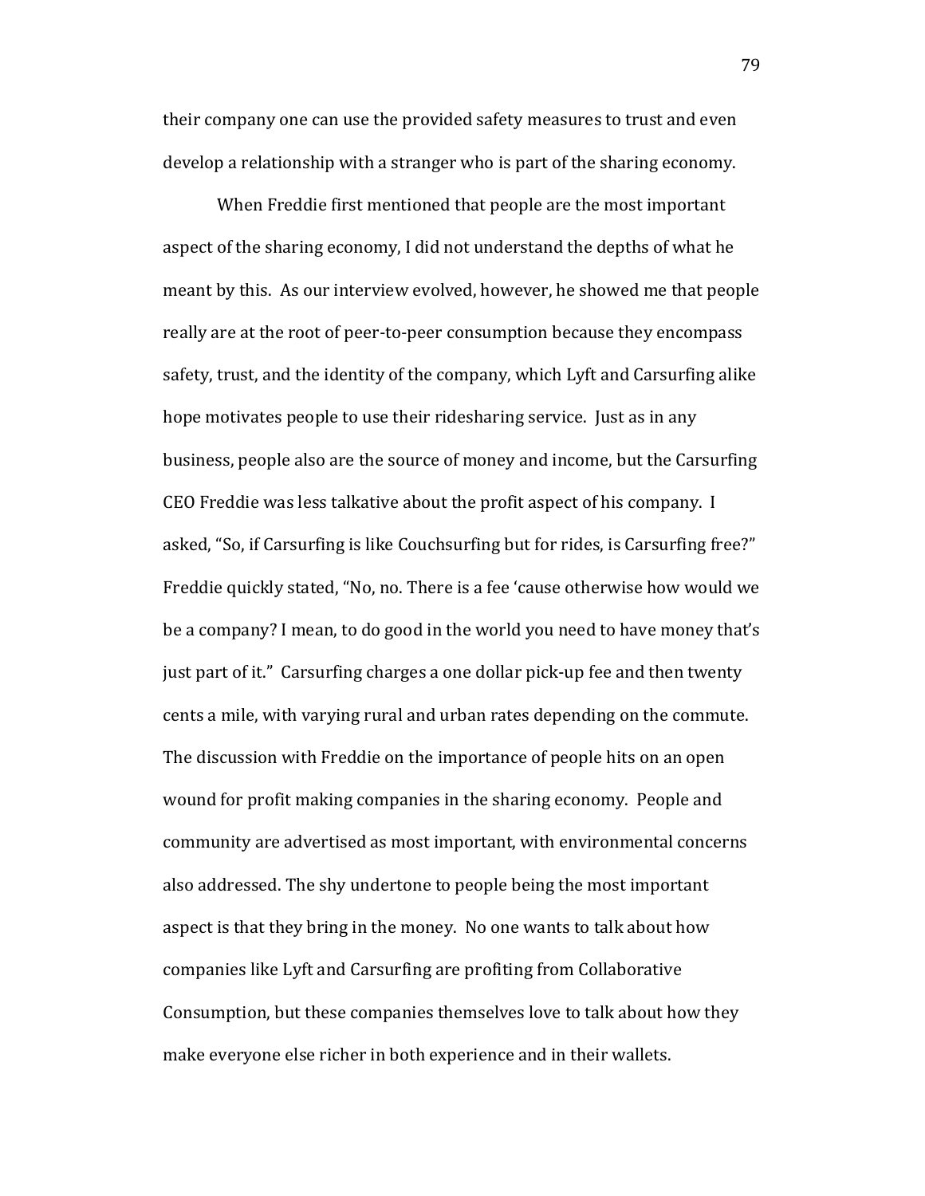their company one can use the provided safety measures to trust and even develop a relationship with a stranger who is part of the sharing economy.

When Freddie first mentioned that people are the most important aspect of the sharing economy, I did not understand the depths of what he meant by this. As our interview evolved, however, he showed me that people really are at the root of peer-to-peer consumption because they encompass safety, trust, and the identity of the company, which Lyft and Carsurfing alike hope motivates people to use their ridesharing service. Just as in any business, people also are the source of money and income, but the Carsurfing CEO Freddie was less talkative about the profit aspect of his company. I asked, "So, if Carsurfing is like Couchsurfing but for rides, is Carsurfing free?" Freddie quickly stated, "No, no. There is a fee 'cause otherwise how would we be a company? I mean, to do good in the world you need to have money that's just part of it." Carsurfing charges a one dollar pick-up fee and then twenty cents a mile, with varying rural and urban rates depending on the commute. The discussion with Freddie on the importance of people hits on an open wound for profit making companies in the sharing economy. People and community are advertised as most important, with environmental concerns also addressed. The shy undertone to people being the most important aspect is that they bring in the money. No one wants to talk about how companies like Lyft and Carsurfing are profiting from Collaborative Consumption, but these companies themselves love to talk about how they make everyone else richer in both experience and in their wallets.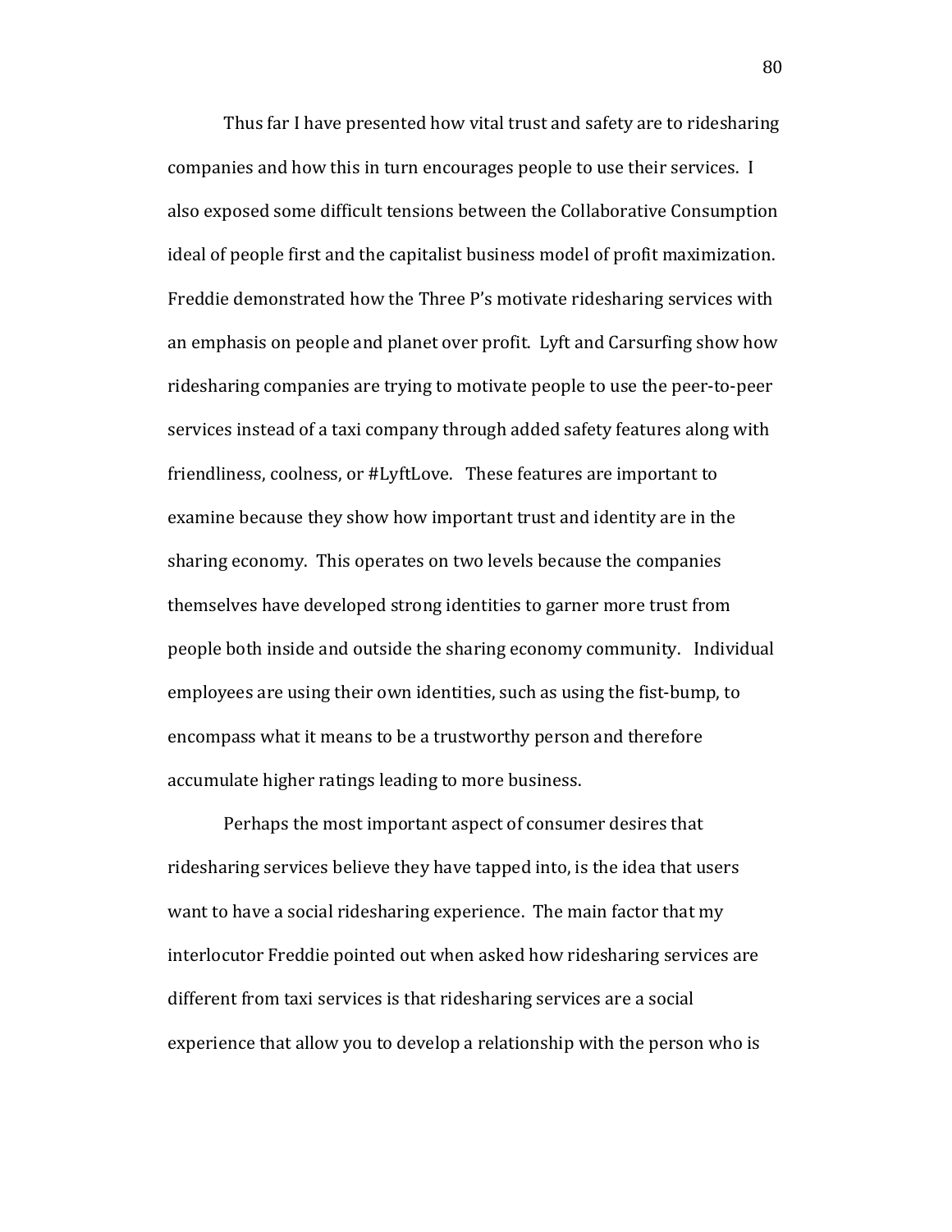Thus far I have presented how vital trust and safety are to ridesharing companies and how this in turn encourages people to use their services. I also exposed some difficult tensions between the Collaborative Consumption ideal of people first and the capitalist business model of profit maximization. Freddie demonstrated how the Three P's motivate ridesharing services with an emphasis on people and planet over profit. Lyft and Carsurfing show how ridesharing companies are trying to motivate people to use the peer-to-peer services instead of a taxi company through added safety features along with friendliness, coolness, or #LyftLove. These features are important to examine because they show how important trust and identity are in the sharing economy. This operates on two levels because the companies themselves have developed strong identities to garner more trust from people both inside and outside the sharing economy community. Individual employees are using their own identities, such as using the fist-bump, to encompass what it means to be a trustworthy person and therefore accumulate higher ratings leading to more business.

Perhaps the most important aspect of consumer desires that ridesharing services believe they have tapped into, is the idea that users want to have a social ridesharing experience. The main factor that my interlocutor Freddie pointed out when asked how ridesharing services are different from taxi services is that ridesharing services are a social experience that allow you to develop a relationship with the person who is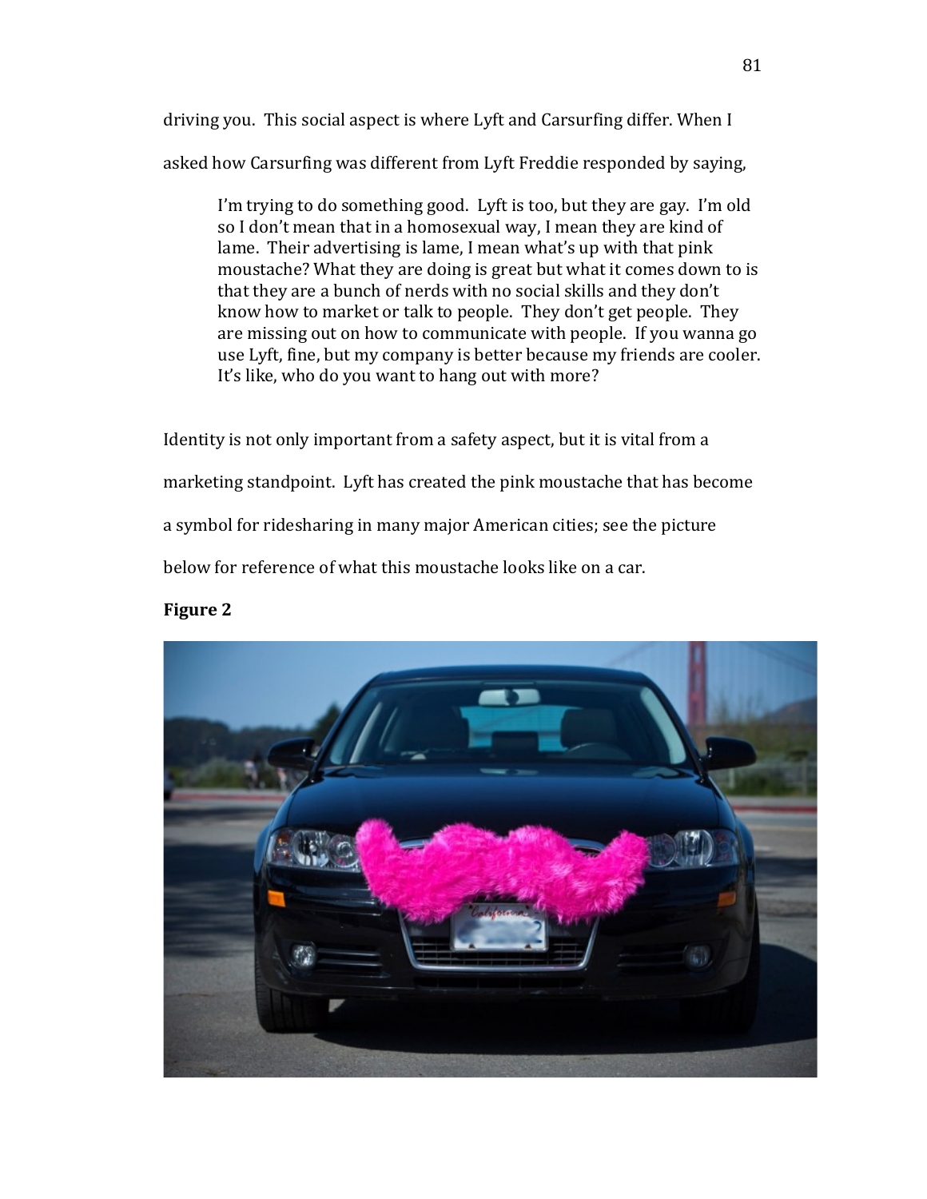driving you. This social aspect is where Lyft and Carsurfing differ. When I asked how Carsurfing was different from Lyft Freddie responded by saying,

> I'm trying to do something good. Lyft is too, but they are gay. I'm old so I don't mean that in a homosexual way, I mean they are kind of lame. Their advertising is lame, I mean what's up with that pink moustache? What they are doing is great but what it comes down to is that they are a bunch of nerds with no social skills and they don't know how to market or talk to people. They don't get people. They are missing out on how to communicate with people. If you wanna go use Lyft, fine, but my company is better because my friends are cooler. It's like, who do you want to hang out with more?

Identity is not only important from a safety aspect, but it is vital from a marketing standpoint. Lyft has created the pink moustache that has become a symbol for ridesharing in many major American cities; see the picture below for reference of what this moustache looks like on a car.

**Figure 2**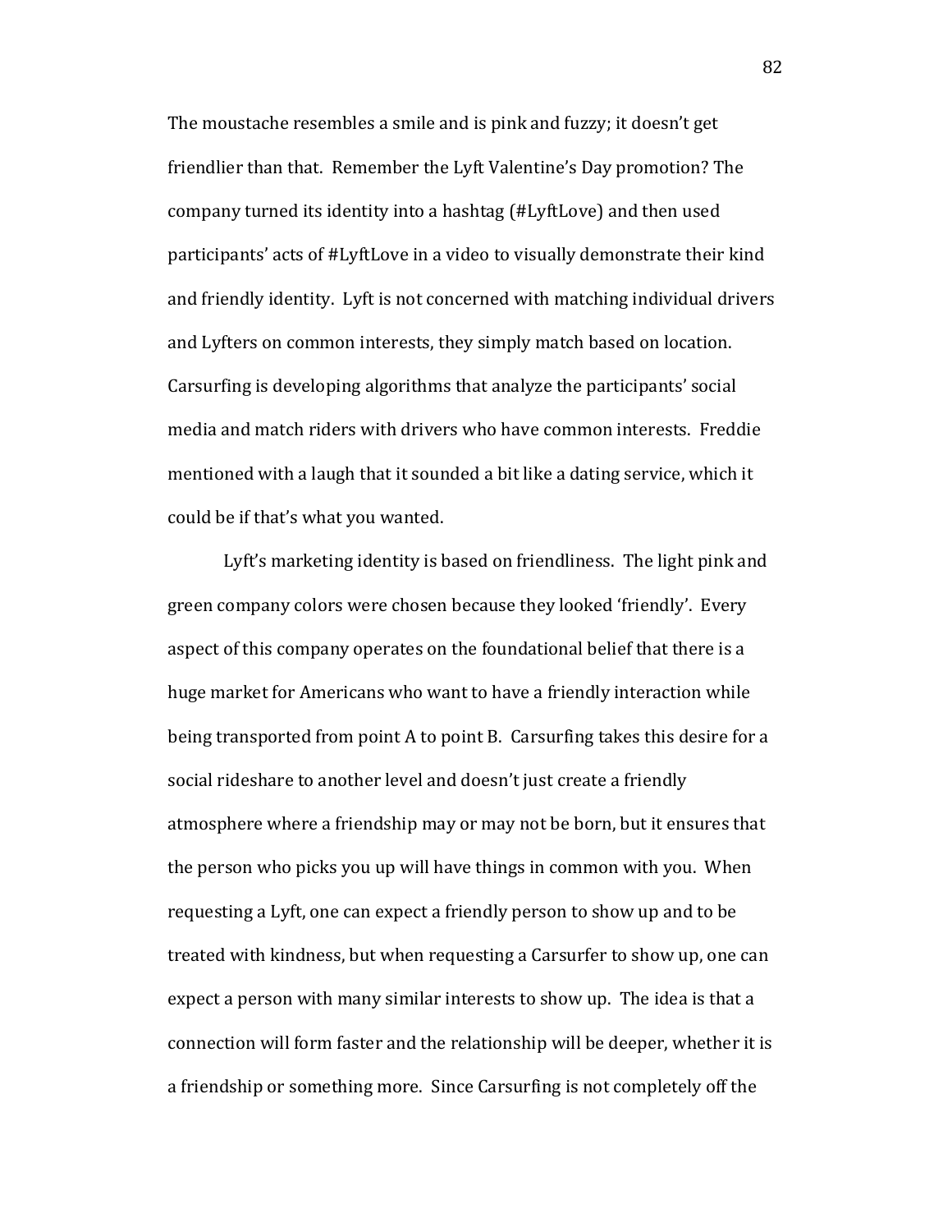The moustache resembles a smile and is pink and fuzzy; it doesn't get friendlier than that. Remember the Lyft Valentine's Day promotion? The company turned its identity into a hashtag (#LyftLove) and then used participants' acts of #LyftLove in a video to visually demonstrate their kind and friendly identity. Lyft is not concerned with matching individual drivers and Lyfters on common interests, they simply match based on location. Carsurfing is developing algorithms that analyze the participants' social media and match riders with drivers who have common interests. Freddie mentioned with a laugh that it sounded a bit like a dating service, which it could be if that's what you wanted.

Lyft's marketing identity is based on friendliness. The light pink and green company colors were chosen because they looked 'friendly'. Every aspect of this company operates on the foundational belief that there is a huge market for Americans who want to have a friendly interaction while being transported from point A to point B. Carsurfing takes this desire for a social rideshare to another level and doesn't just create a friendly atmosphere where a friendship may or may not be born, but it ensures that the person who picks you up will have things in common with you. When requesting a Lyft, one can expect a friendly person to show up and to be treated with kindness, but when requesting a Carsurfer to show up, one can expect a person with many similar interests to show up. The idea is that a connection will form faster and the relationship will be deeper, whether it is a friendship or something more. Since Carsurfing is not completely off the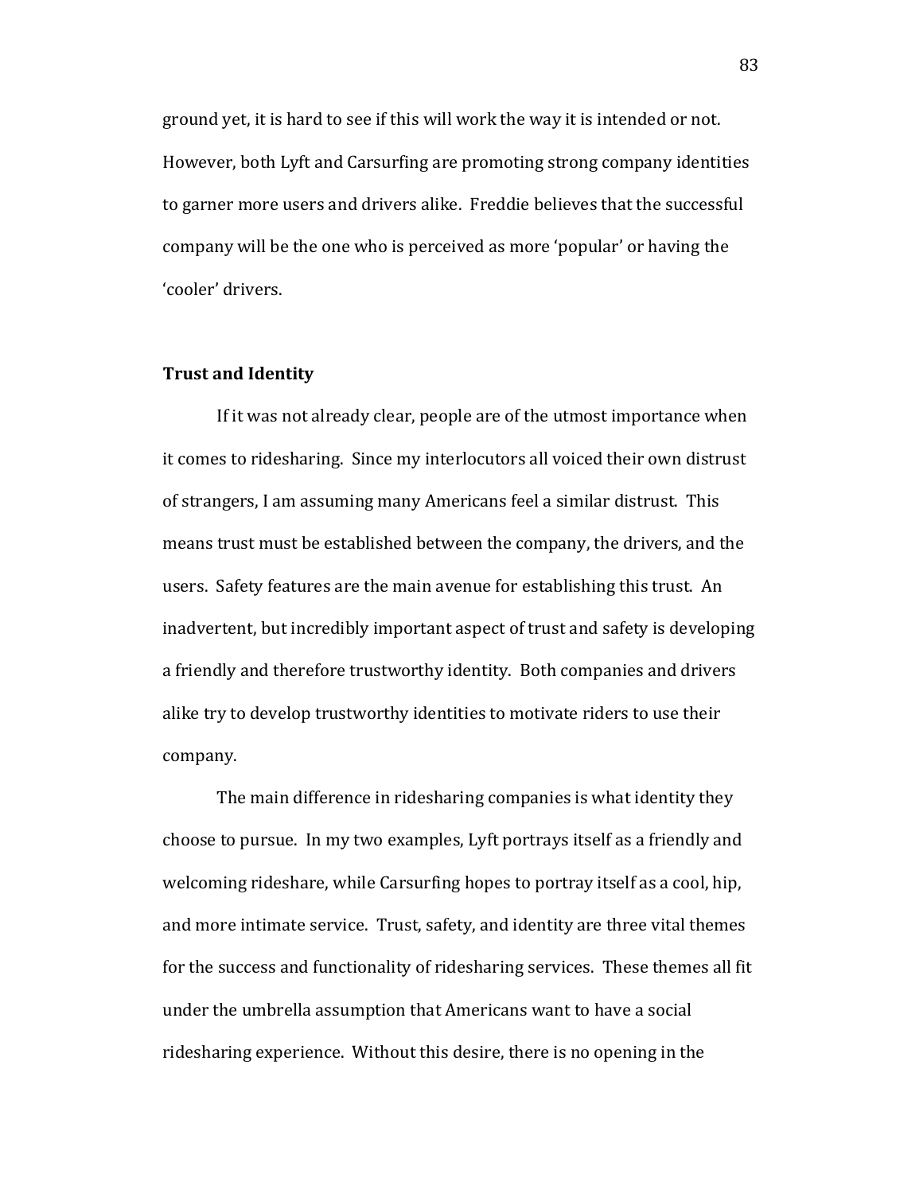ground yet, it is hard to see if this will work the way it is intended or not. However, both Lyft and Carsurfing are promoting strong company identities to garner more users and drivers alike. Freddie believes that the successful company will be the one who is perceived as more 'popular' or having the 'cooler' drivers.

**Trust and Identity**

If it was not already clear, people are of the utmost importance when it comes to ridesharing. Since my interlocutors all voiced their own distrust of strangers, I am assuming many Americans feel a similar distrust. This means trust must be established between the company, the drivers, and the users. Safety features are the main avenue for establishing this trust. An inadvertent, but incredibly important aspect of trust and safety is developing a friendly and therefore trustworthy identity. Both companies and drivers alike try to develop trustworthy identities to motivate riders to use their company.

The main difference in ridesharing companies is what identity they choose to pursue. In my two examples, Lyft portrays itself as a friendly and welcoming rideshare, while Carsurfing hopes to portray itself as a cool, hip, and more intimate service. Trust, safety, and identity are three vital themes for the success and functionality of ridesharing services. These themes all fit under the umbrella assumption that Americans want to have a social ridesharing experience. Without this desire, there is no opening in the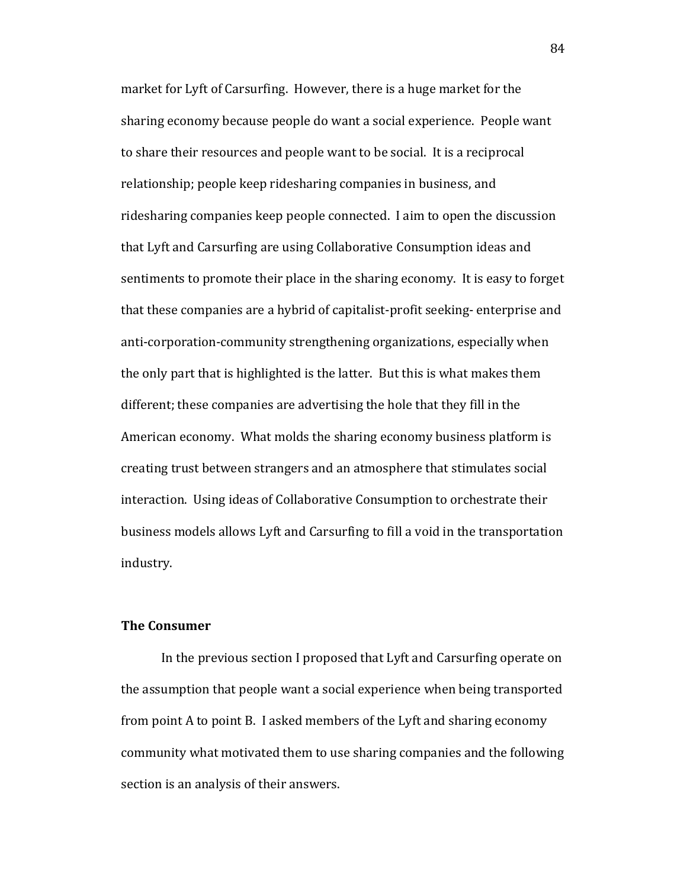market for Lyft of Carsurfing. However, there is a huge market for the sharing economy because people do want a social experience. People want to share their resources and people want to be social. It is a reciprocal relationship; people keep ridesharing companies in business, and ridesharing companies keep people connected. I aim to open the discussion that Lyft and Carsurfing are using Collaborative Consumption ideas and sentiments to promote their place in the sharing economy. It is easy to forget that these companies are a hybrid of capitalist-profit seeking- enterprise and anti-corporation-community strengthening organizations, especially when the only part that is highlighted is the latter. But this is what makes them different; these companies are advertising the hole that they fill in the American economy. What molds the sharing economy business platform is creating trust between strangers and an atmosphere that stimulates social interaction. Using ideas of Collaborative Consumption to orchestrate their business models allows Lyft and Carsurfing to fill a void in the transportation industry.

### The Consumer

In the previous section I proposed that Lyft and Carsurfing operate on the assumption that people want a social experience when being transported from point A to point B. I asked members of the Lyft and sharing economy community what motivated them to use sharing companies and the following section is an analysis of their answers.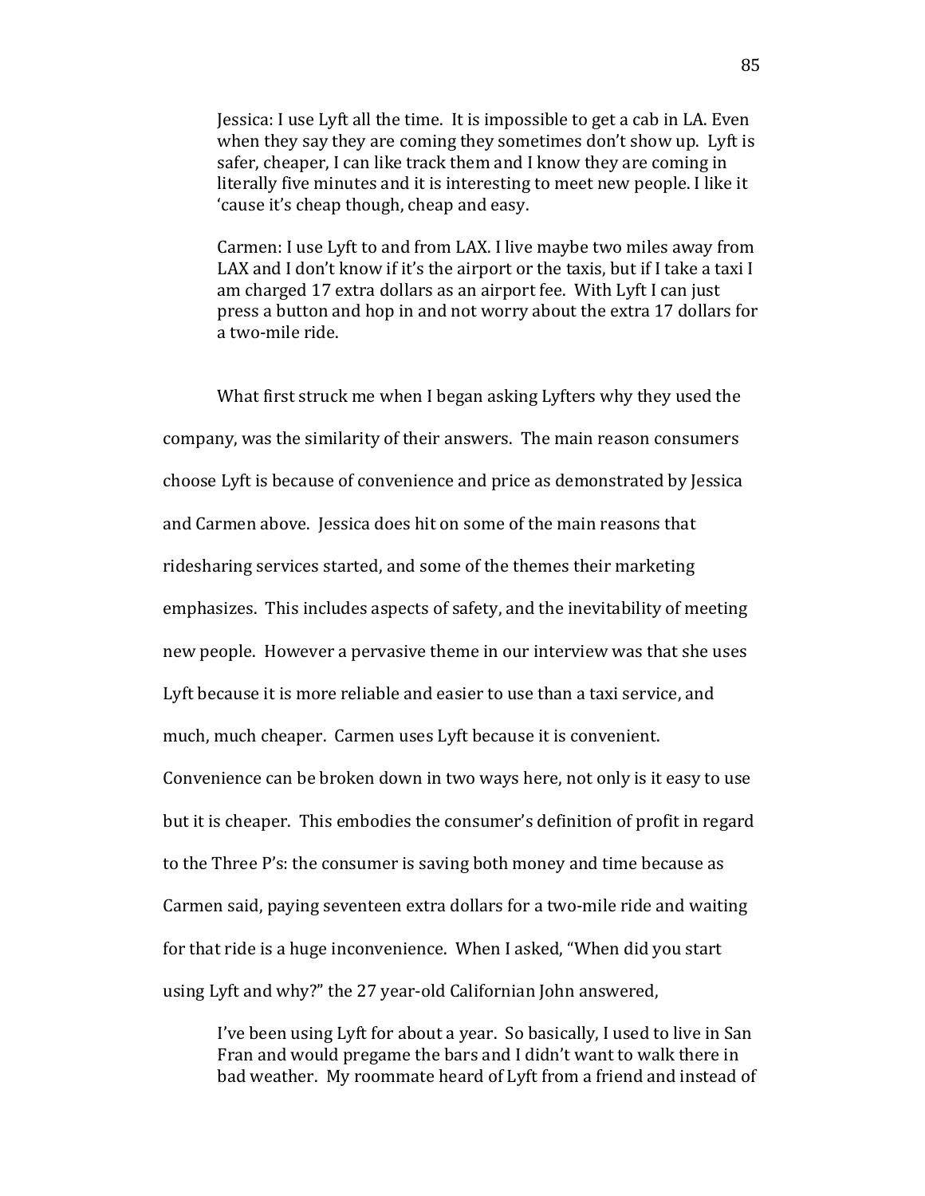> Jessica: I use Lyft all the time. It is impossible to get a cab in LA. Even when they say they are coming they sometimes don't show up. Lyft is safer, cheaper, I can like track them and I know they are coming in literally five minutes and it is interesting to meet new people. I like it 'cause it's cheap though, cheap and easy.

> Carmen: I use Lyft to and from LAX. I live maybe two miles away from LAX and I don't know if it's the airport or the taxis, but if I take a taxi I am charged 17 extra dollars as an airport fee. With Lyft I can just press a button and hop in and not worry about the extra 17 dollars for a two-mile ride.

What first struck me when I began asking Lyfters why they used the company, was the similarity of their answers. The main reason consumers choose Lyft is because of convenience and price as demonstrated by Jessica and Carmen above. Jessica does hit on some of the main reasons that ridesharing services started, and some of the themes their marketing emphasizes. This includes aspects of safety, and the inevitability of meeting new people. However a pervasive theme in our interview was that she uses Lyft because it is more reliable and easier to use than a taxi service, and much, much cheaper. Carmen uses Lyft because it is convenient. Convenience can be broken down in two ways here, not only is it easy to use but it is cheaper. This embodies the consumer's definition of profit in regard to the Three P's: the consumer is saving both money and time because as Carmen said, paying seventeen extra dollars for a two-mile ride and waiting for that ride is a huge inconvenience. When I asked, "When did you start using Lyft and why?" the 27 year-old Californian John answered,

> I've been using Lyft for about a year. So basically, I used to live in San Fran and would pregame the bars and I didn't want to walk there in bad weather. My roommate heard of Lyft from a friend and instead of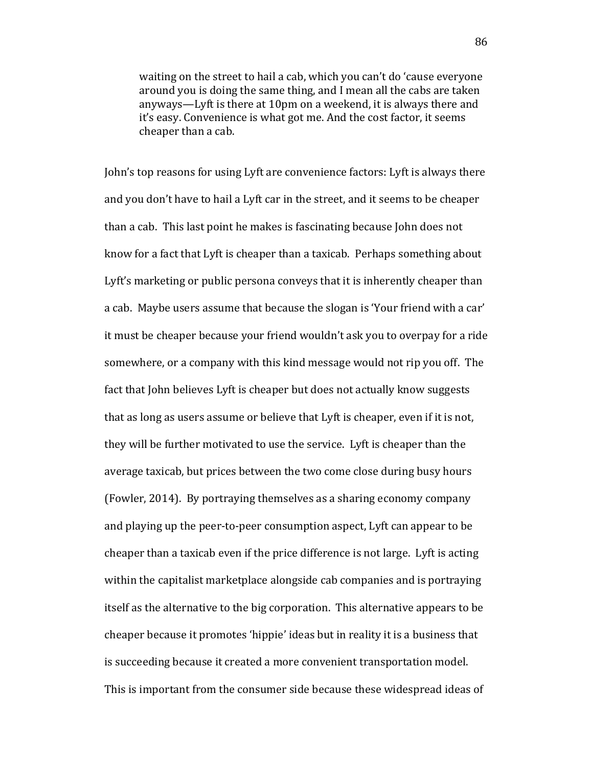> waiting on the street to hail a cab, which you can't do 'cause everyone around you is doing the same thing, and I mean all the cabs are taken anyways—Lyft is there at 10pm on a weekend, it is always there and it's easy. Convenience is what got me. And the cost factor, it seems cheaper than a cab.

John's top reasons for using Lyft are convenience factors: Lyft is always there and you don't have to hail a Lyft car in the street, and it seems to be cheaper than a cab. This last point he makes is fascinating because John does not know for a fact that Lyft is cheaper than a taxicab. Perhaps something about Lyft's marketing or public persona conveys that it is inherently cheaper than a cab. Maybe users assume that because the slogan is 'Your friend with a car' it must be cheaper because your friend wouldn't ask you to overpay for a ride somewhere, or a company with this kind message would not rip you off. The fact that John believes Lyft is cheaper but does not actually know suggests that as long as users assume or believe that Lyft is cheaper, even if it is not, they will be further motivated to use the service. Lyft is cheaper than the average taxicab, but prices between the two come close during busy hours (Fowler, 2014). By portraying themselves as a sharing economy company and playing up the peer-to-peer consumption aspect, Lyft can appear to be cheaper than a taxicab even if the price difference is not large. Lyft is acting within the capitalist marketplace alongside cab companies and is portraying itself as the alternative to the big corporation. This alternative appears to be cheaper because it promotes 'hippie' ideas but in reality it is a business that is succeeding because it created a more convenient transportation model. This is important from the consumer side because these widespread ideas of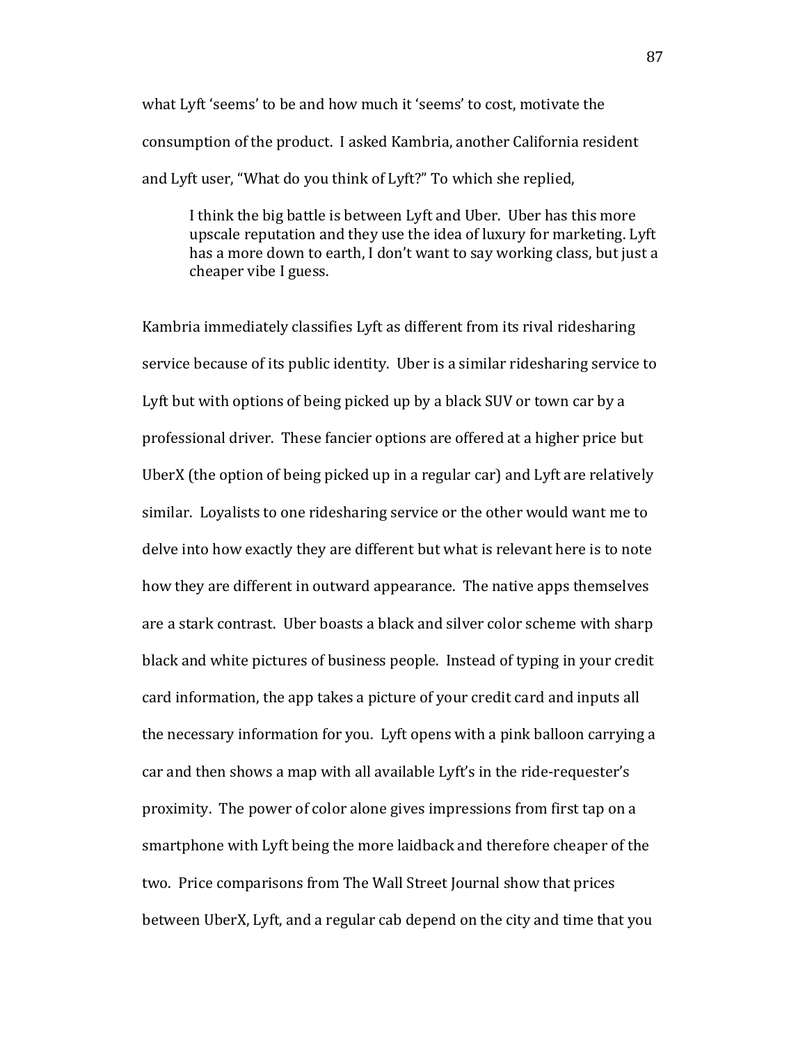what Lyft 'seems' to be and how much it 'seems' to cost, motivate the consumption of the product. I asked Kambria, another California resident and Lyft user, "What do you think of Lyft?" To which she replied,

> I think the big battle is between Lyft and Uber. Uber has this more upscale reputation and they use the idea of luxury for marketing. Lyft has a more down to earth, I don't want to say working class, but just a cheaper vibe I guess.

Kambria immediately classifies Lyft as different from its rival ridesharing service because of its public identity. Uber is a similar ridesharing service to Lyft but with options of being picked up by a black SUV or town car by a professional driver. These fancier options are offered at a higher price but UberX (the option of being picked up in a regular car) and Lyft are relatively similar. Loyalists to one ridesharing service or the other would want me to delve into how exactly they are different but what is relevant here is to note how they are different in outward appearance. The native apps themselves are a stark contrast. Uber boasts a black and silver color scheme with sharp black and white pictures of business people. Instead of typing in your credit card information, the app takes a picture of your credit card and inputs all the necessary information for you. Lyft opens with a pink balloon carrying a car and then shows a map with all available Lyft's in the ride-requester's proximity. The power of color alone gives impressions from first tap on a smartphone with Lyft being the more laidback and therefore cheaper of the two. Price comparisons from The Wall Street Journal show that prices between UberX, Lyft, and a regular cab depend on the city and time that you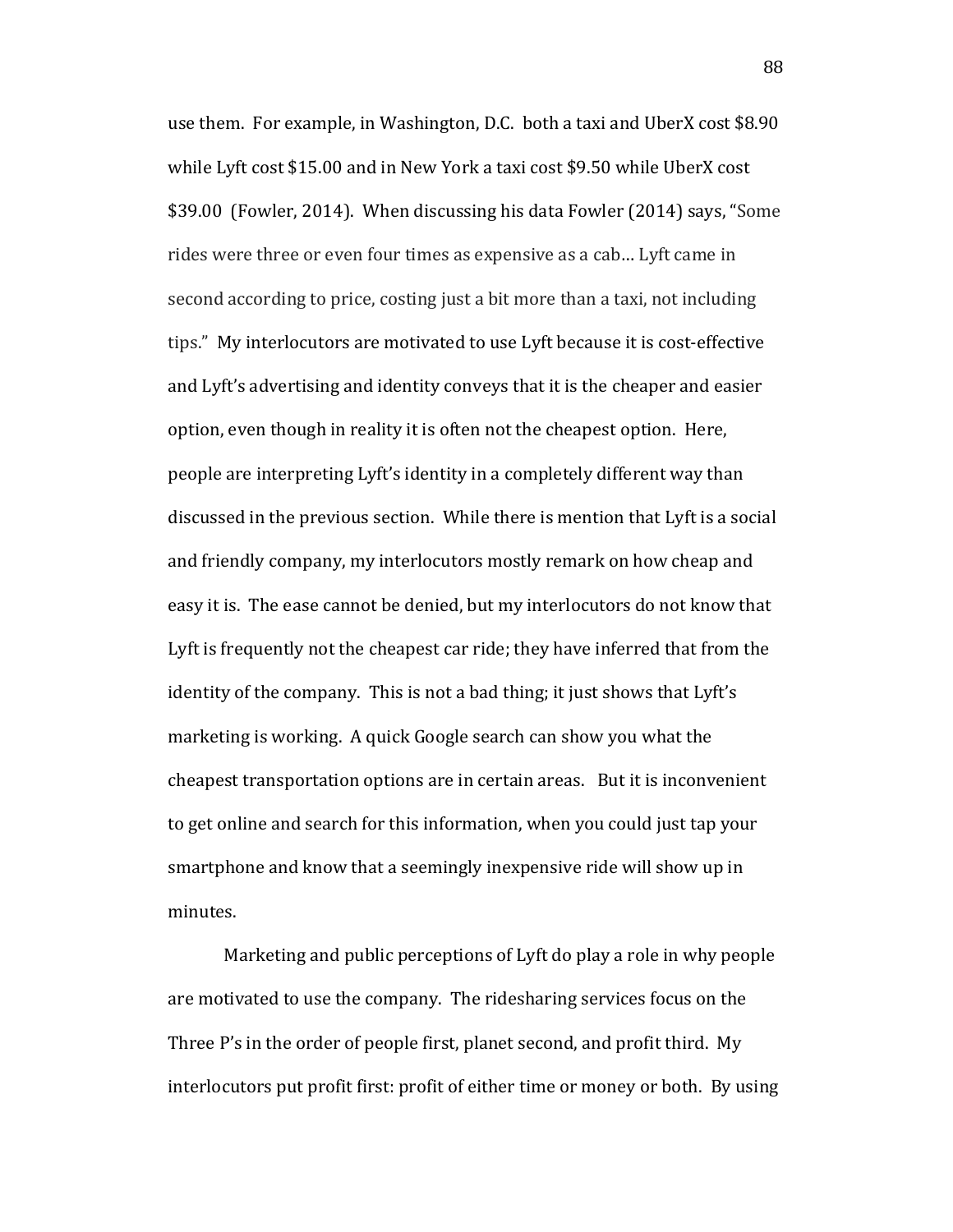use them. For example, in Washington, D.C. both a taxi and UberX cost $8.90 while Lyft cost $15.00 and in New York a taxi cost $9.50 while UberX cost $39.00 (Fowler, 2014). When discussing his data Fowler (2014) says, "Some rides were three or even four times as expensive as a cab… Lyft came in second according to price, costing just a bit more than a taxi, not including tips." My interlocutors are motivated to use Lyft because it is cost-effective and Lyft's advertising and identity conveys that it is the cheaper and easier option, even though in reality it is often not the cheapest option. Here, people are interpreting Lyft's identity in a completely different way than discussed in the previous section. While there is mention that Lyft is a social and friendly company, my interlocutors mostly remark on how cheap and easy it is. The ease cannot be denied, but my interlocutors do not know that Lyft is frequently not the cheapest car ride; they have inferred that from the identity of the company. This is not a bad thing; it just shows that Lyft's marketing is working. A quick Google search can show you what the cheapest transportation options are in certain areas. But it is inconvenient to get online and search for this information, when you could just tap your smartphone and know that a seemingly inexpensive ride will show up in minutes.

Marketing and public perceptions of Lyft do play a role in why people are motivated to use the company. The ridesharing services focus on the Three P's in the order of people first, planet second, and profit third. My interlocutors put profit first: profit of either time or money or both. By using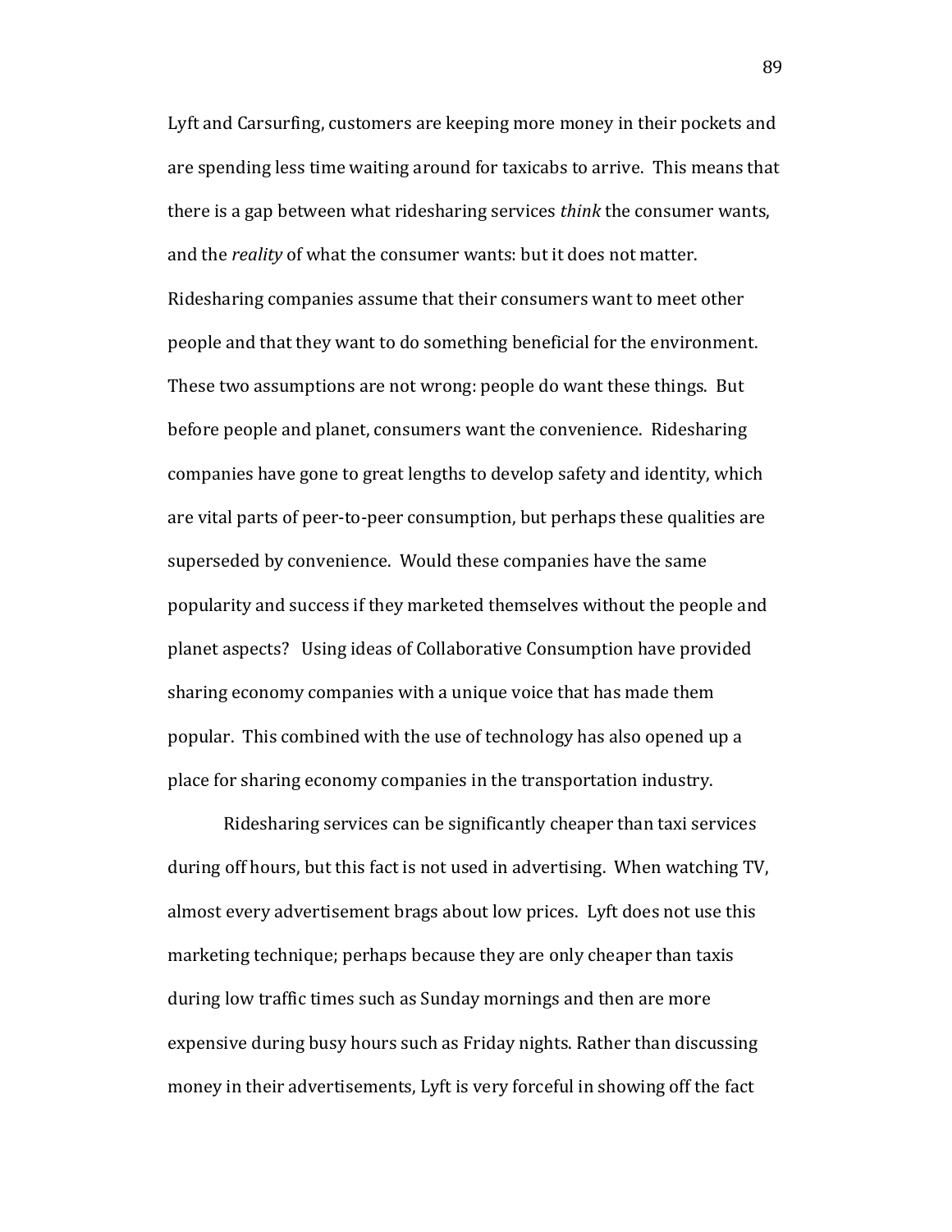Lyft and Carsurfing, customers are keeping more money in their pockets and are spending less time waiting around for taxicabs to arrive. This means that there is a gap between what ridesharing services *think* the consumer wants, and the *reality* of what the consumer wants: but it does not matter. Ridesharing companies assume that their consumers want to meet other people and that they want to do something beneficial for the environment. These two assumptions are not wrong: people do want these things. But before people and planet, consumers want the convenience. Ridesharing companies have gone to great lengths to develop safety and identity, which are vital parts of peer-to-peer consumption, but perhaps these qualities are superseded by convenience. Would these companies have the same popularity and success if they marketed themselves without the people and planet aspects? Using ideas of Collaborative Consumption have provided sharing economy companies with a unique voice that has made them popular. This combined with the use of technology has also opened up a place for sharing economy companies in the transportation industry.

Ridesharing services can be significantly cheaper than taxi services during off hours, but this fact is not used in advertising. When watching TV, almost every advertisement brags about low prices. Lyft does not use this marketing technique; perhaps because they are only cheaper than taxis during low traffic times such as Sunday mornings and then are more expensive during busy hours such as Friday nights. Rather than discussing money in their advertisements, Lyft is very forceful in showing off the fact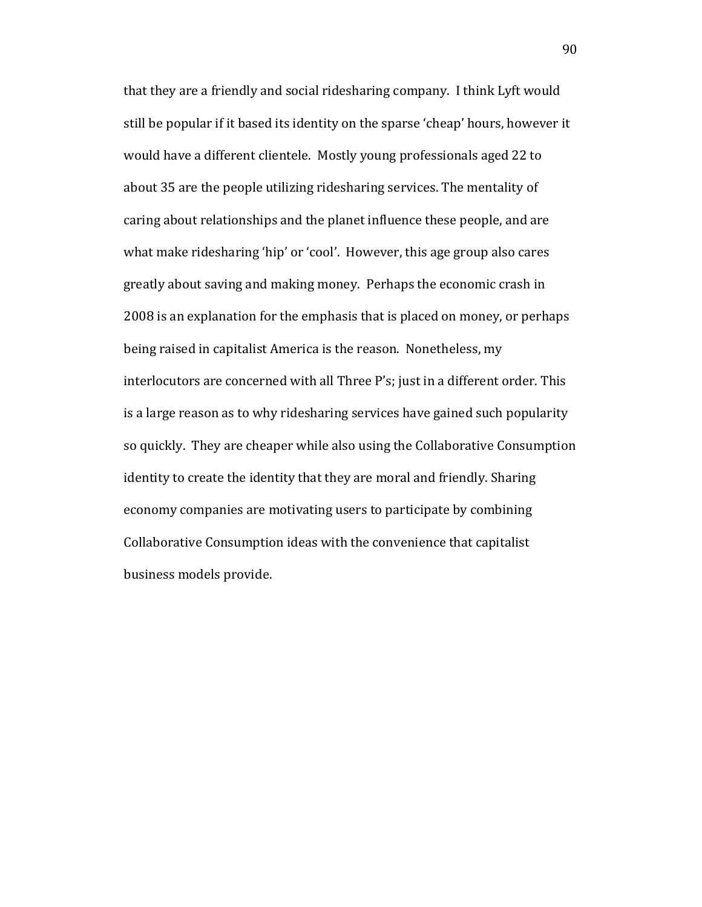that they are a friendly and social ridesharing company. I think Lyft would still be popular if it based its identity on the sparse 'cheap' hours, however it would have a different clientele. Mostly young professionals aged 22 to about 35 are the people utilizing ridesharing services. The mentality of caring about relationships and the planet influence these people, and are what make ridesharing 'hip' or 'cool'. However, this age group also cares greatly about saving and making money. Perhaps the economic crash in 2008 is an explanation for the emphasis that is placed on money, or perhaps being raised in capitalist America is the reason. Nonetheless, my interlocutors are concerned with all Three P's; just in a different order. This is a large reason as to why ridesharing services have gained such popularity so quickly. They are cheaper while also using the Collaborative Consumption identity to create the identity that they are moral and friendly. Sharing economy companies are motivating users to participate by combining Collaborative Consumption ideas with the convenience that capitalist business models provide.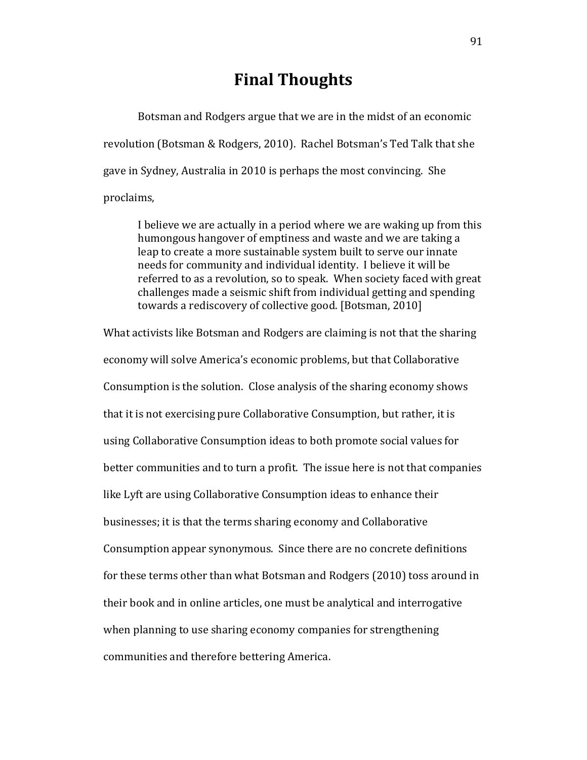# Final Thoughts

Botsman and Rodgers argue that we are in the midst of an economic revolution (Botsman & Rodgers, 2010). Rachel Botsman's Ted Talk that she gave in Sydney, Australia in 2010 is perhaps the most convincing. She proclaims,

> I believe we are actually in a period where we are waking up from this humongous hangover of emptiness and waste and we are taking a leap to create a more sustainable system built to serve our innate needs for community and individual identity. I believe it will be referred to as a revolution, so to speak. When society faced with great challenges made a seismic shift from individual getting and spending towards a rediscovery of collective good. [Botsman, 2010]

What activists like Botsman and Rodgers are claiming is not that the sharing economy will solve America's economic problems, but that Collaborative Consumption is the solution. Close analysis of the sharing economy shows that it is not exercising pure Collaborative Consumption, but rather, it is using Collaborative Consumption ideas to both promote social values for better communities and to turn a profit. The issue here is not that companies like Lyft are using Collaborative Consumption ideas to enhance their businesses; it is that the terms sharing economy and Collaborative Consumption appear synonymous. Since there are no concrete definitions for these terms other than what Botsman and Rodgers (2010) toss around in their book and in online articles, one must be analytical and interrogative when planning to use sharing economy companies for strengthening communities and therefore bettering America.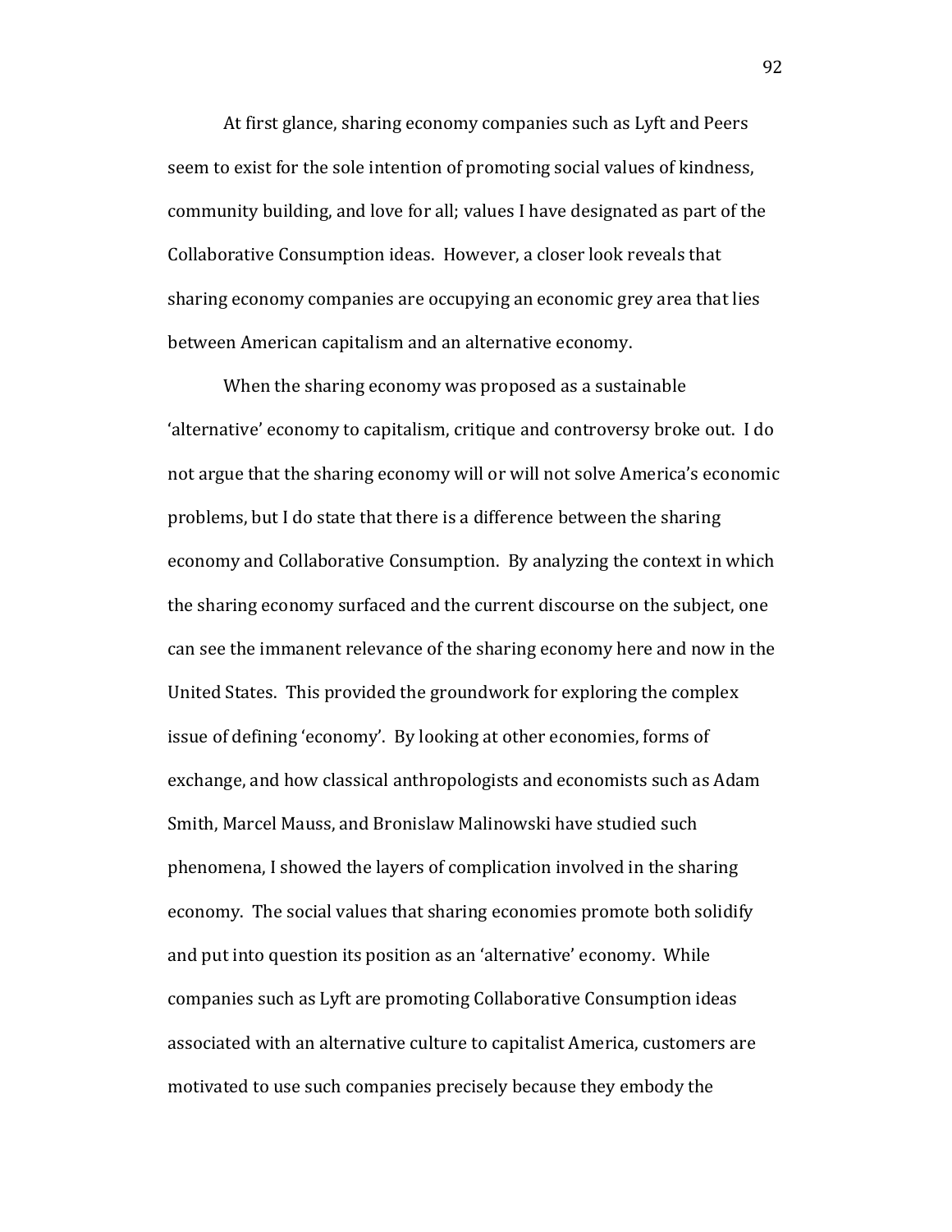At first glance, sharing economy companies such as Lyft and Peers seem to exist for the sole intention of promoting social values of kindness, community building, and love for all; values I have designated as part of the Collaborative Consumption ideas. However, a closer look reveals that sharing economy companies are occupying an economic grey area that lies between American capitalism and an alternative economy.

When the sharing economy was proposed as a sustainable 'alternative' economy to capitalism, critique and controversy broke out. I do not argue that the sharing economy will or will not solve America's economic problems, but I do state that there is a difference between the sharing economy and Collaborative Consumption. By analyzing the context in which the sharing economy surfaced and the current discourse on the subject, one can see the immanent relevance of the sharing economy here and now in the United States. This provided the groundwork for exploring the complex issue of defining 'economy'. By looking at other economies, forms of exchange, and how classical anthropologists and economists such as Adam Smith, Marcel Mauss, and Bronislaw Malinowski have studied such phenomena, I showed the layers of complication involved in the sharing economy. The social values that sharing economies promote both solidify and put into question its position as an 'alternative' economy. While companies such as Lyft are promoting Collaborative Consumption ideas associated with an alternative culture to capitalist America, customers are motivated to use such companies precisely because they embody the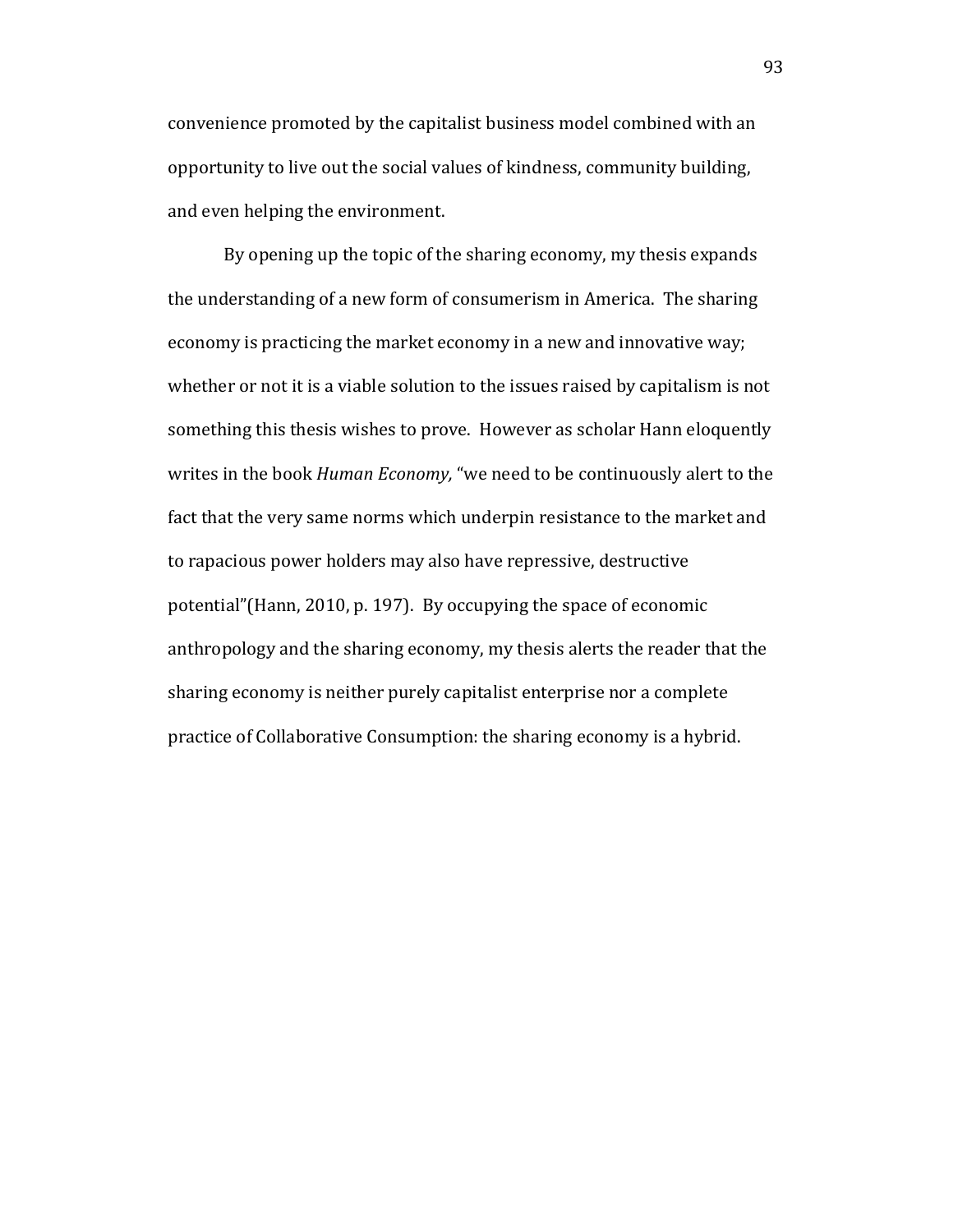convenience promoted by the capitalist business model combined with an opportunity to live out the social values of kindness, community building, and even helping the environment.

By opening up the topic of the sharing economy, my thesis expands the understanding of a new form of consumerism in America. The sharing economy is practicing the market economy in a new and innovative way; whether or not it is a viable solution to the issues raised by capitalism is not something this thesis wishes to prove. However as scholar Hann eloquently writes in the book *Human Economy,* "we need to be continuously alert to the fact that the very same norms which underpin resistance to the market and to rapacious power holders may also have repressive, destructive potential"(Hann, 2010, p. 197). By occupying the space of economic anthropology and the sharing economy, my thesis alerts the reader that the sharing economy is neither purely capitalist enterprise nor a complete practice of Collaborative Consumption: the sharing economy is a hybrid.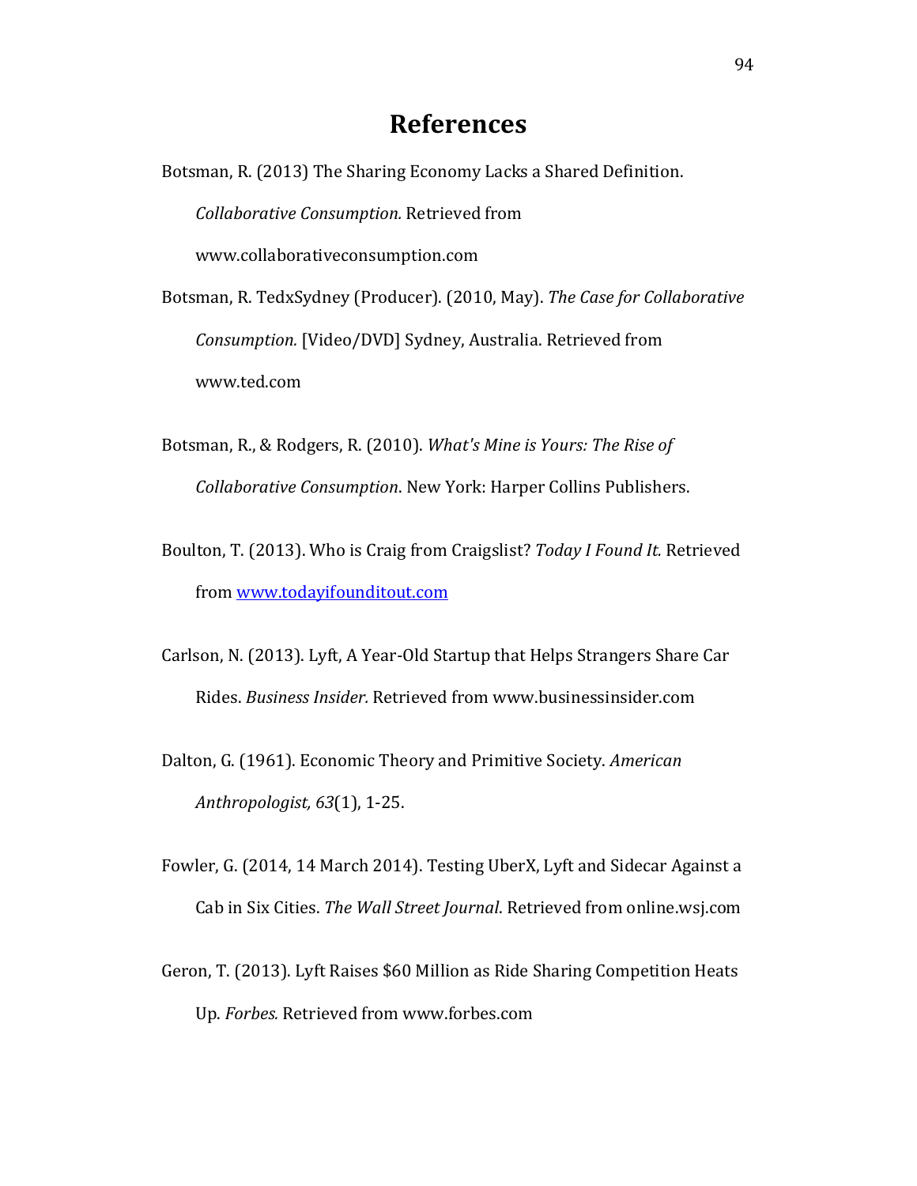# References

Botsman, R. (2013) The Sharing Economy Lacks a Shared Definition. *Collaborative Consumption.* Retrieved from www.collaborativeconsumption.com

Botsman, R. TedxSydney (Producer). (2010, May). *The Case for Collaborative Consumption.* [Video/DVD] Sydney, Australia. Retrieved from www.ted.com

Botsman, R., & Rodgers, R. (2010). *What's Mine is Yours: The Rise of Collaborative Consumption*. New York: Harper Collins Publishers.

Boulton, T. (2013). Who is Craig from Craigslist? *Today I Found It.* Retrieved from [www.todayifounditout.com](http://www.todayifounditout.com)

Carlson, N. (2013). Lyft, A Year-Old Startup that Helps Strangers Share Car Rides. *Business Insider.* Retrieved from www.businessinsider.com

Dalton, G. (1961). Economic Theory and Primitive Society. *American Anthropologist, 63*(1), 1-25.

Fowler, G. (2014, 14 March 2014). Testing UberX, Lyft and Sidecar Against a Cab in Six Cities. *The Wall Street Journal*. Retrieved from online.wsj.com

Geron, T. (2013). Lyft Raises $60 Million as Ride Sharing Competition Heats Up. *Forbes.* Retrieved from www.forbes.com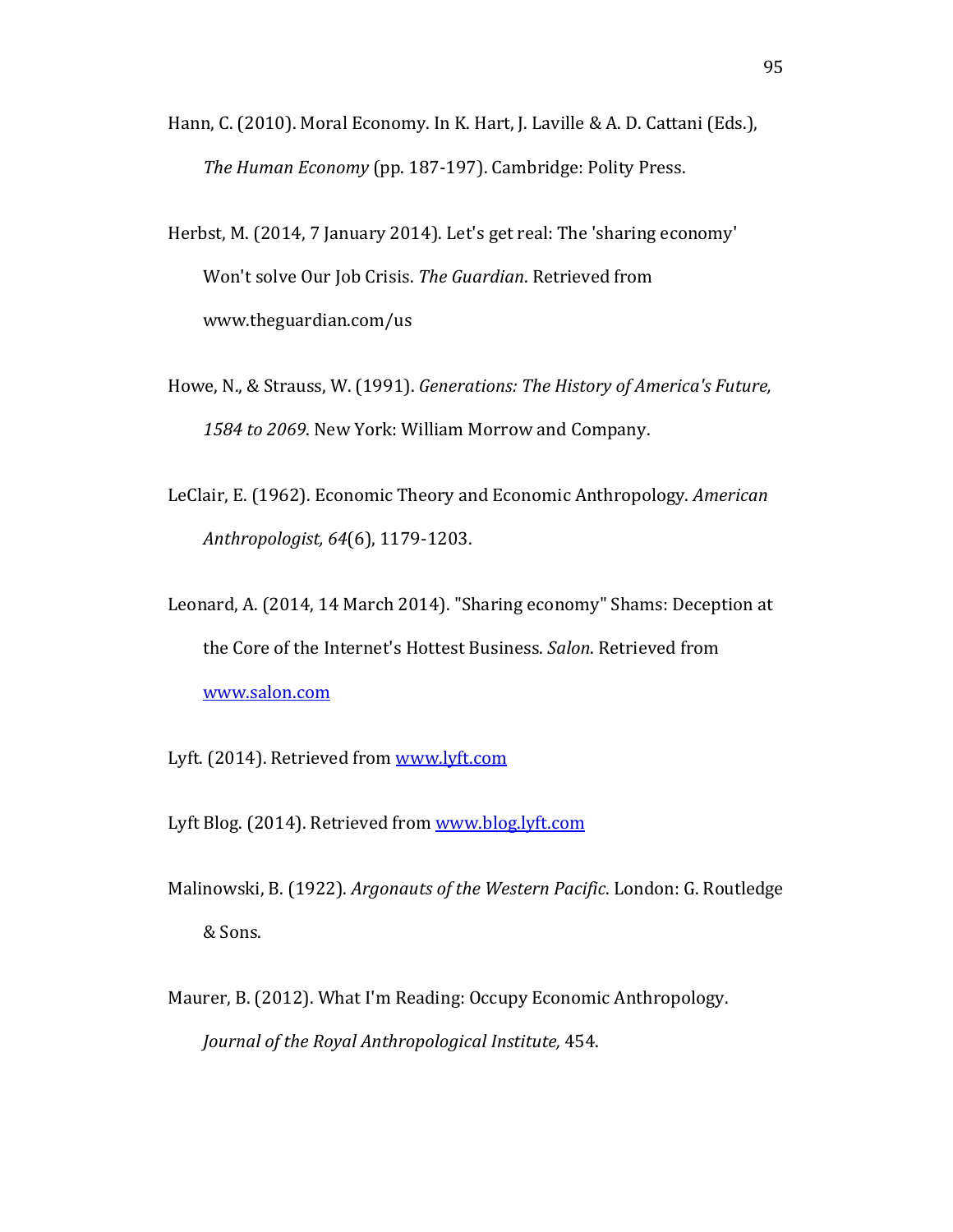Hann, C. (2010). Moral Economy. In K. Hart, J. Laville & A. D. Cattani (Eds.), *The Human Economy* (pp. 187-197). Cambridge: Polity Press.

Herbst, M. (2014, 7 January 2014). Let's get real: The 'sharing economy' Won't solve Our Job Crisis. *The Guardian*. Retrieved from www.theguardian.com/us

Howe, N., & Strauss, W. (1991). *Generations: The History of America's Future, 1584 to 2069*. New York: William Morrow and Company.

LeClair, E. (1962). Economic Theory and Economic Anthropology. *American Anthropologist, 64*(6), 1179-1203.

Leonard, A. (2014, 14 March 2014). "Sharing economy" Shams: Deception at the Core of the Internet's Hottest Business. *Salon*. Retrieved from www.salon.com

Lyft. (2014). Retrieved from www.lyft.com

Lyft Blog. (2014). Retrieved from www.blog.lyft.com

Malinowski, B. (1922). *Argonauts of the Western Pacific*. London: G. Routledge & Sons.

Maurer, B. (2012). What I'm Reading: Occupy Economic Anthropology. *Journal of the Royal Anthropological Institute,* 454.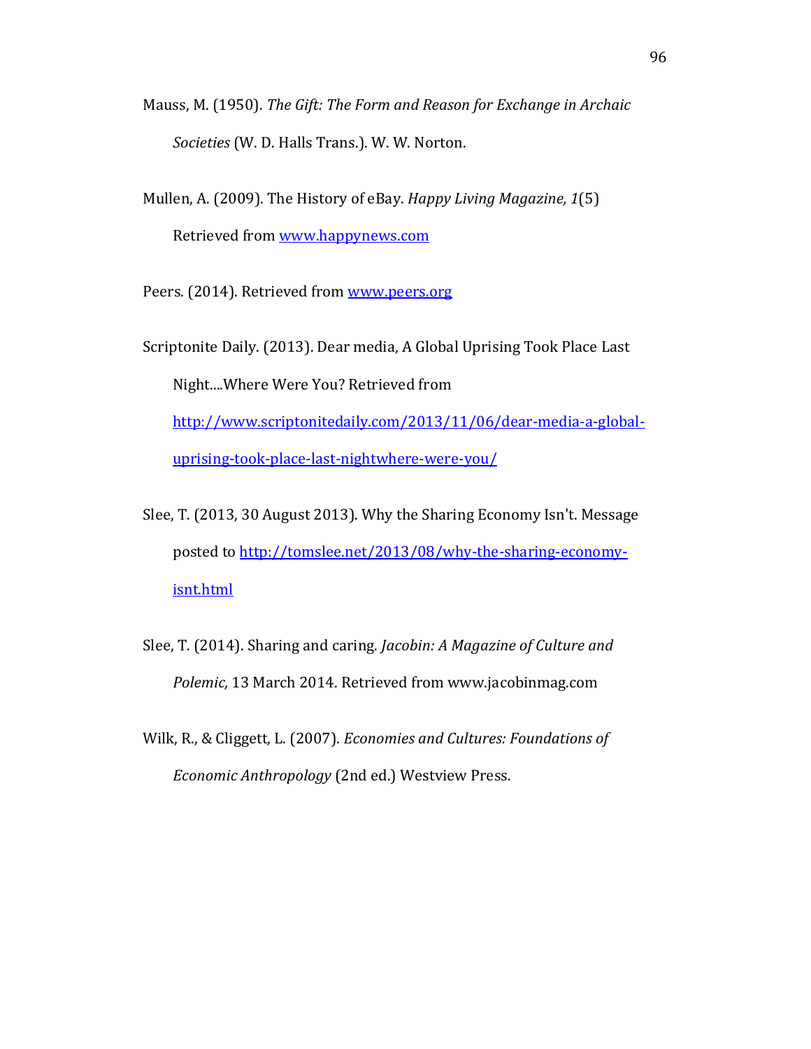Mauss, M. (1950). *The Gift: The Form and Reason for Exchange in Archaic Societies* (W. D. Halls Trans.). W. W. Norton.

Mullen, A. (2009). The History of eBay. *Happy Living Magazine, 1*(5) Retrieved from [www.happynews.com](www.happynews.com)

Peers. (2014). Retrieved from [www.peers.org](www.peers.org)

Scriptonite Daily. (2013). Dear media, A Global Uprising Took Place Last Night....Where Were You? Retrieved from [http://www.scriptonitedaily.com/2013/11/06/dear-media-a-global-uprising-took-place-last-nightwhere-were-you/](http://www.scriptonitedaily.com/2013/11/06/dear-media-a-global-uprising-took-place-last-nightwhere-were-you/)

Slee, T. (2013, 30 August 2013). Why the Sharing Economy Isn't. Message posted to [http://tomslee.net/2013/08/why-the-sharing-economy-isnt.html](http://tomslee.net/2013/08/why-the-sharing-economy-isnt.html)

Slee, T. (2014). Sharing and caring. *Jacobin: A Magazine of Culture and Polemic,* 13 March 2014. Retrieved from www.jacobinmag.com

Wilk, R., & Cliggett, L. (2007). *Economies and Cultures: Foundations of Economic Anthropology* (2nd ed.) Westview Press.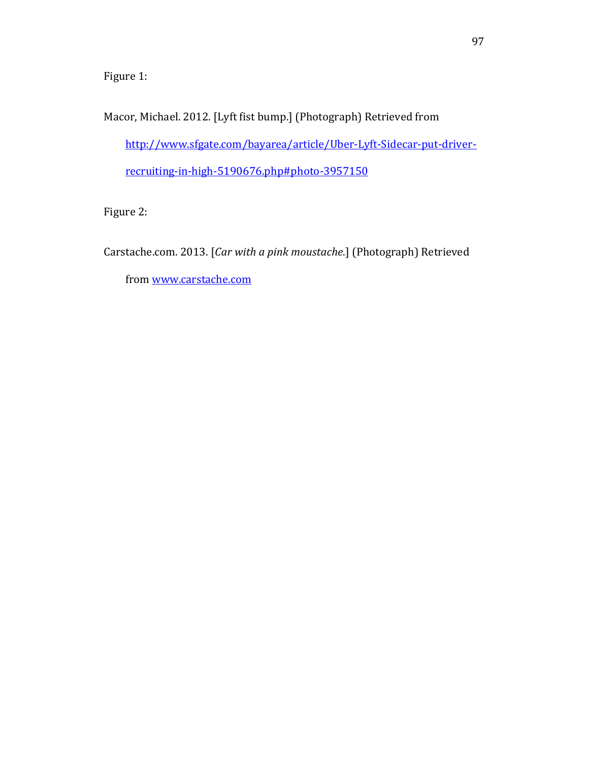Figure 1:

Macor, Michael. 2012. [Lyft fist bump.] (Photograph) Retrieved from http://www.sfgate.com/bayarea/article/Uber-Lyft-Sidecar-put-driver-recruiting-in-high-5190676.php#photo-3957150

Figure 2:

Carstache.com. 2013. [*Car with a pink moustache.*] (Photograph) Retrieved from www.carstache.com